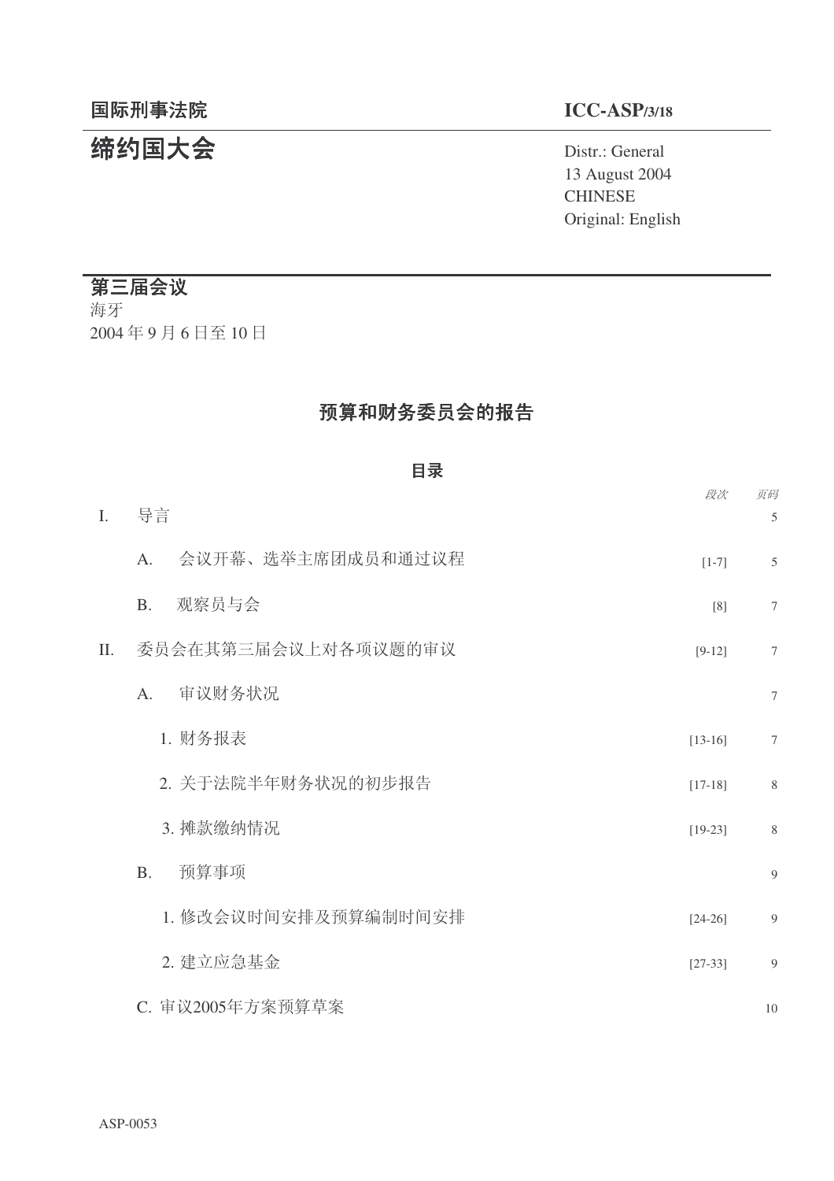国际刑事法院

ICC-ASP/3/18

# 缔约国大会

Distr.: General
13 August 2004
CHINESE
Original: English

## 第三届会议

海牙
2004 年 9 月 6 日至 10 日

## 预算和财务委员会的报告

### 目录

| | | 段次 | 页码 |
|---|---|---|---|
| I. | 导言 | | 5 |
| | A. 会议开幕、选举主席团成员和通过议程 | [1-7] | 5 |
| | B. 观察员与会 | [8] | 7 |
| II. | 委员会在其第三届会议上对各项议题的审议 | [9-12] | 7 |
| | A. 审议财务状况 | | 7 |
| | 1. 财务报表 | [13-16] | 7 |
| | 2. 关于法院半年财务状况的初步报告 | [17-18] | 8 |
| | 3. 摊款缴纳情况 | [19-23] | 8 |
| | B. 预算事项 | | 9 |
| | 1. 修改会议时间安排及预算编制时间安排 | [24-26] | 9 |
| | 2. 建立应急基金 | [27-33] | 9 |
| | C. 审议2005年方案预算草案 | | 10 |

ASP-0053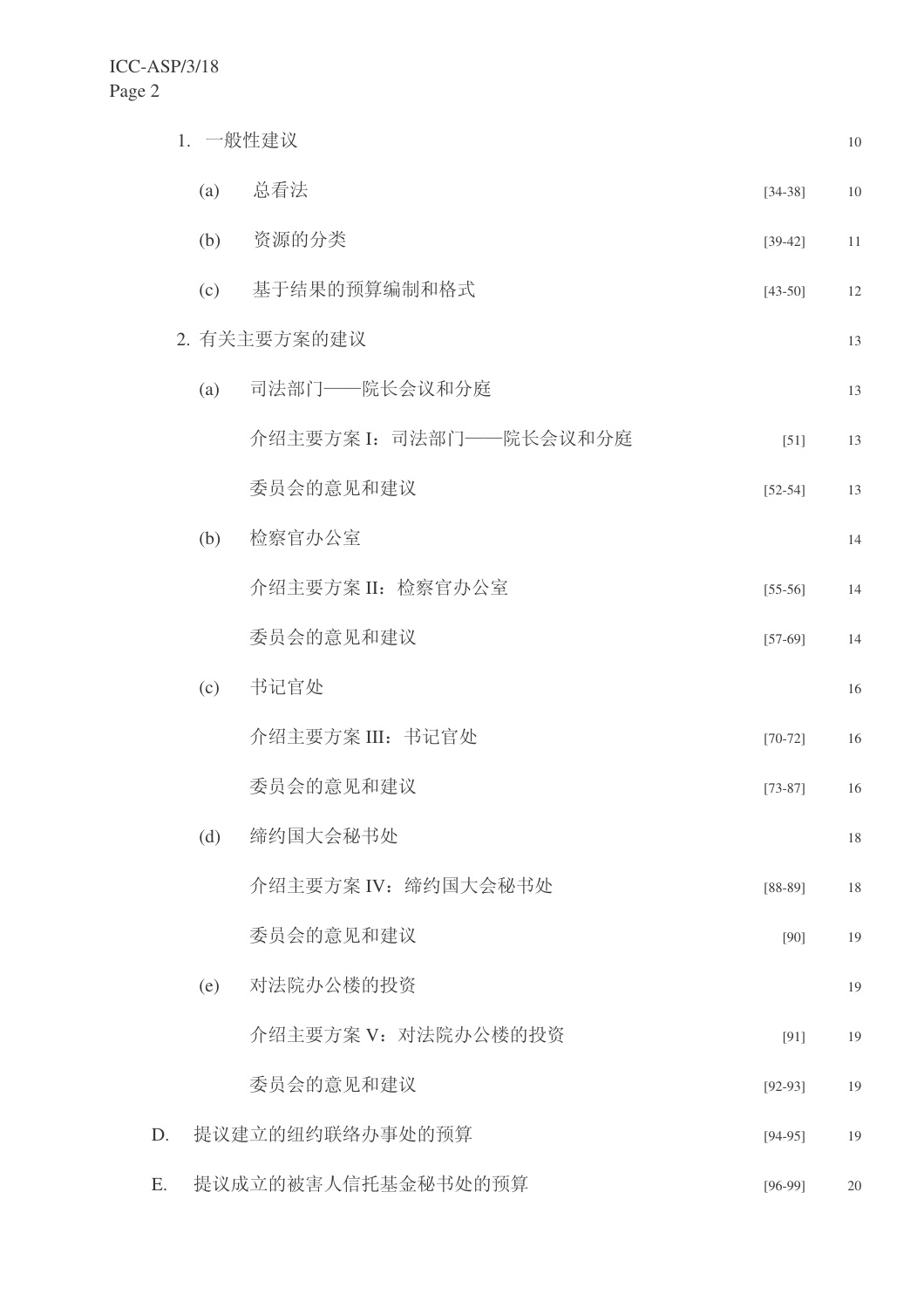| | | | |
|---|---|---|---|
| 1. 一般性建议 | | | 10 |
| (a) | 总看法 | [34-38] | 10 |
| (b) | 资源的分类 | [39-42] | 11 |
| (c) | 基于结果的预算编制和格式 | [43-50] | 12 |
| 2. 有关主要方案的建议 | | | 13 |
| (a) | 司法部门——院长会议和分庭 | | 13 |
| | 介绍主要方案 I：司法部门——院长会议和分庭 | [51] | 13 |
| | 委员会的意见和建议 | [52-54] | 13 |
| (b) | 检察官办公室 | | 14 |
| | 介绍主要方案 II：检察官办公室 | [55-56] | 14 |
| | 委员会的意见和建议 | [57-69] | 14 |
| (c) | 书记官处 | | 16 |
| | 介绍主要方案 III：书记官处 | [70-72] | 16 |
| | 委员会的意见和建议 | [73-87] | 16 |
| (d) | 缔约国大会秘书处 | | 18 |
| | 介绍主要方案 IV：缔约国大会秘书处 | [88-89] | 18 |
| | 委员会的意见和建议 | [90] | 19 |
| (e) | 对法院办公楼的投资 | | 19 |
| | 介绍主要方案 V：对法院办公楼的投资 | [91] | 19 |
| | 委员会的意见和建议 | [92-93] | 19 |
| D. | 提议建立的纽约联络办事处的预算 | [94-95] | 19 |
| E. | 提议成立的被害人信托基金秘书处的预算 | [96-99] | 20 |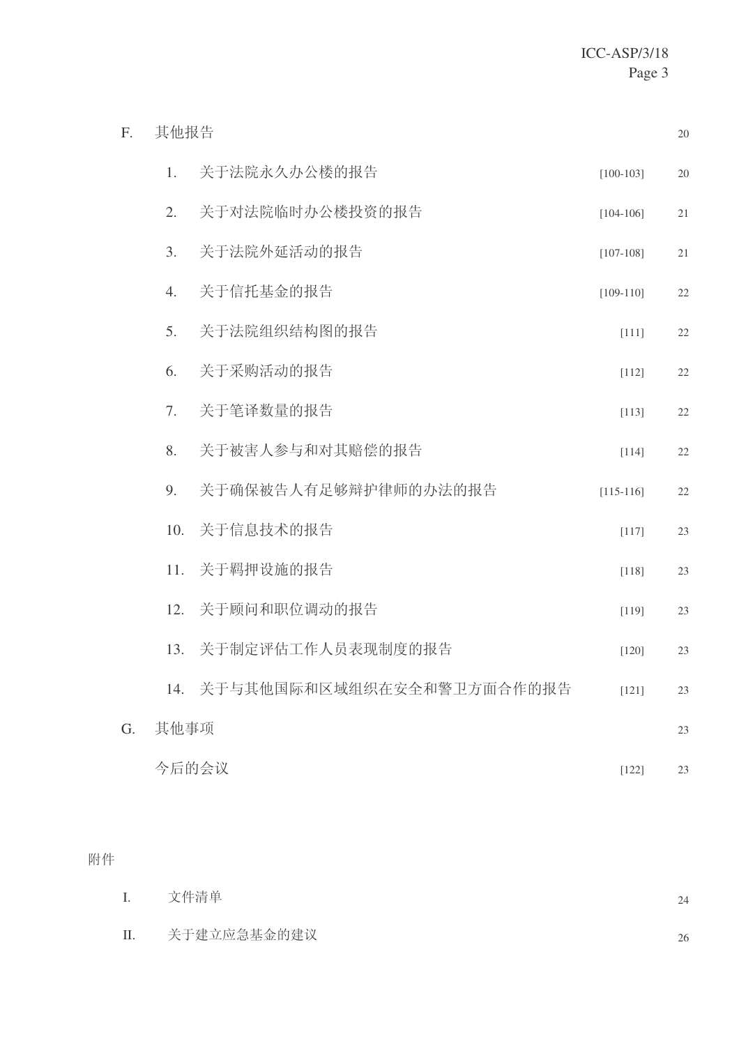| | | | |
|---|---|---|---|
| F. | 其他报告 | | 20 |
| | 1. 关于法院永久办公楼的报告 | [100-103] | 20 |
| | 2. 关于对法院临时办公楼投资的报告 | [104-106] | 21 |
| | 3. 关于法院外延活动的报告 | [107-108] | 21 |
| | 4. 关于信托基金的报告 | [109-110] | 22 |
| | 5. 关于法院组织结构图的报告 | [111] | 22 |
| | 6. 关于采购活动的报告 | [112] | 22 |
| | 7. 关于笔译数量的报告 | [113] | 22 |
| | 8. 关于被害人参与和对其赔偿的报告 | [114] | 22 |
| | 9. 关于确保被告人有足够辩护律师的办法的报告 | [115-116] | 22 |
| | 10. 关于信息技术的报告 | [117] | 23 |
| | 11. 关于羁押设施的报告 | [118] | 23 |
| | 12. 关于顾问和职位调动的报告 | [119] | 23 |
| | 13. 关于制定评估工作人员表现制度的报告 | [120] | 23 |
| | 14. 关于与其他国际和区域组织在安全和警卫方面合作的报告 | [121] | 23 |
| G. | 其他事项 | | 23 |
| | 今后的会议 | [122] | 23 |

附件

| | | |
|---|---|---|
| I. | 文件清单 | 24 |
| II. | 关于建立应急基金的建议 | 26 |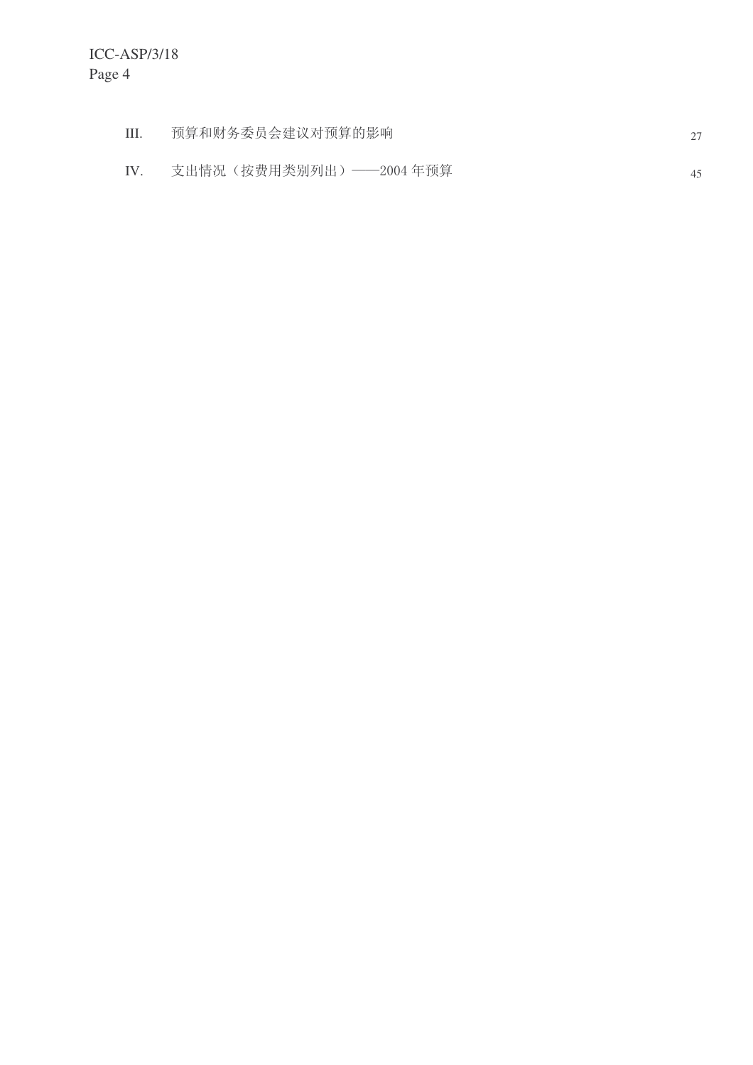| | | |
|---|---|---|
| III. | 预算和财务委员会建议对预算的影响 | 27 |
| IV. | 支出情况（按费用类别列出）——2004 年预算 | 45 |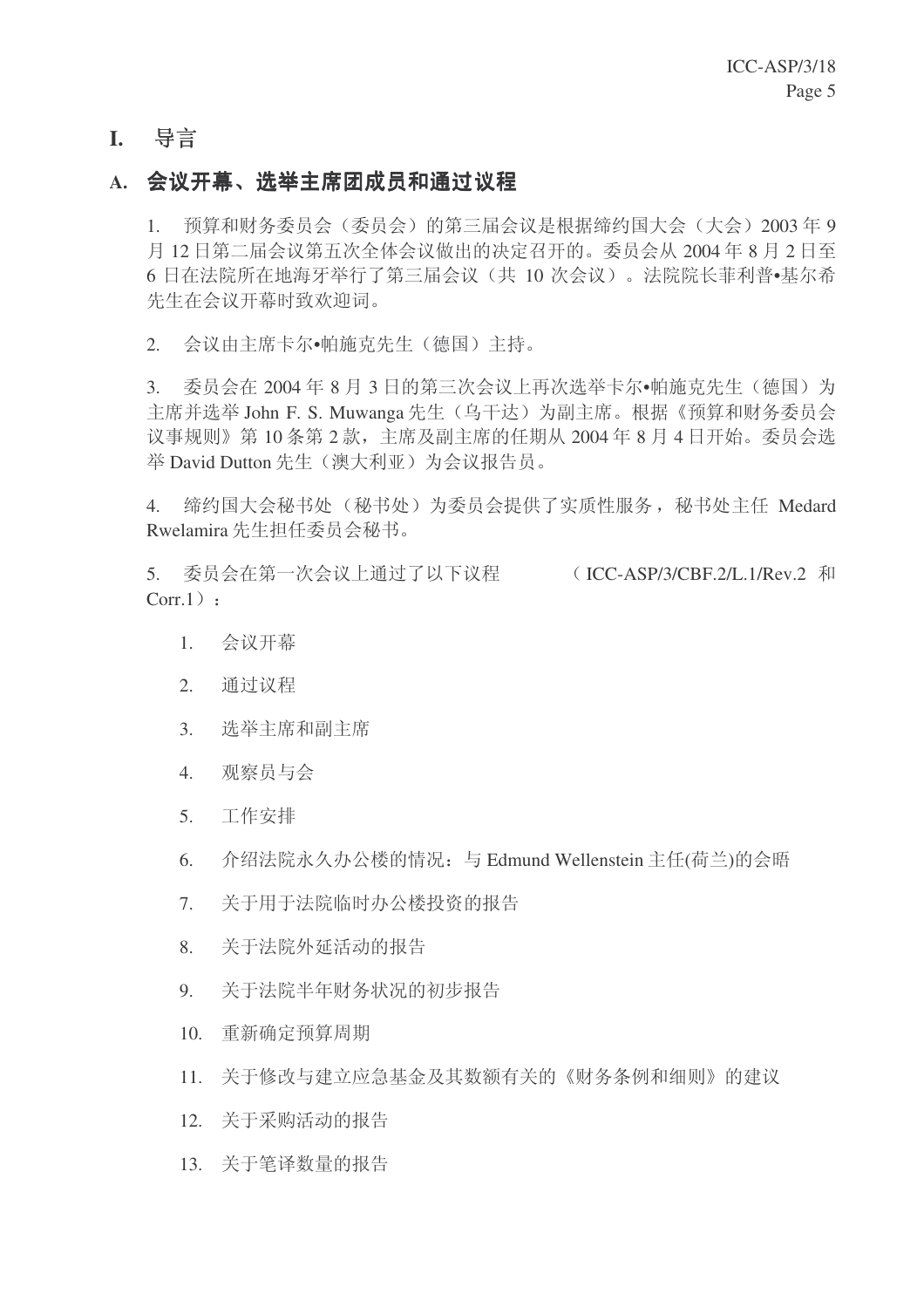# I. 导言

## A. 会议开幕、选举主席团成员和通过议程

1. 预算和财务委员会（委员会）的第三届会议是根据缔约国大会（大会）2003 年 9 月 12 日第二届会议第五次全体会议做出的决定召开的。委员会从 2004 年 8 月 2 日至 6 日在法院所在地海牙举行了第三届会议（共 10 次会议）。法院院长菲利普•基尔希先生在会议开幕时致欢迎词。

2. 会议由主席卡尔•帕施克先生（德国）主持。

3. 委员会在 2004 年 8 月 3 日的第三次会议上再次选举卡尔•帕施克先生（德国）为主席并选举 John F. S. Muwanga 先生（乌干达）为副主席。根据《预算和财务委员会议事规则》第 10 条第 2 款，主席及副主席的任期从 2004 年 8 月 4 日开始。委员会选举 David Dutton 先生（澳大利亚）为会议报告员。

4. 缔约国大会秘书处（秘书处）为委员会提供了实质性服务，秘书处主任 Medard Rwelamira 先生担任委员会秘书。

5. 委员会在第一次会议上通过了以下议程（ICC-ASP/3/CBF.2/L.1/Rev.2 和 Corr.1）：

    1. 会议开幕
    2. 通过议程
    3. 选举主席和副主席
    4. 观察员与会
    5. 工作安排
    6. 介绍法院永久办公楼的情况：与 Edmund Wellenstein 主任(荷兰)的会晤
    7. 关于用于法院临时办公楼投资的报告
    8. 关于法院外延活动的报告
    9. 关于法院半年财务状况的初步报告
    10. 重新确定预算周期
    11. 关于修改与建立应急基金及其数额有关的《财务条例和细则》的建议
    12. 关于采购活动的报告
    13. 关于笔译数量的报告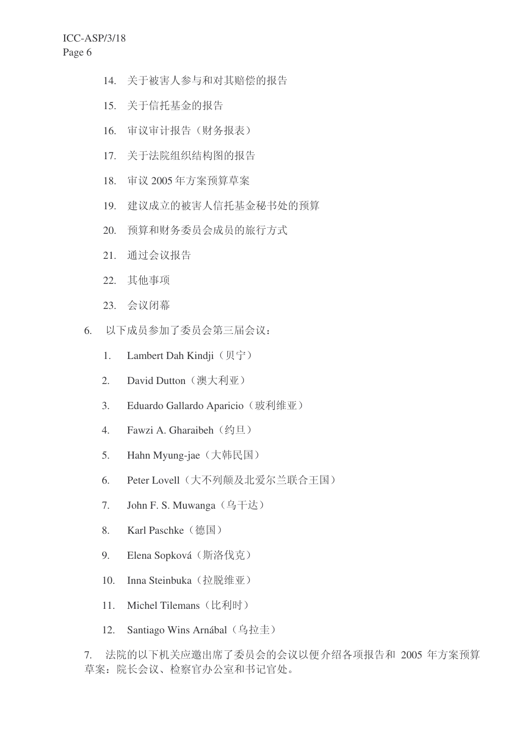14. 关于被害人参与和对其赔偿的报告
15. 关于信托基金的报告
16. 审议审计报告（财务报表）
17. 关于法院组织结构图的报告
18. 审议 2005 年方案预算草案
19. 建议成立的被害人信托基金秘书处的预算
20. 预算和财务委员会成员的旅行方式
21. 通过会议报告
22. 其他事项
23. 会议闭幕

6. 以下成员参加了委员会第三届会议：

    1. Lambert Dah Kindji（贝宁）
    2. David Dutton（澳大利亚）
    3. Eduardo Gallardo Aparicio（玻利维亚）
    4. Fawzi A. Gharaibeh（约旦）
    5. Hahn Myung-jae（大韩民国）
    6. Peter Lovell（大不列颠及北爱尔兰联合王国）
    7. John F. S. Muwanga（乌干达）
    8. Karl Paschke（德国）
    9. Elena Sopková（斯洛伐克）
    10. Inna Steinbuka（拉脱维亚）
    11. Michel Tilemans（比利时）
    12. Santiago Wins Arnábal（乌拉圭）

7. 法院的以下机关应邀出席了委员会的会议以便介绍各项报告和 2005 年方案预算草案：院长会议、检察官办公室和书记官处。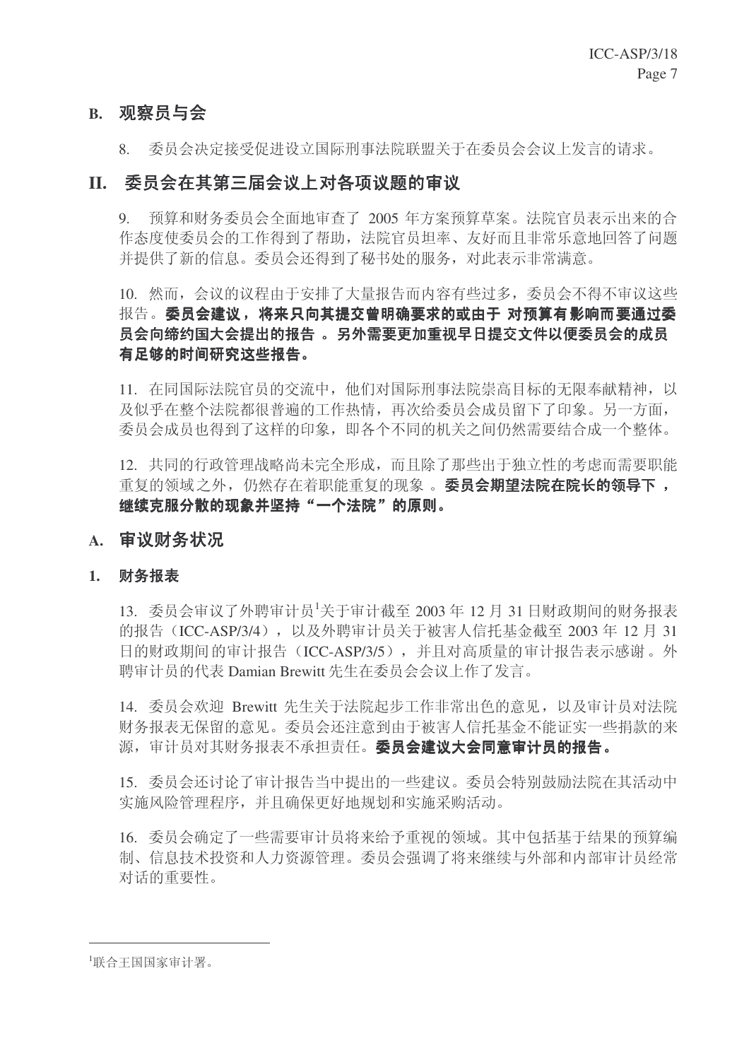## B. 观察员与会

8. 委员会决定接受促进设立国际刑事法院联盟关于在委员会会议上发言的请求。

# II. 委员会在其第三届会议上对各项议题的审议

9. 预算和财务委员会全面地审查了 2005 年方案预算草案。法院官员表示出来的合作态度使委员会的工作得到了帮助，法院官员坦率、友好而且非常乐意地回答了问题并提供了新的信息。委员会还得到了秘书处的服务，对此表示非常满意。

10. 然而，会议的议程由于安排了大量报告而内容有些过多，委员会不得不审议这些报告。**委员会建议，将来只向其提交曾明确要求的或由于 对预算有影响而要通过委员会向缔约国大会提出的报告 。另外需要更加重视早日提交文件以便委员会的成员有足够的时间研究这些报告。**

11. 在同国际法院官员的交流中，他们对国际刑事法院崇高目标的无限奉献精神，以及似乎在整个法院都很普遍的工作热情，再次给委员会成员留下了印象。另一方面，委员会成员也得到了这样的印象，即各个不同的机关之间仍然需要结合成一个整体。

12. 共同的行政管理战略尚未完全形成，而且除了那些出于独立性的考虑而需要职能重复的领域之外，仍然存在着职能重复的现象 。**委员会期望法院在院长的领导下 ，继续克服分散的现象并坚持“一个法院”的原则。**

## A. 审议财务状况

### 1. 财务报表

13. 委员会审议了外聘审计员[1]关于审计截至 2003 年 12 月 31 日财政期间的财务报表的报告（ICC-ASP/3/4），以及外聘审计员关于被害人信托基金截至 2003 年 12 月 31 日的财政期间 的审计报告（ICC-ASP/3/5），并且对高质量的审计报告表示感谢 。外聘审计员的代表 Damian Brewitt 先生在委员会会议上作了发言。

14. 委员会欢迎 Brewitt 先生关于法院起步工作非常出色的意见，以及审计员对法院财务报表无保留的意见。委员会还注意到由于被害人信托基金不能证实一些捐款的来源，审计员对其财务报表不承担责任。**委员会建议大会同意审计员的报告。**

15. 委员会还讨论了审计报告当中提出的一些建议。委员会特别鼓励法院在其活动中实施风险管理程序，并且确保更好地规划和实施采购活动。

16. 委员会确定了一些需要审计员将来给予重视的领域。其中包括基于结果的预算编制、信息技术投资和人力资源管理。委员会强调了将来继续与外部和内部审计员经常对话的重要性。

---

[1]联合王国国家审计署。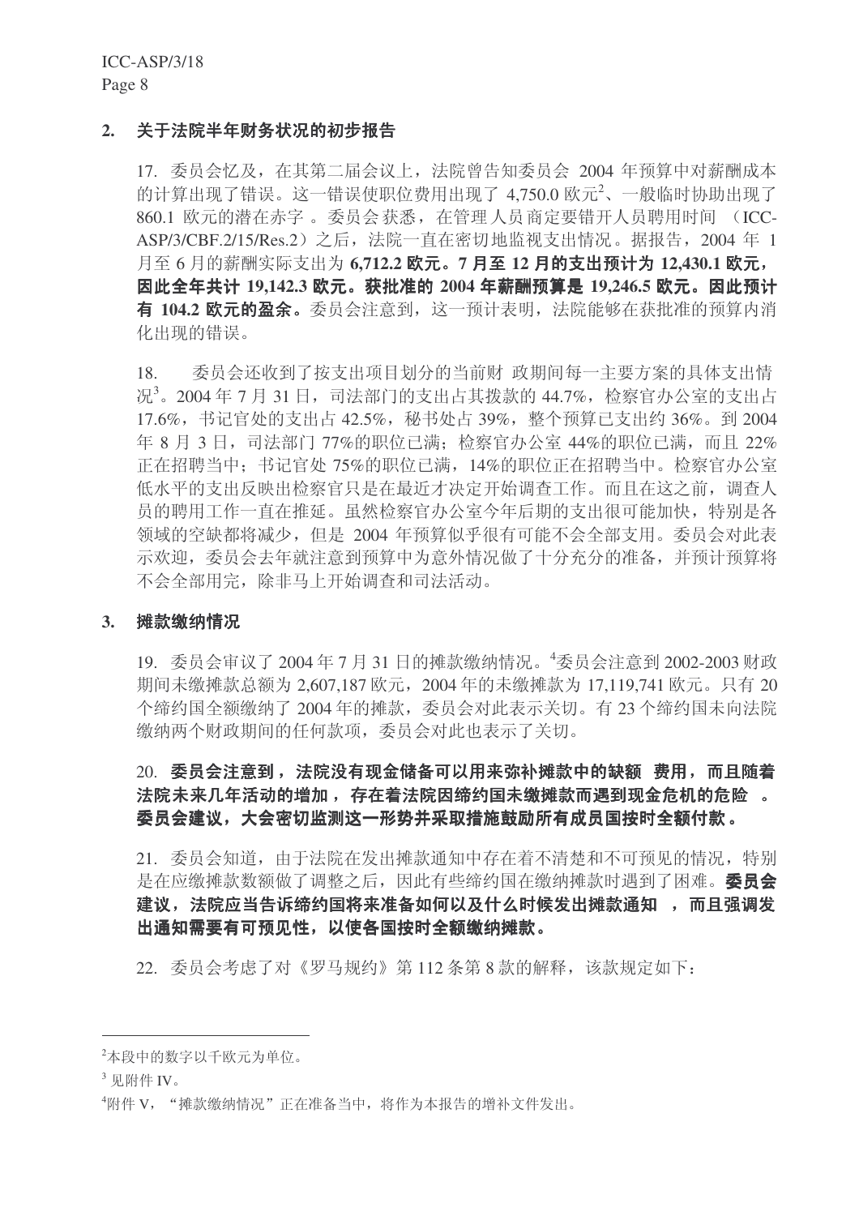## 2. 关于法院半年财务状况的初步报告

17. 委员会忆及，在其第二届会议上，法院曾告知委员会 2004 年预算中对薪酬成本的计算出现了错误。这一错误使职位费用出现了 4,750.0 欧元[2]、一般临时协助出现了 860.1 欧元的潜在赤字 。委员会获悉，在管理人员商定要错开人员聘用时间 （ICC-ASP/3/CBF.2/15/Res.2）之后，法院一直在密切地监视支出情况。据报告，2004 年 1 月至 6 月的薪酬实际支出为 **6,712.2 欧元。7 月至 12 月的支出预计为 12,430.1 欧元，因此全年共计 19,142.3 欧元。获批准的 2004 年薪酬预算是 19,246.5 欧元。因此预计有 104.2 欧元的盈余。**委员会注意到，这一预计表明，法院能够在获批准的预算内消化出现的错误。

18. 委员会还收到了按支出项目划分的当前财 政期间每一主要方案的具体支出情况[3]。2004 年 7 月 31 日，司法部门的支出占其拨款的 44.7%，检察官办公室的支出占 17.6%，书记官处的支出占 42.5%，秘书处占 39%，整个预算已支出约 36%。到 2004 年 8 月 3 日，司法部门 77%的职位已满；检察官办公室 44%的职位已满，而且 22%正在招聘当中；书记官处 75%的职位已满，14%的职位正在招聘当中。检察官办公室低水平的支出反映出检察官只是在最近才决定开始调查工作。而且在这之前，调查人员的聘用工作一直在推延。虽然检察官办公室今年后期的支出很可能加快，特别是各领域的空缺都将减少，但是 2004 年预算似乎很有可能不会全部支用。委员会对此表示欢迎，委员会去年就注意到预算中为意外情况做了十分充分的准备，并预计预算将不会全部用完，除非马上开始调查和司法活动。

## 3. 摊款缴纳情况

19. 委员会审议了 2004 年 7 月 31 日的摊款缴纳情况。[4]委员会注意到 2002-2003 财政期间未缴摊款总额为 2,607,187 欧元，2004 年的未缴摊款为 17,119,741 欧元。只有 20 个缔约国全额缴纳了 2004 年的摊款，委员会对此表示关切。有 23 个缔约国未向法院缴纳两个财政期间的任何款项，委员会对此也表示了关切。

20. **委员会注意到，法院没有现金储备可以用来弥补摊款中的缺额 费用，而且随着法院未来几年活动的增加，存在着法院因缔约国未缴摊款而遇到现金危机的危险 。委员会建议，大会密切监测这一形势并采取措施鼓励所有成员国按时全额付款。**

21. 委员会知道，由于法院在发出摊款通知中存在着不清楚和不可预见的情况，特别是在应缴摊款数额做了调整之后，因此有些缔约国在缴纳摊款时遇到了困难。**委员会建议，法院应当告诉缔约国将来准备如何以及什么时候发出摊款通知 ，而且强调发出通知需要有可预见性，以使各国按时全额缴纳摊款。**

22. 委员会考虑了对《罗马规约》第 112 条第 8 款的解释，该款规定如下：

---

[2]本段中的数字以千欧元为单位。

[3] 见附件 IV。

[4]附件 V，"摊款缴纳情况"正在准备当中，将作为本报告的增补文件发出。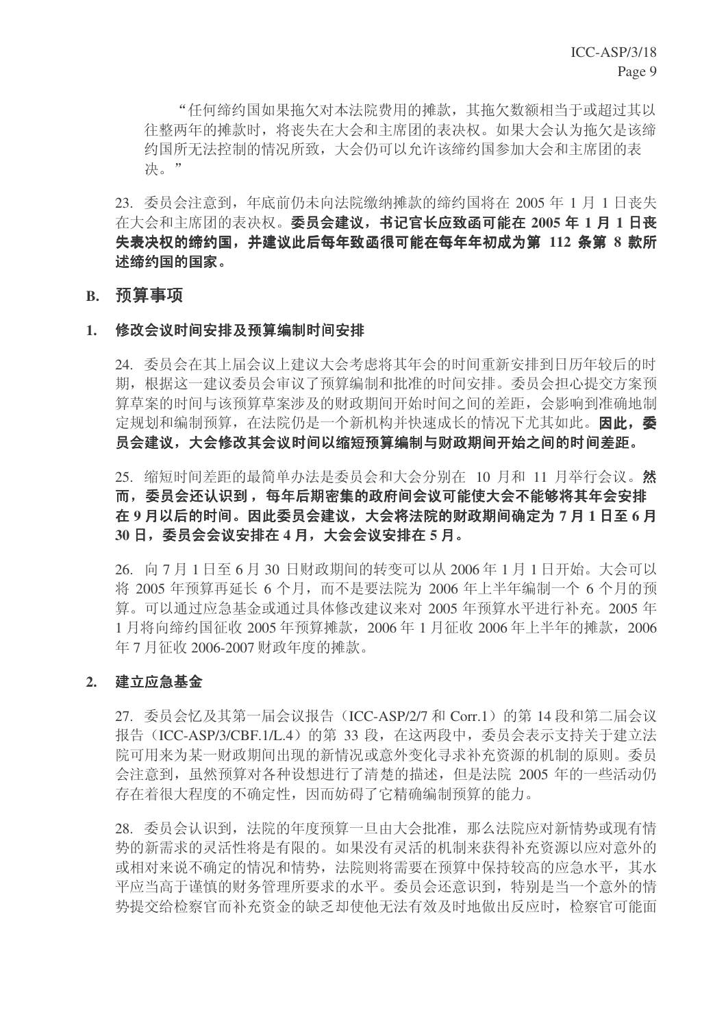“任何缔约国如果拖欠对本法院费用的摊款，其拖欠数额相当于或超过其以往整两年的摊款时，将丧失在大会和主席团的表决权。如果大会认为拖欠是该缔约国所无法控制的情况所致，大会仍可以允许该缔约国参加大会和主席团的表决。”

23. 委员会注意到，年底前仍未向法院缴纳摊款的缔约国将在 2005 年 1 月 1 日丧失在大会和主席团的表决权。**委员会建议，书记官长应致函可能在 2005 年 1 月 1 日丧失表决权的缔约国，并建议此后每年致函很可能在每年年初成为第 112 条第 8 款所述缔约国的国家。**

## B. 预算事项

### 1. 修改会议时间安排及预算编制时间安排

24. 委员会在其上届会议上建议大会考虑将其年会的时间重新安排到日历年较后的时期，根据这一建议委员会审议了预算编制和批准的时间安排。委员会担心提交方案预算草案的时间与该预算草案涉及的财政期间开始时间之间的差距，会影响到准确地制定规划和编制预算，在法院仍是一个新机构并快速成长的情况下尤其如此。**因此，委员会建议，大会修改其会议时间以缩短预算编制与财政期间开始之间的时间差距。**

25. 缩短时间差距的最简单办法是委员会和大会分别在 10 月和 11 月举行会议。**然而，委员会还认识到，每年后期密集的政府间会议可能使大会不能够将其年会安排在 9 月以后的时间。因此委员会建议，大会将法院的财政期间确定为 7 月 1 日至 6 月 30 日，委员会会议安排在 4 月，大会会议安排在 5 月。**

26. 向 7 月 1 日至 6 月 30 日财政期间的转变可以从 2006 年 1 月 1 日开始。大会可以将 2005 年预算再延长 6 个月，而不是要法院为 2006 年上半年编制一个 6 个月的预算。可以通过应急基金或通过具体修改建议来对 2005 年预算水平进行补充。2005 年 1 月将向缔约国征收 2005 年预算摊款，2006 年 1 月征收 2006 年上半年的摊款，2006 年 7 月征收 2006-2007 财政年度的摊款。

### 2. 建立应急基金

27. 委员会忆及其第一届会议报告（ICC-ASP/2/7 和 Corr.1）的第 14 段和第二届会议报告（ICC-ASP/3/CBF.1/L.4）的第 33 段，在这两段中，委员会表示支持关于建立法院可用来为某一财政期间出现的新情况或意外变化寻求补充资源的机制的原则。委员会注意到，虽然预算对各种设想进行了清楚的描述，但是法院 2005 年的一些活动仍存在着很大程度的不确定性，因而妨碍了它精确编制预算的能力。

28. 委员会认识到，法院的年度预算一旦由大会批准，那么法院应对新情势或现有情势的新需求的灵活性将是有限的。如果没有灵活的机制来获得补充资源以应对意外的或相对来说不确定的情况和情势，法院则将需要在预算中保持较高的应急水平，其水平应当高于谨慎的财务管理所要求的水平。委员会还意识到，特别是当一个意外的情势提交给检察官而补充资金的缺乏却使他无法有效及时地做出反应时，检察官可能面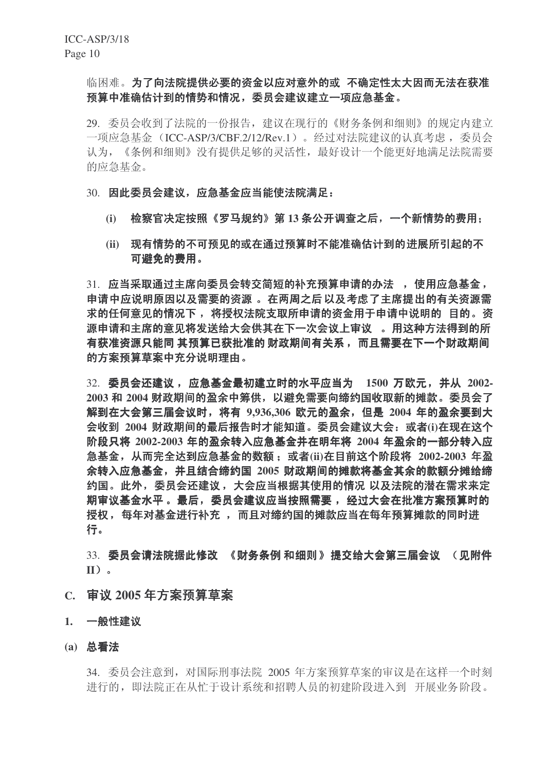临困难。**为了向法院提供必要的资金以应对意外的或 不确定性太大因而无法在获准预算中准确估计到的情势和情况，委员会建议建立一项应急基金。**

29. 委员会收到了法院的一份报告，建议在现行的《财务条例和细则》的规定内建立一项应急基金（ICC-ASP/3/CBF.2/12/Rev.1）。经过对法院建议的认真考虑，委员会认为，《条例和细则》没有提供足够的灵活性，最好设计一个能更好地满足法院需要的应急基金。

30. **因此委员会建议，应急基金应当能使法院满足：**

**(i) 检察官决定按照《罗马规约》第 13 条公开调查之后，一个新情势的费用；**

**(ii) 现有情势的不可预见的或在通过预算时不能准确估计到的进展所引起的不可避免的费用。**

31. **应当采取通过主席向委员会转交简短的补充预算申请的办法 ，使用应急基金，申请中应说明原因以及需要的资源 。在两周之后 以及考虑了主席提出的有关资源需求的任何意见的情况下， 将授权法院支取所申请的资金用于申请中说明的 目的。资源申请和主席的意见将发送给大会供其在下一次会议上审议 。用这种方法得到的所有获准资源只能同 其预算已获批准的 财政期间有关系， 而且需要在下一个财政期间的方案预算草案中充分说明理由。**

32. **委员会还建议， 应急基金最初建立时的水平应当为 1500 万欧元，并从 2002-2003 和 2004 财政期间的盈余中筹供，以避免需要向缔约国收取新的摊款。委员会了解到在大会第三届会议时，将有 9,936,306 欧元的盈余，但是 2004 年的盈余要到大会收到 2004 财政期间的最后报告时才能知道。委员会建议大会：或者(i)在现在这个阶段只将 2002-2003 年的盈余转入应急基金并在明年将 2004 年盈余的一部分转入应急基金，从而完全达到应急基金的数额；或者(ii)在目前这个阶段将 2002-2003 年盈余转入应急基金，并且结合缔约国 2005 财政期间的摊款将基金其余的款额分摊给缔约国。此外，委员会还建议，大会应当根据其使用的情况 以及法院的潜在需求来定期审议基金水平 。最后，委员会建议应当按照需要， 经过大会在批准方案预算时的授权，每年对基金进行补充 ，而且对缔约国的摊款应当在每年预算摊款的同时进行。**

33. **委员会请法院据此修改 《财务条例 和细则》提交给大会第三届会议 （见附件 II）。**

## C. 审议 2005 年方案预算草案

### 1. 一般性建议

#### (a) 总看法

34. 委员会注意到，对国际刑事法院 2005 年方案预算草案的审议是在这样一个时刻进行的，即法院正在从忙于设计系统和招聘人员的初建阶段进入到 开展业务阶段。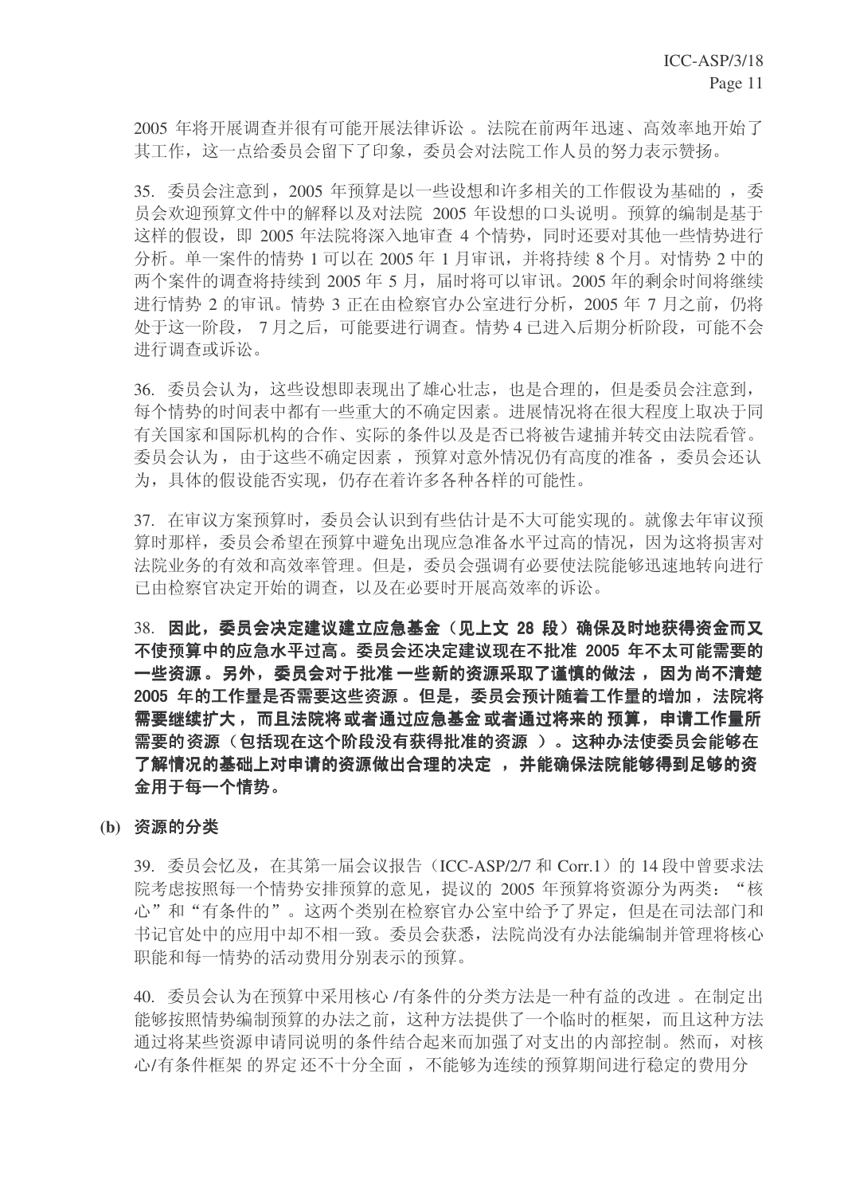2005 年将开展调查并很有可能开展法律诉讼 。法院在前两年迅速、高效率地开始了其工作，这一点给委员会留下了印象，委员会对法院工作人员的努力表示赞扬。

35. 委员会注意到，2005 年预算是以一些设想和许多相关的工作假设为基础的 ，委员会欢迎预算文件中的解释以及对法院 2005 年设想的口头说明。预算的编制是基于这样的假设，即 2005 年法院将深入地审查 4 个情势，同时还要对其他一些情势进行分析。单一案件的情势 1 可以在 2005 年 1 月审讯，并将持续 8 个月。对情势 2 中的两个案件的调查将持续到 2005 年 5 月，届时将可以审讯。2005 年的剩余时间将继续进行情势 2 的审讯。情势 3 正在由检察官办公室进行分析，2005 年 7 月之前，仍将处于这一阶段， 7 月之后，可能要进行调查。情势 4 已进入后期分析阶段，可能不会进行调查或诉讼。

36. 委员会认为，这些设想即表现出了雄心壮志，也是合理的，但是委员会注意到，每个情势的时间表中都有一些重大的不确定因素。进展情况将在很大程度上取决于同有关国家和国际机构的合作、实际的条件以及是否已将被告逮捕并转交由法院看管。委员会认为，由于这些不确定因素 ，预算对意外情况仍有高度的准备 ，委员会还认为，具体的假设能否实现，仍存在着许多各种各样的可能性。

37. 在审议方案预算时，委员会认识到有些估计是不大可能实现的。就像去年审议预算时那样，委员会希望在预算中避免出现应急准备水平过高的情况，因为这将损害对法院业务的有效和高效率管理。但是，委员会强调有必要使法院能够迅速地转向进行已由检察官决定开始的调查，以及在必要时开展高效率的诉讼。

38. **因此，委员会决定建议建立应急基金（见上文 28 段）确保及时地获得资金而又不使预算中的应急水平过高。委员会还决定建议现在不批准 2005 年不太可能需要的一些资源。另外，委员会对于批准一些新的资源采取了谨慎的做法，因为尚不清楚 2005 年的工作量是否需要这些资源。但是，委员会预计随着工作量的增加，法院将需要继续扩大，而且法院将或者通过应急基金或者通过将来的预算，申请工作量所需要的资源（包括现在这个阶段没有获得批准的资源）。这种办法使委员会能够在了解情况的基础上对申请的资源做出合理的决定，并能确保法院能够得到足够的资金用于每一个情势。**

**(b) 资源的分类**

39. 委员会忆及，在其第一届会议报告（ICC-ASP/2/7 和 Corr.1）的 14 段中曾要求法院考虑按照每一个情势安排预算的意见，提议的 2005 年预算将资源分为两类：“核心”和“有条件的”。这两个类别在检察官办公室中给予了界定，但是在司法部门和书记官处中的应用中却不相一致。委员会获悉，法院尚没有办法能编制并管理将核心职能和每一情势的活动费用分别表示的预算。

40. 委员会认为在预算中采用核心 /有条件的分类方法是一种有益的改进 。在制定出能够按照情势编制预算的办法之前，这种方法提供了一个临时的框架，而且这种方法通过将某些资源申请同说明的条件结合起来而加强了对支出的内部控制。然而，对核心/有条件框架的界定还不十分全面，不能够为连续的预算期间进行稳定的费用分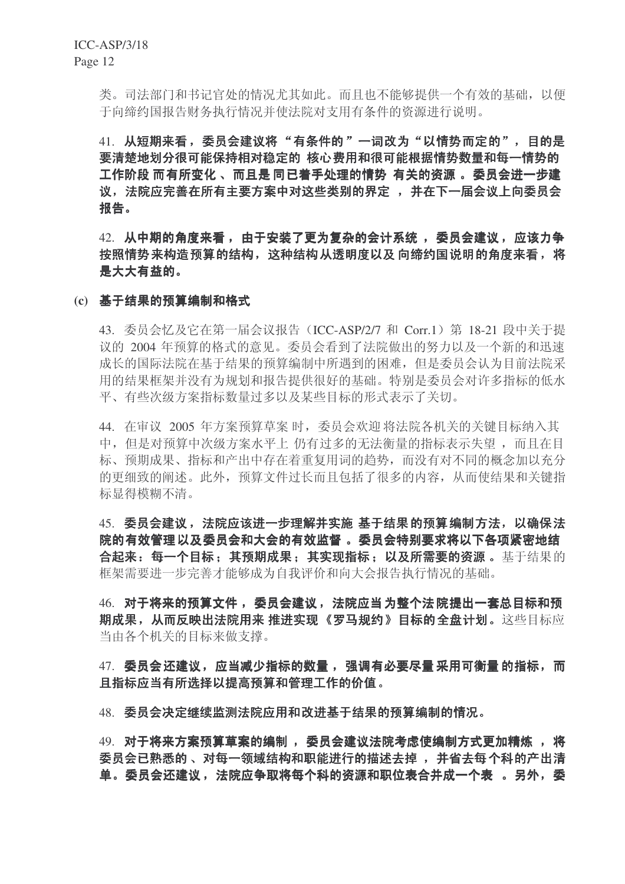类。司法部门和书记官处的情况尤其如此。而且也不能够提供一个有效的基础，以便于向缔约国报告财务执行情况并使法院对支用有条件的资源进行说明。

41. **从短期来看，委员会建议将"有条件的"一词改为"以情势而定的"，目的是要清楚地划分很可能保持相对稳定的核心费用和很可能根据情势数量和每一情势的工作阶段而有所变化、而且是同已着手处理的情势有关的资源。委员会进一步建议，法院应完善在所有主要方案中对这些类别的界定，并在下一届会议上向委员会报告。**

42. **从中期的角度来看，由于安装了更为复杂的会计系统，委员会建议，应该力争按照情势来构造预算的结构，这种结构从透明度以及向缔约国说明的角度来看，将是大大有益的。**

**(c) 基于结果的预算编制和格式**

43. 委员会忆及它在第一届会议报告（ICC-ASP/2/7 和 Corr.1）第 18-21 段中关于提议的 2004 年预算的格式的意见。委员会看到了法院做出的努力以及一个新的和迅速成长的国际法院在基于结果的预算编制中所遇到的困难，但是委员会认为目前法院采用的结果框架并没有为规划和报告提供很好的基础。特别是委员会对许多指标的低水平、有些次级方案指标数量过多以及某些目标的形式表示了关切。

44. 在审议 2005 年方案预算草案时，委员会欢迎将法院各机关的关键目标纳入其中，但是对预算中次级方案水平上仍有过多的无法衡量的指标表示失望，而且在目标、预期成果、指标和产出中存在着重复用词的趋势，而没有对不同的概念加以充分的更细致的阐述。此外，预算文件过长而且包括了很多的内容，从而使结果和关键指标显得模糊不清。

45. **委员会建议，法院应该进一步理解并实施基于结果的预算编制方法，以确保法院的有效管理以及委员会和大会的有效监督。委员会特别要求将以下各项紧密地结合起来：每一个目标；其预期成果；其实现指标；以及所需要的资源。**基于结果的框架需要进一步完善才能够成为自我评价和向大会报告执行情况的基础。

46. **对于将来的预算文件，委员会建议，法院应当为整个法院提出一套总目标和预期成果，从而反映出法院用来推进实现《罗马规约》目标的全盘计划。**这些目标应当由各个机关的目标来做支撑。

47. **委员会还建议，应当减少指标的数量，强调有必要尽量采用可衡量的指标，而且指标应当有所选择以提高预算和管理工作的价值。**

48. **委员会决定继续监测法院应用和改进基于结果的预算编制的情况。**

49. **对于将来方案预算草案的编制，委员会建议法院考虑使编制方式更加精炼，将委员会已熟悉的、对每一领域结构和职能进行的描述去掉，并省去每个科的产出清单。委员会还建议，法院应争取将每个科的资源和职位表合并成一个表。另外，委**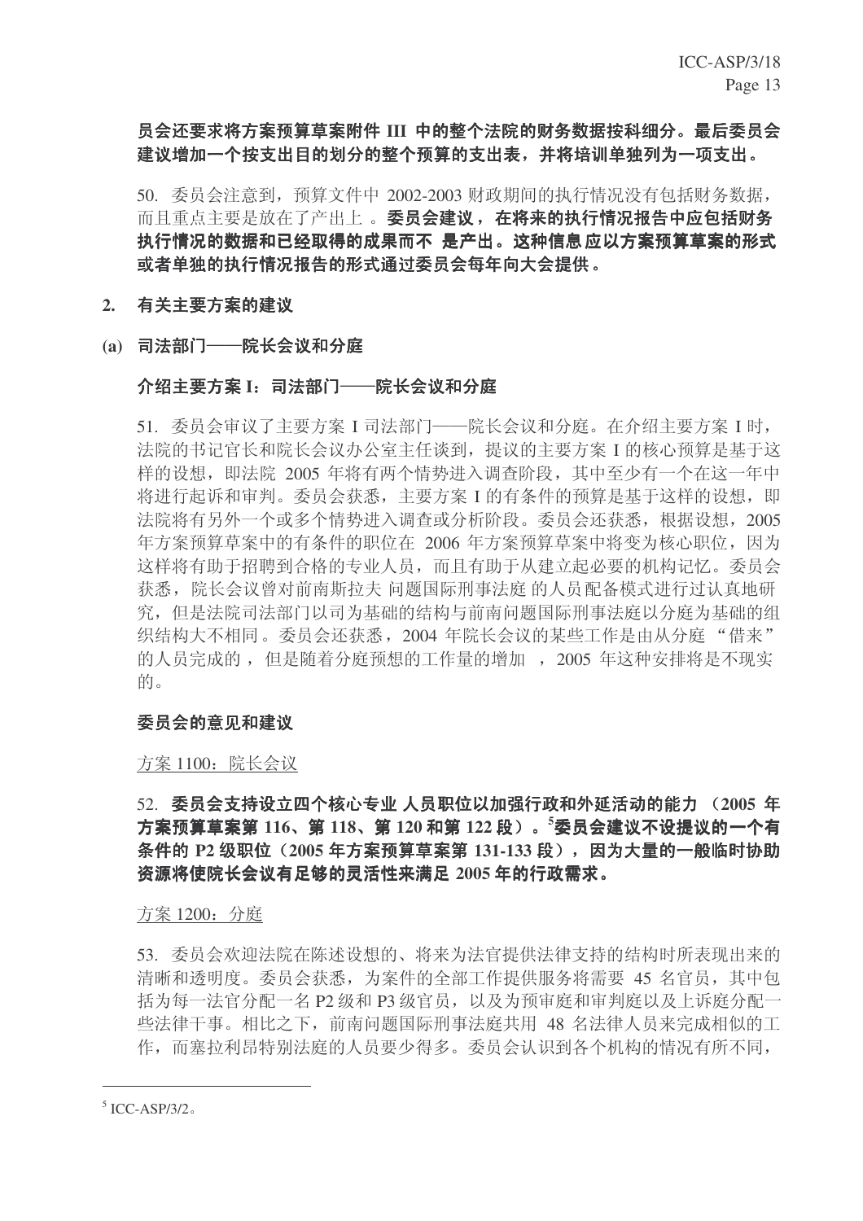**员会还要求将方案预算草案附件 III 中的整个法院的财务数据按科细分。最后委员会建议增加一个按支出目的划分的整个预算的支出表，并将培训单独列为一项支出。**

50. 委员会注意到，预算文件中 2002-2003 财政期间的执行情况没有包括财务数据，而且重点主要是放在了产出上 。**委员会建议，在将来的执行情况报告中应包括财务执行情况的数据和已经取得的成果而不 是产出。这种信息应以方案预算草案的形式或者单独的执行情况报告的形式通过委员会每年向大会提供。**

## 2. 有关主要方案的建议

### (a) 司法部门——院长会议和分庭

#### 介绍主要方案 I：司法部门——院长会议和分庭

51. 委员会审议了主要方案 I 司法部门——院长会议和分庭。在介绍主要方案 I 时，法院的书记官长和院长会议办公室主任谈到，提议的主要方案 I 的核心预算是基于这样的设想，即法院 2005 年将有两个情势进入调查阶段，其中至少有一个在这一年中将进行起诉和审判。委员会获悉，主要方案 I 的有条件的预算是基于这样的设想，即法院将有另外一个或多个情势进入调查或分析阶段。委员会还获悉，根据设想，2005 年方案预算草案中的有条件的职位在 2006 年方案预算草案中将变为核心职位，因为这样将有助于招聘到合格的专业人员，而且有助于从建立起必要的机构记忆。委员会获悉，院长会议曾对前南斯拉夫 问题国际刑事法庭 的人员配备模式进行过认真地研究，但是法院司法部门以司为基础的结构与前南问题国际刑事法庭以分庭为基础的组织结构大不相同。委员会还获悉，2004 年院长会议的某些工作是由从分庭 “借来” 的人员完成的 ，但是随着分庭预想的工作量的增加 ，2005 年这种安排将是不现实的。

#### 委员会的意见和建议

<u>方案 1100：院长会议</u>

52. **委员会支持设立四个核心专业 人员职位以加强行政和外延活动的能力 （2005 年方案预算草案第 116、第 118、第 120 和第 122 段）。[5]委员会建议不设提议的一个有条件的 P2 级职位（2005 年方案预算草案第 131-133 段），因为大量的一般临时协助资源将使院长会议有足够的灵活性来满足 2005 年的行政需求。**

<u>方案 1200：分庭</u>

53. 委员会欢迎法院在陈述设想的、将来为法官提供法律支持的结构时所表现出来的清晰和透明度。委员会获悉，为案件的全部工作提供服务将需要 45 名官员，其中包括为每一法官分配一名 P2 级和 P3 级官员，以及为预审庭和审判庭以及上诉庭分配一些法律干事。相比之下，前南问题国际刑事法庭共用 48 名法律人员来完成相似的工作，而塞拉利昂特别法庭的人员要少得多。委员会认识到各个机构的情况有所不同，

---

[5] ICC-ASP/3/2。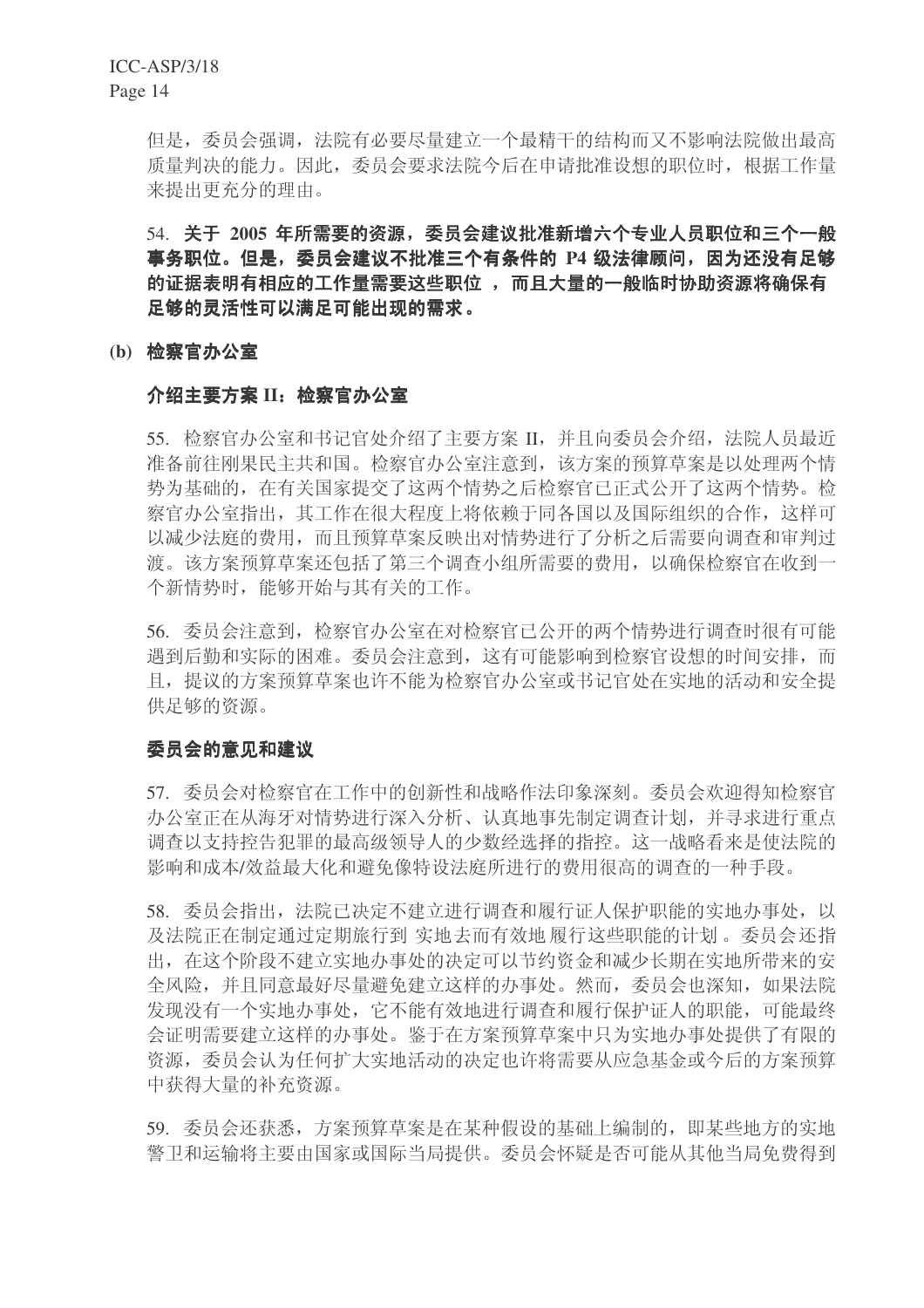但是，委员会强调，法院有必要尽量建立一个最精干的结构而又不影响法院做出最高质量判决的能力。因此，委员会要求法院今后在申请批准设想的职位时，根据工作量来提出更充分的理由。

54. **关于 2005 年所需要的资源，委员会建议批准新增六个专业人员职位和三个一般事务职位。但是，委员会建议不批准三个有条件的 P4 级法律顾问，因为还没有足够的证据表明有相应的工作量需要这些职位 ，而且大量的一般临时协助资源将确保有足够的灵活性可以满足可能出现的需求。**

**(b) 检察官办公室**

**介绍主要方案 II：检察官办公室**

55. 检察官办公室和书记官处介绍了主要方案 II，并且向委员会介绍，法院人员最近准备前往刚果民主共和国。检察官办公室注意到，该方案的预算草案是以处理两个情势为基础的，在有关国家提交了这两个情势之后检察官已正式公开了这两个情势。检察官办公室指出，其工作在很大程度上将依赖于同各国以及国际组织的合作，这样可以减少法庭的费用，而且预算草案反映出对情势进行了分析之后需要向调查和审判过渡。该方案预算草案还包括了第三个调查小组所需要的费用，以确保检察官在收到一个新情势时，能够开始与其有关的工作。

56. 委员会注意到，检察官办公室在对检察官已公开的两个情势进行调查时很有可能遇到后勤和实际的困难。委员会注意到，这有可能影响到检察官设想的时间安排，而且，提议的方案预算草案也许不能为检察官办公室或书记官处在实地的活动和安全提供足够的资源。

**委员会的意见和建议**

57. 委员会对检察官在工作中的创新性和战略作法印象深刻。委员会欢迎得知检察官办公室正在从海牙对情势进行深入分析、认真地事先制定调查计划，并寻求进行重点调查以支持控告犯罪的最高级领导人的少数经选择的指控。这一战略看来是使法院的影响和成本/效益最大化和避免像特设法庭所进行的费用很高的调查的一种手段。

58. 委员会指出，法院已决定不建立进行调查和履行证人保护职能的实地办事处，以及法院正在制定通过定期旅行到 实地去而有效地 履行这些职能的计划 。委员会还指出，在这个阶段不建立实地办事处的决定可以节约资金和减少长期在实地所带来的安全风险，并且同意最好尽量避免建立这样的办事处。然而，委员会也深知，如果法院发现没有一个实地办事处，它不能有效地进行调查和履行保护证人的职能，可能最终会证明需要建立这样的办事处。鉴于在方案预算草案中只为实地办事处提供了有限的资源，委员会认为任何扩大实地活动的决定也许将需要从应急基金或今后的方案预算中获得大量的补充资源。

59. 委员会还获悉，方案预算草案是在某种假设的基础上编制的，即某些地方的实地警卫和运输将主要由国家或国际当局提供。委员会怀疑是否可能从其他当局免费得到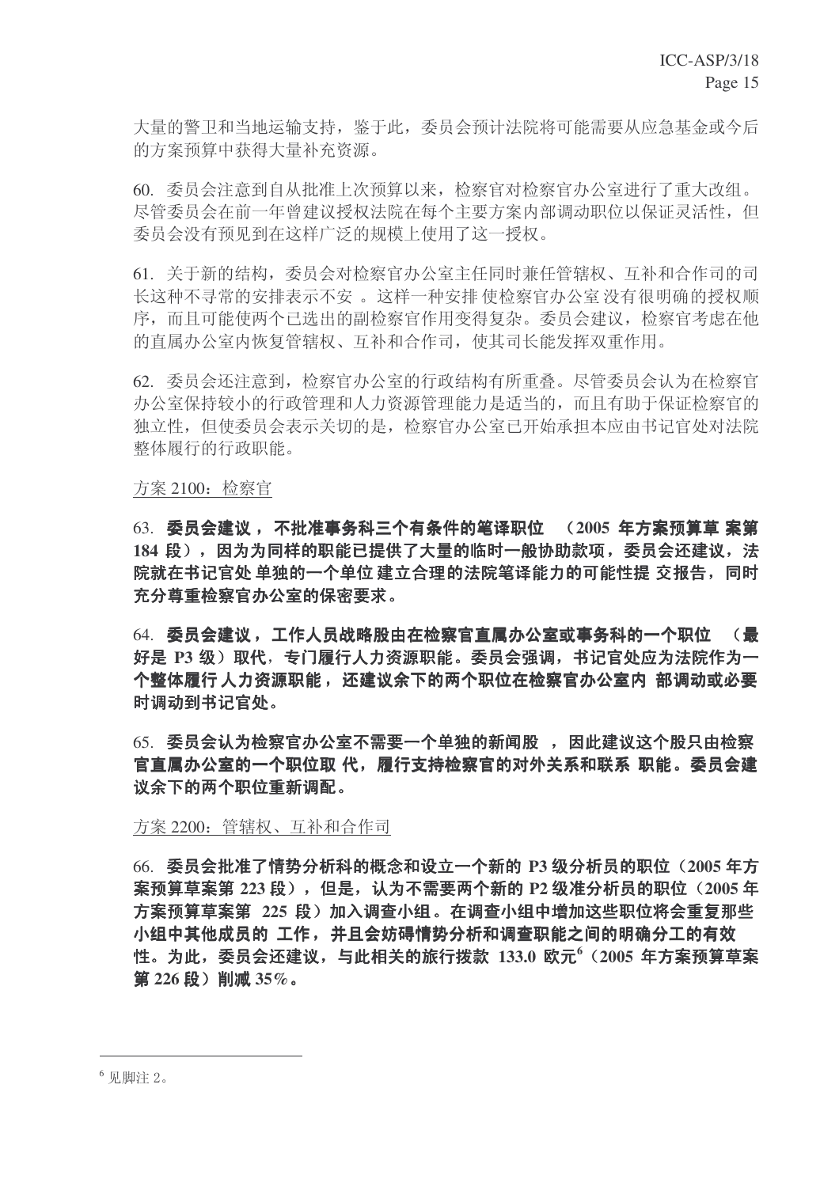大量的警卫和当地运输支持，鉴于此，委员会预计法院将可能需要从应急基金或今后的方案预算中获得大量补充资源。

60. 委员会注意到自从批准上次预算以来，检察官对检察官办公室进行了重大改组。尽管委员会在前一年曾建议授权法院在每个主要方案内部调动职位以保证灵活性，但委员会没有预见到在这样广泛的规模上使用了这一授权。

61. 关于新的结构，委员会对检察官办公室主任同时兼任管辖权、互补和合作司的司长这种不寻常的安排表示不安 。这样一种安排 使检察官办公室 没有很明确的授权顺序，而且可能使两个已选出的副检察官作用变得复杂。委员会建议，检察官考虑在他的直属办公室内恢复管辖权、互补和合作司，使其司长能发挥双重作用。

62. 委员会还注意到，检察官办公室的行政结构有所重叠。尽管委员会认为在检察官办公室保持较小的行政管理和人力资源管理能力是适当的，而且有助于保证检察官的独立性，但使委员会表示关切的是，检察官办公室已开始承担本应由书记官处对法院整体履行的行政职能。

方案 2100：检察官

63. **委员会建议， 不批准事务科三个有条件的笔译职位 （2005 年方案预算草 案第 184 段），因为为同样的职能已提供了大量的临时一般协助款项，委员会还建议，法院就在书记官处 单独的一个单位 建立合理的法院笔译能力的可能性提 交报告，同时充分尊重检察官办公室的保密要求。**

64. **委员会建议，工作人员战略股由在检察官直属办公室或事务科的一个职位 （最好是 P3 级）取代，专门履行人力资源职能。委员会强调，书记官处应为法院作为一个整体履行 人力资源职能，还建议余下的两个职位在检察官办公室内 部调动或必要时调动到书记官处。**

65. **委员会认为检察官办公室不需要一个单独的新闻股 ，因此建议这个股只由检察官直属办公室的一个职位取 代，履行支持检察官的对外关系和联系 职能。委员会建议余下的两个职位重新调配。**

方案 2200：管辖权、互补和合作司

66. **委员会批准了情势分析科的概念和设立一个新的 P3 级分析员的职位（2005 年方案预算草案第 223 段），但是，认为不需要两个新的 P2 级准分析员的职位（2005 年方案预算草案第 225 段）加入调查小组。在调查小组中增加这些职位将会重复那些小组中其他成员的 工作，并且会妨碍情势分析和调查职能之间的明确分工的有效性。为此，委员会还建议，与此相关的旅行拨款 133.0 欧元[6]（2005 年方案预算草案第 226 段）削减 35%。**

---

[6] 见脚注 2。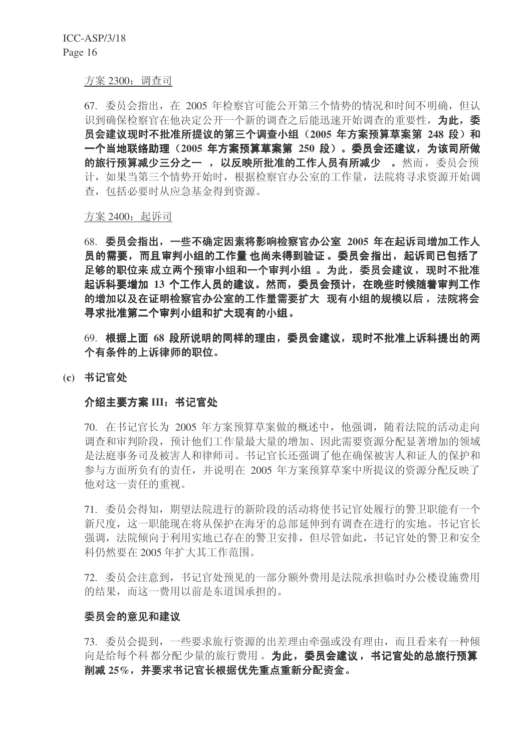方案 2300：调查司

67. 委员会指出，在 2005 年检察官可能公开第三个情势的情况和时间不明确，但认识到确保检察官在他决定公开一个新的调查之后能迅速开始调查的重要性，**为此，委员会建议现时不批准所提议的第三个调查小组（2005 年方案预算草案第 248 段）和一个当地联络助理（2005 年方案预算草案第 250 段）。委员会还建议，为该司所做的旅行预算减少三分之一，以反映所批准的工作人员有所减少。**然而，委员会预计，如果当第三个情势开始时，根据检察官办公室的工作量，法院将寻求资源开始调查，包括必要时从应急基金得到资源。

方案 2400：起诉司

68. **委员会指出，一些不确定因素将影响检察官办公室 2005 年在起诉司增加工作人员的需要，而且审判小组的工作量也尚未得到验证。委员会指出，起诉司已包括了足够的职位来成立两个预审小组和一个审判小组。为此，委员会建议，现时不批准起诉科要增加 13 个工作人员的建议。然而，委员会预计，在晚些时候随着审判工作的增加以及在证明检察官办公室的工作量需要扩大现有小组的规模以后，法院将会寻求批准第二个审判小组和扩大现有的小组。**

69. **根据上面 68 段所说明的同样的理由，委员会建议，现时不批准上诉科提出的两个有条件的上诉律师的职位。**

**(c) 书记官处**

**介绍主要方案 III：书记官处**

70. 在书记官长为 2005 年方案预算草案做的概述中，他强调，随着法院的活动走向调查和审判阶段，预计他们工作量最大量的增加、因此需要资源分配显著增加的领域是法庭事务司及被害人和律师司。书记官长还强调了他在确保被害人和证人的保护和参与方面所负有的责任，并说明在 2005 年方案预算草案中所提议的资源分配反映了他对这一责任的重视。

71. 委员会得知，期望法院进行的新阶段的活动将使书记官处履行的警卫职能有一个新尺度，这一职能现在将从保护在海牙的总部延伸到有调查在进行的实地。书记官长强调，法院倾向于利用实地已存在的警卫安排，但尽管如此，书记官处的警卫和安全科仍然要在 2005 年扩大其工作范围。

72. 委员会注意到，书记官处预见的一部分额外费用是法院承担临时办公楼设施费用的结果，而这一费用以前是东道国承担的。

**委员会的意见和建议**

73. 委员会提到，一些要求旅行资源的出差理由牵强或没有理由，而且看来有一种倾向是给每个科都分配少量的旅行费用。**为此，委员会建议，书记官处的总旅行预算削减 25%，并要求书记官长根据优先重点重新分配资金。**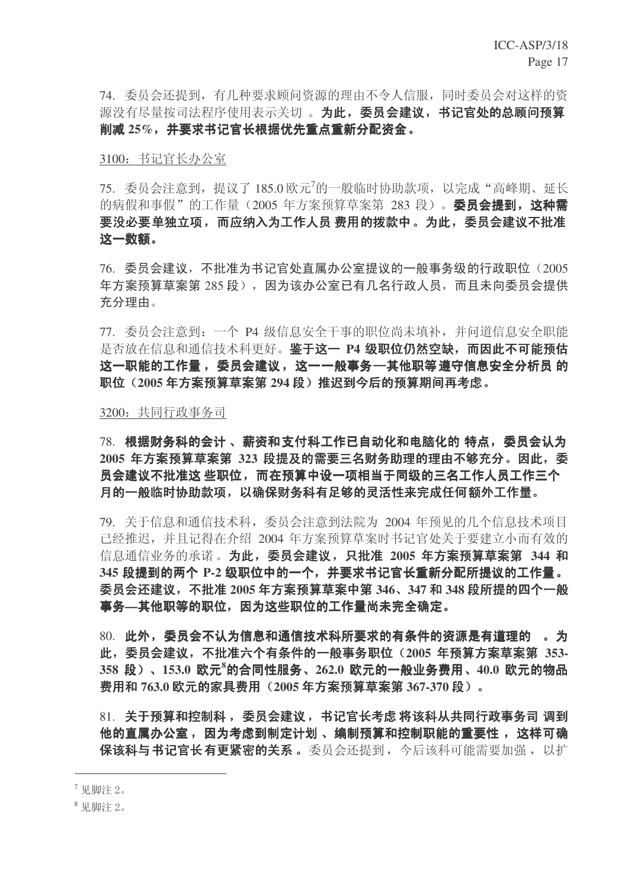74. 委员会还提到，有几种要求顾问资源的理由不令人信服，同时委员会对这样的资源没有尽量按司法程序使用表示关切 。**为此，委员会建议，书记官处的总顾问预算削减 25%，并要求书记官长根据优先重点重新分配资金。**

3100：书记官长办公室

75. 委员会注意到，提议了 185.0 欧元[7]的一般临时协助款项，以完成“高峰期、延长的病假和事假”的工作量（2005 年方案预算草案第 283 段）。**委员会提到，这种需要没必要单独立项，而应纳入为工作人员 费用的拨款中。为此，委员会建议不批准这一数额。**

76. 委员会建议，不批准为书记官处直属办公室提议的一般事务级的行政职位（2005 年方案预算草案第 285 段），因为该办公室已有几名行政人员，而且未向委员会提供充分理由。

77. 委员会注意到：一个 P4 级信息安全干事的职位尚未填补，并问道信息安全职能是否放在信息和通信技术科更好。**鉴于这一 P4 级职位仍然空缺，而因此不可能预估这一职能的工作量，委员会建议，这一一般事务—其他职等遵守信息安全分析员 的职位（2005 年方案预算草案第 294 段）推迟到今后的预算期间再考虑。**

3200：共同行政事务司

78. **根据财务科的会计 、薪资和支付科工作已自动化和电脑化的 特点，委员会认为 2005 年方案预算草案第 323 段提及的需要三名财务助理的理由不够充分。因此，委员会建议不批准这 些职位，而在预算中设一项相当于同级的三名工作人员工作三个月的一般临时协助款项，以确保财务科有足够的灵活性来完成任何额外工作量。**

79. 关于信息和通信技术科，委员会注意到法院为 2004 年预见的几个信息技术项目已经推迟，并且记得在介绍 2004 年方案预算草案时书记官处关于要建立小而有效的信息通信业务的承诺。**为此，委员会建议，只批准 2005 年方案预算草案第 344 和 345 段提到的两个 P-2 级职位中的一个，并要求书记官长重新分配所提议的工作量。委员会还建议，不批准 2005 年方案预算草案中第 346、347 和 348 段所提的四个一般事务—其他职等的职位，因为这些职位的工作量尚未完全确定。**

80. **此外，委员会不认为信息和通信技术科所要求的有条件的资源是有道理的 。为此，委员会建议，不批准六个有条件的一般事务职位（2005 年预算方案草案第 353-358 段）、153.0 欧元[8]的合同性服务、262.0 欧元的一般业务费用、40.0 欧元的物品费用和 763.0 欧元的家具费用（2005 年方案预算草案第 367-370 段）。**

81. **关于预算和控制科，委员会建议，书记官长考虑 将该科从共同行政事务司 调到他的直属办公室，因为考虑到制定计划 、编制预算和控制职能的重要性 ，这样可确保该科与 书记官长 有更紧密的关系 。**委员会还提到，今后该科可能需要加强，以扩

[7] 见脚注 2。

[8] 见脚注 2。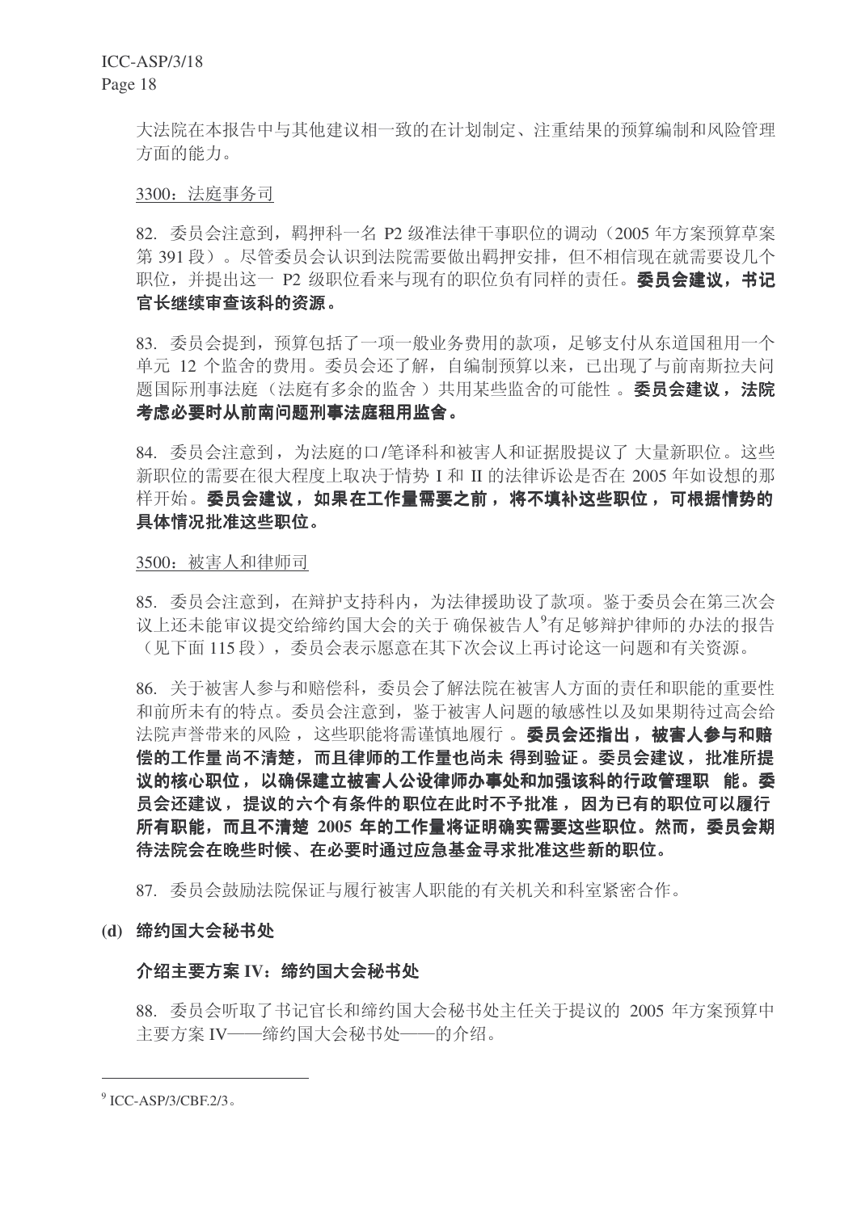大法院在本报告中与其他建议相一致的在计划制定、注重结果的预算编制和风险管理方面的能力。

3300：法庭事务司

82. 委员会注意到，羁押科一名 P2 级准法律干事职位的调动（2005 年方案预算草案第 391 段）。尽管委员会认识到法院需要做出羁押安排，但不相信现在就需要设几个职位，并提出这一 P2 级职位看来与现有的职位负有同样的责任。**委员会建议，书记官长继续审查该科的资源。**

83. 委员会提到，预算包括了一项一般业务费用的款项，足够支付从东道国租用一个单元 12 个监舍的费用。委员会还了解，自编制预算以来，已出现了与前南斯拉夫问题国际刑事法庭（法庭有多余的监舍）共用某些监舍的可能性。**委员会建议，法院考虑必要时从前南问题刑事法庭租用监舍。**

84. 委员会注意到，为法庭的口/笔译科和被害人和证据股提议了大量新职位。这些新职位的需要在很大程度上取决于情势 I 和 II 的法律诉讼是否在 2005 年如设想的那样开始。**委员会建议，如果在工作量需要之前，将不填补这些职位，可根据情势的具体情况批准这些职位。**

3500：被害人和律师司

85. 委员会注意到，在辩护支持科内，为法律援助设了款项。鉴于委员会在第三次会议上还未能审议提交给缔约国大会的关于确保被告人[9]有足够辩护律师的办法的报告（见下面 115 段），委员会表示愿意在其下次会议上再讨论这一问题和有关资源。

86. 关于被害人参与和赔偿科，委员会了解法院在被害人方面的责任和职能的重要性和前所未有的特点。委员会注意到，鉴于被害人问题的敏感性以及如果期待过高会给法院声誉带来的风险，这些职能将需谨慎地履行。**委员会还指出，被害人参与和赔偿的工作量尚不清楚，而且律师的工作量也尚未得到验证。委员会建议，批准所提议的核心职位，以确保建立被害人公设律师办事处和加强该科的行政管理职能。委员会还建议，提议的六个有条件的职位在此时不予批准，因为已有的职位可以履行所有职能，而且不清楚 2005 年的工作量将证明确实需要这些职位。然而，委员会期待法院会在晚些时候、在必要时通过应急基金寻求批准这些新的职位。**

87. 委员会鼓励法院保证与履行被害人职能的有关机关和科室紧密合作。

**(d) 缔约国大会秘书处**

**介绍主要方案 IV：缔约国大会秘书处**

88. 委员会听取了书记官长和缔约国大会秘书处主任关于提议的 2005 年方案预算中主要方案 IV——缔约国大会秘书处——的介绍。

---

[9] ICC-ASP/3/CBF.2/3。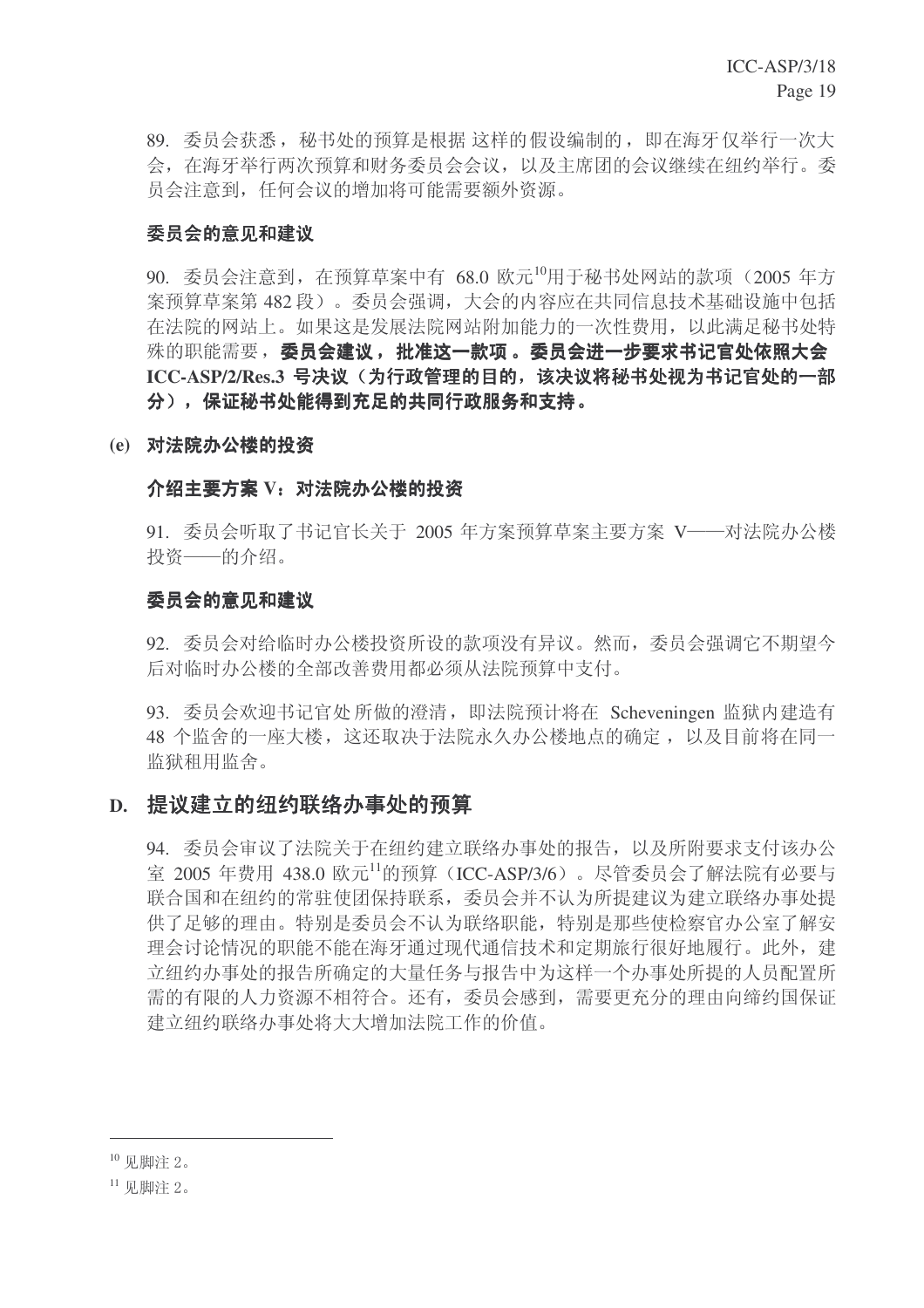89. 委员会获悉，秘书处的预算是根据 这样的假设编制的，即在海牙仅举行一次大会，在海牙举行两次预算和财务委员会会议，以及主席团的会议继续在纽约举行。委员会注意到，任何会议的增加将可能需要额外资源。

### 委员会的意见和建议

90. 委员会注意到，在预算草案中有 68.0 欧元[10]用于秘书处网站的款项（2005 年方案预算草案第 482 段）。委员会强调，大会的内容应在共同信息技术基础设施中包括在法院的网站上。如果这是发展法院网站附加能力的一次性费用，以此满足秘书处特殊的职能需要，**委员会建议，批准这一款项。委员会进一步要求书记官处依照大会 ICC-ASP/2/Res.3 号决议（为行政管理的目的，该决议将秘书处视为书记官处的一部分），保证秘书处能得到充足的共同行政服务和支持。**

### (e) 对法院办公楼的投资

### 介绍主要方案 V：对法院办公楼的投资

91. 委员会听取了书记官长关于 2005 年方案预算草案主要方案 V——对法院办公楼投资——的介绍。

### 委员会的意见和建议

92. 委员会对给临时办公楼投资所设的款项没有异议。然而，委员会强调它不期望今后对临时办公楼的全部改善费用都必须从法院预算中支付。

93. 委员会欢迎书记官处 所做的澄清，即法院预计将在 Scheveningen 监狱内建造有 48 个监舍的一座大楼，这还取决于法院永久办公楼地点的确定 ，以及目前将在同一监狱租用监舍。

## D. 提议建立的纽约联络办事处的预算

94. 委员会审议了法院关于在纽约建立联络办事处的报告，以及所附要求支付该办公室 2005 年费用 438.0 欧元[11]的预算（ICC-ASP/3/6）。尽管委员会了解法院有必要与联合国和在纽约的常驻使团保持联系，委员会并不认为所提建议为建立联络办事处提供了足够的理由。特别是委员会不认为联络职能，特别是那些使检察官办公室了解安理会讨论情况的职能不能在海牙通过现代通信技术和定期旅行很好地履行。此外，建立纽约办事处的报告所确定的大量任务与报告中为这样一个办事处所提的人员配置所需的有限的人力资源不相符合。还有，委员会感到，需要更充分的理由向缔约国保证建立纽约联络办事处将大大增加法院工作的价值。

---

[10] 见脚注 2。

[11] 见脚注 2。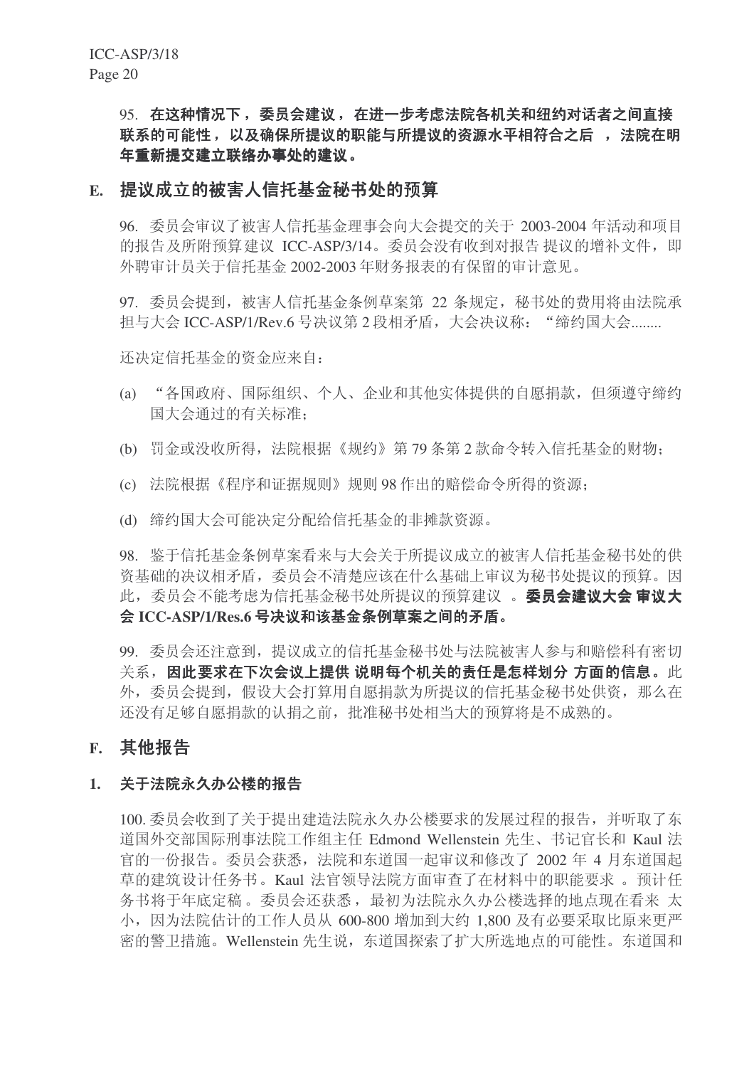95. **在这种情况下，委员会建议，在进一步考虑法院各机关和纽约对话者之间直接联系的可能性，以及确保所提议的职能与所提议的资源水平相符合之后，法院在明年重新提交建立联络办事处的建议。**

## E. 提议成立的被害人信托基金秘书处的预算

96. 委员会审议了被害人信托基金理事会向大会提交的关于 2003-2004 年活动和项目的报告及所附预算建议 ICC-ASP/3/14。委员会没有收到对报告 提议的增补文件，即外聘审计员关于信托基金 2002-2003 年财务报表的有保留的审计意见。

97. 委员会提到，被害人信托基金条例草案第 22 条规定，秘书处的费用将由法院承担与大会 ICC-ASP/1/Rev.6 号决议第 2 段相矛盾，大会决议称：“缔约国大会........

还决定信托基金的资金应来自：

(a) “各国政府、国际组织、个人、企业和其他实体提供的自愿捐款，但须遵守缔约国大会通过的有关标准；

(b) 罚金或没收所得，法院根据《规约》第 79 条第 2 款命令转入信托基金的财物；

(c) 法院根据《程序和证据规则》规则 98 作出的赔偿命令所得的资源；

(d) 缔约国大会可能决定分配给信托基金的非摊款资源。

98. 鉴于信托基金条例草案看来与大会关于所提议成立的被害人信托基金秘书处的供资基础的决议相矛盾，委员会不清楚应该在什么基础上审议为秘书处提议的预算。因此，委员会不能考虑为信托基金秘书处所提议的预算建议 。**委员会建议大会 审议大会 ICC-ASP/1/Res.6 号决议和该基金条例草案之间的矛盾。**

99. 委员会还注意到，提议成立的信托基金秘书处与法院被害人参与和赔偿科有密切关系，**因此要求在下次会议上提供 说明每个机关的责任是怎样划分 方面的信息。**此外，委员会提到，假设大会打算用自愿捐款为所提议的信托基金秘书处供资，那么在还没有足够自愿捐款的认捐之前，批准秘书处相当大的预算将是不成熟的。

## F. 其他报告

### 1. 关于法院永久办公楼的报告

100. 委员会收到了关于提出建造法院永久办公楼要求的发展过程的报告，并听取了东道国外交部国际刑事法院工作组主任 Edmond Wellenstein 先生、书记官长和 Kaul 法官的一份报告。委员会获悉，法院和东道国一起审议和修改了 2002 年 4 月东道国起草的建筑设计任务书。Kaul 法官领导法院方面审查了在材料中的职能要求 。预计任务书将于年底定稿。委员会还获悉，最初为法院永久办公楼选择的地点现在看来 太小，因为法院估计的工作人员从 600-800 增加到大约 1,800 及有必要采取比原来更严密的警卫措施。Wellenstein 先生说，东道国探索了扩大所选地点的可能性。东道国和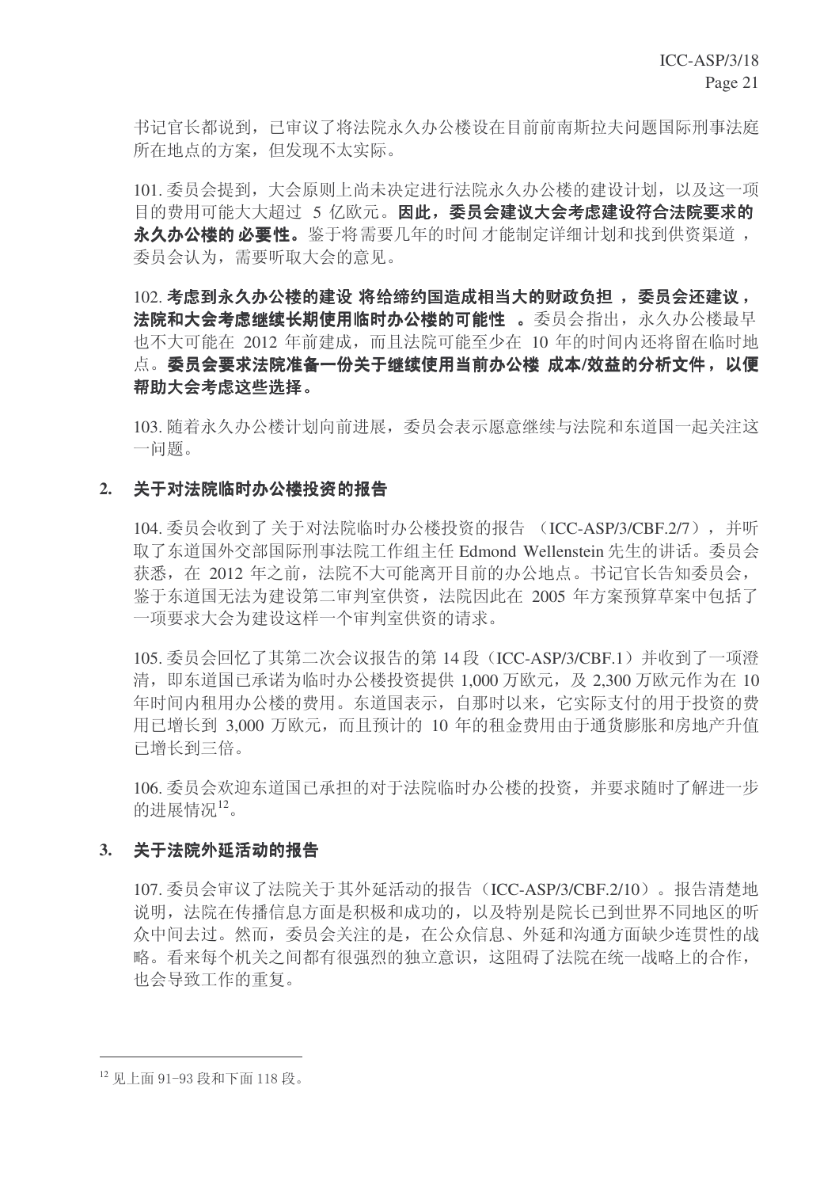书记官长都说到，已审议了将法院永久办公楼设在目前前南斯拉夫问题国际刑事法庭所在地点的方案，但发现不太实际。

101. 委员会提到，大会原则上尚未决定进行法院永久办公楼的建设计划，以及这一项目的费用可能大大超过 5 亿欧元。**因此，委员会建议大会考虑建设符合法院要求的永久办公楼的必要性。**鉴于将需要几年的时间才能制定详细计划和找到供资渠道，委员会认为，需要听取大会的意见。

102. **考虑到永久办公楼的建设将给缔约国造成相当大的财政负担，委员会还建议，法院和大会考虑继续长期使用临时办公楼的可能性。**委员会指出，永久办公楼最早也不大可能在 2012 年前建成，而且法院可能至少在 10 年的时间内还将留在临时地点。**委员会要求法院准备一份关于继续使用当前办公楼成本/效益的分析文件，以便帮助大会考虑这些选择。**

103. 随着永久办公楼计划向前进展，委员会表示愿意继续与法院和东道国一起关注这一问题。

## 2. 关于对法院临时办公楼投资的报告

104. 委员会收到了关于对法院临时办公楼投资的报告（ICC-ASP/3/CBF.2/7），并听取了东道国外交部国际刑事法院工作组主任 Edmond Wellenstein 先生的讲话。委员会获悉，在 2012 年之前，法院不大可能离开目前的办公地点。书记官长告知委员会，鉴于东道国无法为建设第二审判室供资，法院因此在 2005 年方案预算草案中包括了一项要求大会为建设这样一个审判室供资的请求。

105. 委员会回忆了其第二次会议报告的第 14 段（ICC-ASP/3/CBF.1）并收到了一项澄清，即东道国已承诺为临时办公楼投资提供 1,000 万欧元，及 2,300 万欧元作为在 10 年时间内租用办公楼的费用。东道国表示，自那时以来，它实际支付的用于投资的费用已增长到 3,000 万欧元，而且预计的 10 年的租金费用由于通货膨胀和房地产升值已增长到三倍。

106. 委员会欢迎东道国已承担的对于法院临时办公楼的投资，并要求随时了解进一步的进展情况[12]。

## 3. 关于法院外延活动的报告

107. 委员会审议了法院关于其外延活动的报告（ICC-ASP/3/CBF.2/10）。报告清楚地说明，法院在传播信息方面是积极和成功的，以及特别是院长已到世界不同地区的听众中间去过。然而，委员会关注的是，在公众信息、外延和沟通方面缺少连贯性的战略。看来每个机关之间都有很强烈的独立意识，这阻碍了法院在统一战略上的合作，也会导致工作的重复。

---

[12] 见上面 91-93 段和下面 118 段。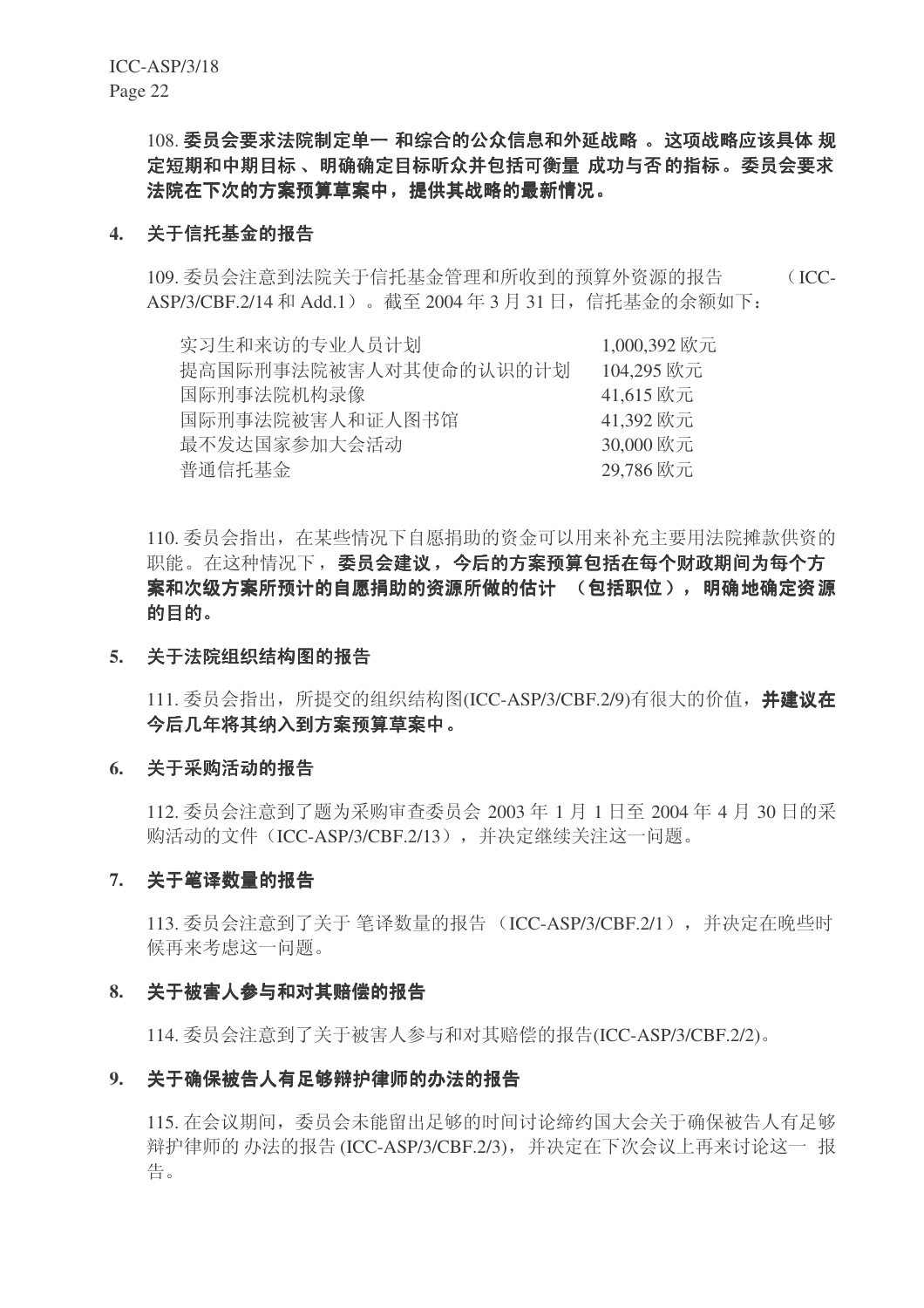108. **委员会要求法院制定单一 和综合的公众信息和外延战略 。这项战略应该具体 规定短期和中期目标 、明确确定目标听众并包括可衡量 成功与否 的指标。委员会要求法院在下次的方案预算草案中，提供其战略的最新情况。**

**4. 关于信托基金的报告**

109. 委员会注意到法院关于信托基金管理和所收到的预算外资源的报告 （ICC-ASP/3/CBF.2/14 和 Add.1）。截至 2004 年 3 月 31 日，信托基金的余额如下：

| | |
|---|---|
| 实习生和来访的专业人员计划 | 1,000,392 欧元 |
| 提高国际刑事法院被害人对其使命的认识的计划 | 104,295 欧元 |
| 国际刑事法院机构录像 | 41,615 欧元 |
| 国际刑事法院被害人和证人图书馆 | 41,392 欧元 |
| 最不发达国家参加大会活动 | 30,000 欧元 |
| 普通信托基金 | 29,786 欧元 |

110. 委员会指出，在某些情况下自愿捐助的资金可以用来补充主要用法院摊款供资的职能。在这种情况下，**委员会建议，今后的方案预算包括在每个财政期间为每个方案和次级方案所预计的自愿捐助的资源所做的估计 （包括职位），明确地确定资源的目的。**

**5. 关于法院组织结构图的报告**

111. 委员会指出，所提交的组织结构图(ICC-ASP/3/CBF.2/9)有很大的价值，**并建议在今后几年将其纳入到方案预算草案中。**

**6. 关于采购活动的报告**

112. 委员会注意到了题为采购审查委员会 2003 年 1 月 1 日至 2004 年 4 月 30 日的采购活动的文件（ICC-ASP/3/CBF.2/13），并决定继续关注这一问题。

**7. 关于笔译数量的报告**

113. 委员会注意到了关于 笔译数量的报告 （ICC-ASP/3/CBF.2/1），并决定在晚些时候再来考虑这一问题。

**8. 关于被害人参与和对其赔偿的报告**

114. 委员会注意到了关于被害人参与和对其赔偿的报告(ICC-ASP/3/CBF.2/2)。

**9. 关于确保被告人有足够辩护律师的办法的报告**

115. 在会议期间，委员会未能留出足够的时间讨论缔约国大会关于确保被告人有足够辩护律师的 办法的报告 (ICC-ASP/3/CBF.2/3)，并决定在下次会议上再来讨论这一 报告。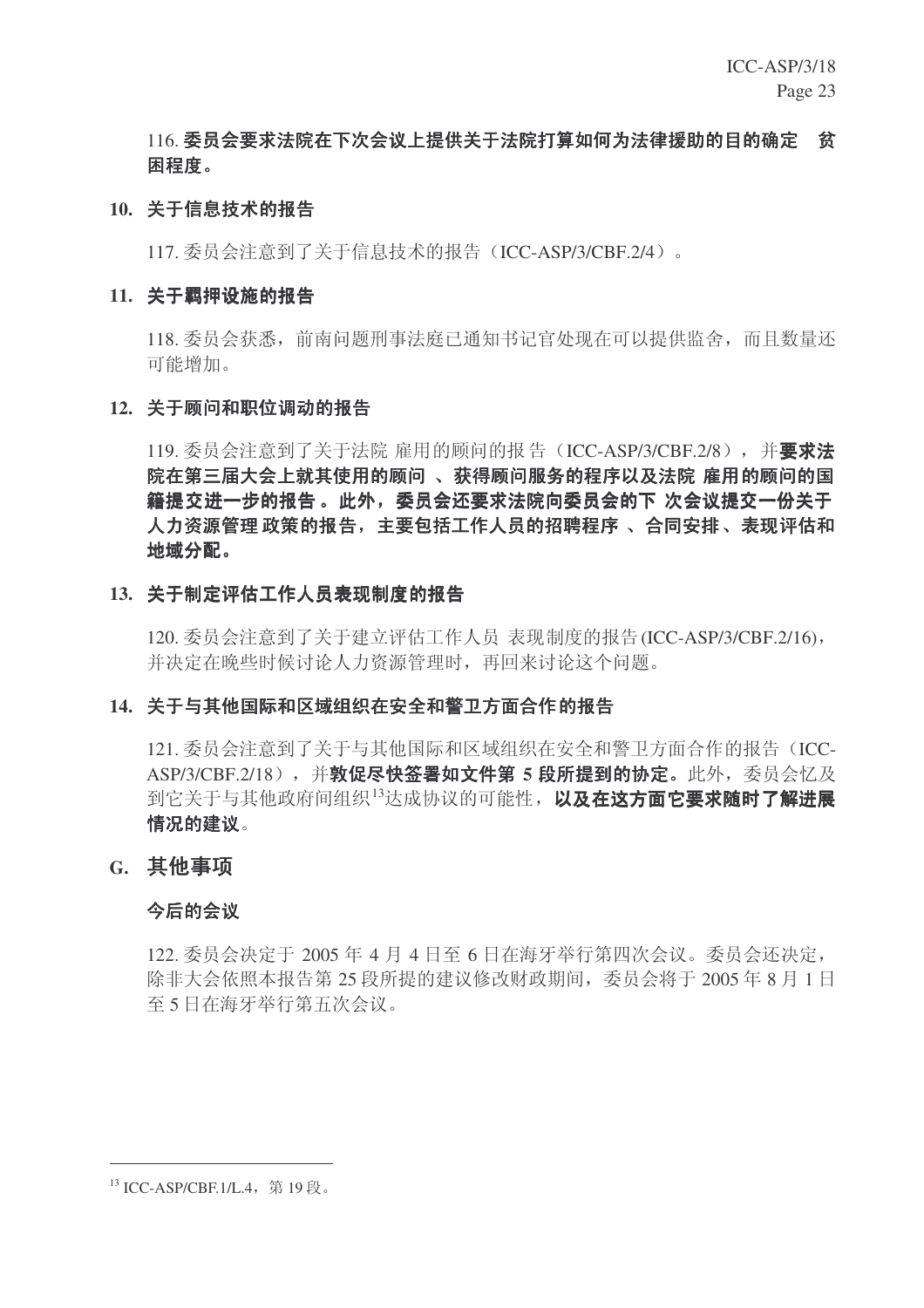116. **委员会要求法院在下次会议上提供关于法院打算如何为法律援助的目的确定 贫困程度。**

### 10. 关于信息技术的报告

117. 委员会注意到了关于信息技术的报告（ICC-ASP/3/CBF.2/4）。

### 11. 关于羁押设施的报告

118. 委员会获悉，前南问题刑事法庭已通知书记官处现在可以提供监舍，而且数量还可能增加。

### 12. 关于顾问和职位调动的报告

119. 委员会注意到了关于法院 雇用的顾问的报 告（ICC-ASP/3/CBF.2/8），并**要求法院在第三届大会上就其使用的顾问 、获得顾问服务的程序以及法院 雇用的顾问的国籍提交进一步的报告 。此外，委员会还要求法院向委员会的下 次会议提交一份关于人力资源管理 政策的报告，主要包括工作人员的招聘程序 、合同安排、表现评估和地域分配。**

### 13. 关于制定评估工作人员表现制度的报告

120. 委员会注意到了关于建立评估工作人员 表现制度的报告(ICC-ASP/3/CBF.2/16)，并决定在晚些时候讨论人力资源管理时，再回来讨论这个问题。

### 14. 关于与其他国际和区域组织在安全和警卫方面合作的报告

121. 委员会注意到了关于与其他国际和区域组织在安全和警卫方面合作的报告（ICC-ASP/3/CBF.2/18），并**敦促尽快签署如文件第 5 段所提到的协定。**此外，委员会忆及到它关于与其他政府间组织[13]达成协议的可能性，**以及在这方面它要求随时了解进展情况的建议**。

## G. 其他事项

### 今后的会议

122. 委员会决定于 2005 年 4 月 4 日至 6 日在海牙举行第四次会议。委员会还决定，除非大会依照本报告第 25 段所提的建议修改财政期间，委员会将于 2005 年 8 月 1 日至 5 日在海牙举行第五次会议。

---

[13] ICC-ASP/CBF.1/L.4，第 19 段。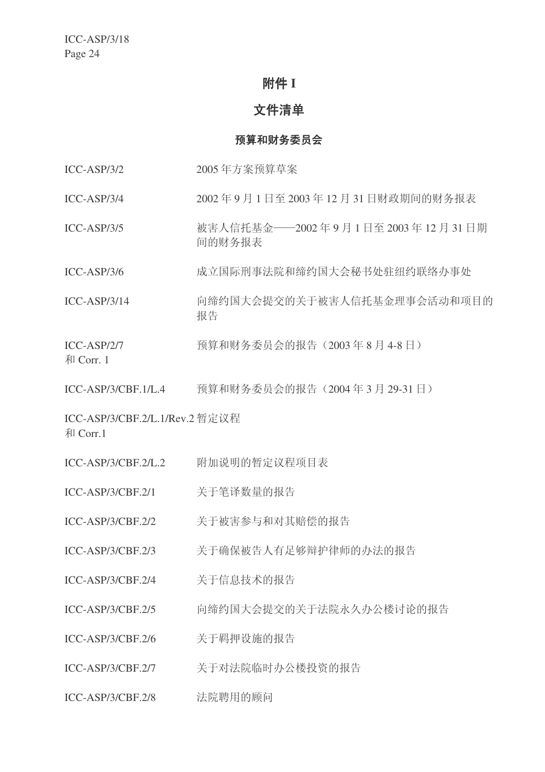# 附件 I

## 文件清单

### 预算和财务委员会

| | |
|---|---|
| ICC-ASP/3/2 | 2005 年方案预算草案 |
| ICC-ASP/3/4 | 2002 年 9 月 1 日至 2003 年 12 月 31 日财政期间的财务报表 |
| ICC-ASP/3/5 | 被害人信托基金——2002 年 9 月 1 日至 2003 年 12 月 31 日期间的财务报表 |
| ICC-ASP/3/6 | 成立国际刑事法院和缔约国大会秘书处驻纽约联络办事处 |
| ICC-ASP/3/14 | 向缔约国大会提交的关于被害人信托基金理事会活动和项目的报告 |
| ICC-ASP/2/7 和 Corr. 1 | 预算和财务委员会的报告（2003 年 8 月 4-8 日） |
| ICC-ASP/3/CBF.1/L.4 | 预算和财务委员会的报告（2004 年 3 月 29-31 日） |
| ICC-ASP/3/CBF.2/L.1/Rev.2 和 Corr.1 | 暂定议程 |
| ICC-ASP/3/CBF.2/L.2 | 附加说明的暂定议程项目表 |
| ICC-ASP/3/CBF.2/1 | 关于笔译数量的报告 |
| ICC-ASP/3/CBF.2/2 | 关于被害参与和对其赔偿的报告 |
| ICC-ASP/3/CBF.2/3 | 关于确保被告人有足够辩护律师的办法的报告 |
| ICC-ASP/3/CBF.2/4 | 关于信息技术的报告 |
| ICC-ASP/3/CBF.2/5 | 向缔约国大会提交的关于法院永久办公楼讨论的报告 |
| ICC-ASP/3/CBF.2/6 | 关于羁押设施的报告 |
| ICC-ASP/3/CBF.2/7 | 关于对法院临时办公楼投资的报告 |
| ICC-ASP/3/CBF.2/8 | 法院聘用的顾问 |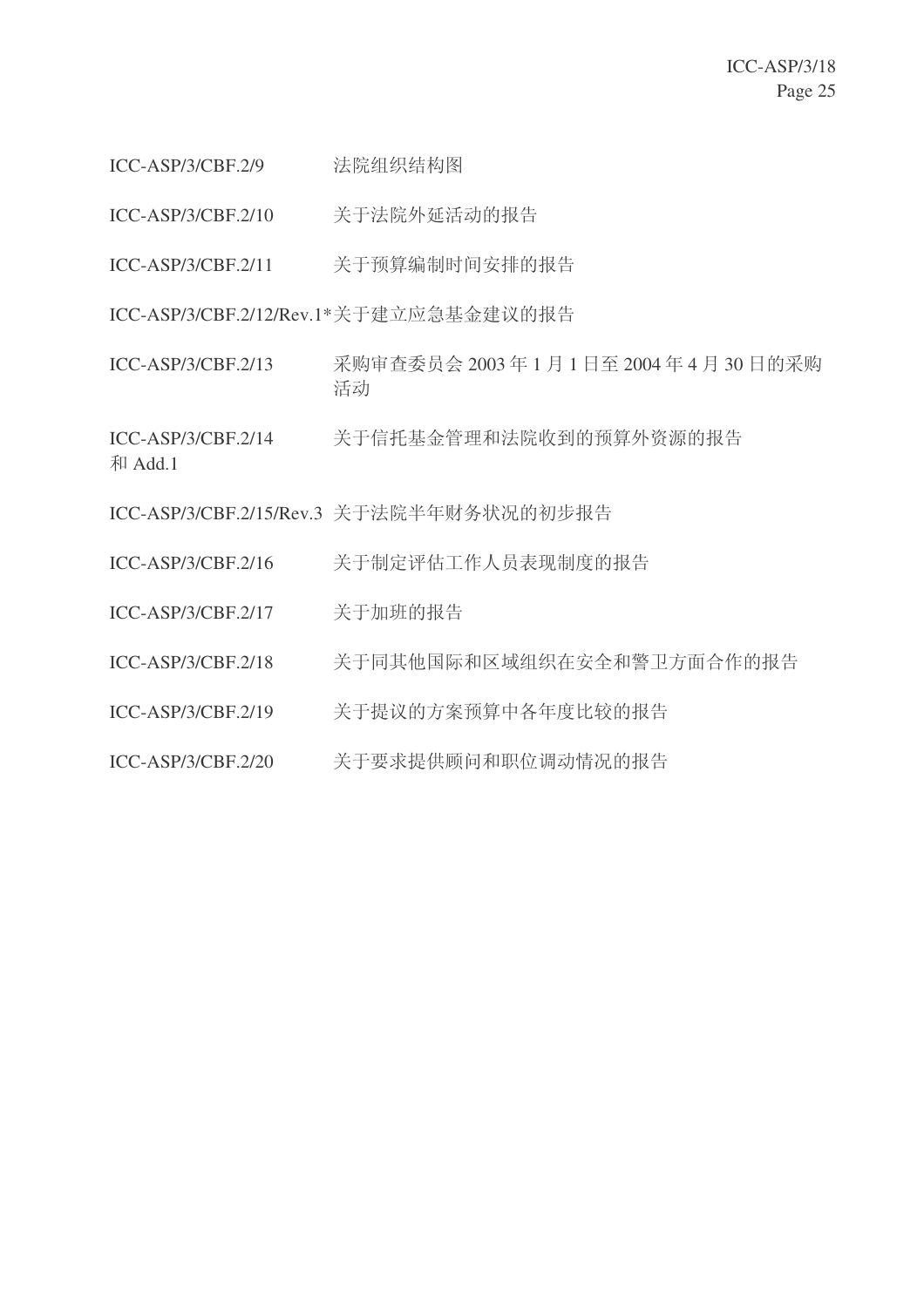| | |
|---|---|
| ICC-ASP/3/CBF.2/9 | 法院组织结构图 |
| ICC-ASP/3/CBF.2/10 | 关于法院外延活动的报告 |
| ICC-ASP/3/CBF.2/11 | 关于预算编制时间安排的报告 |
| ICC-ASP/3/CBF.2/12/Rev.1* | 关于建立应急基金建议的报告 |
| ICC-ASP/3/CBF.2/13 | 采购审查委员会 2003 年 1 月 1 日至 2004 年 4 月 30 日的采购活动 |
| ICC-ASP/3/CBF.2/14 和 Add.1 | 关于信托基金管理和法院收到的预算外资源的报告 |
| ICC-ASP/3/CBF.2/15/Rev.3 | 关于法院半年财务状况的初步报告 |
| ICC-ASP/3/CBF.2/16 | 关于制定评估工作人员表现制度的报告 |
| ICC-ASP/3/CBF.2/17 | 关于加班的报告 |
| ICC-ASP/3/CBF.2/18 | 关于同其他国际和区域组织在安全和警卫方面合作的报告 |
| ICC-ASP/3/CBF.2/19 | 关于提议的方案预算中各年度比较的报告 |
| ICC-ASP/3/CBF.2/20 | 关于要求提供顾问和职位调动情况的报告 |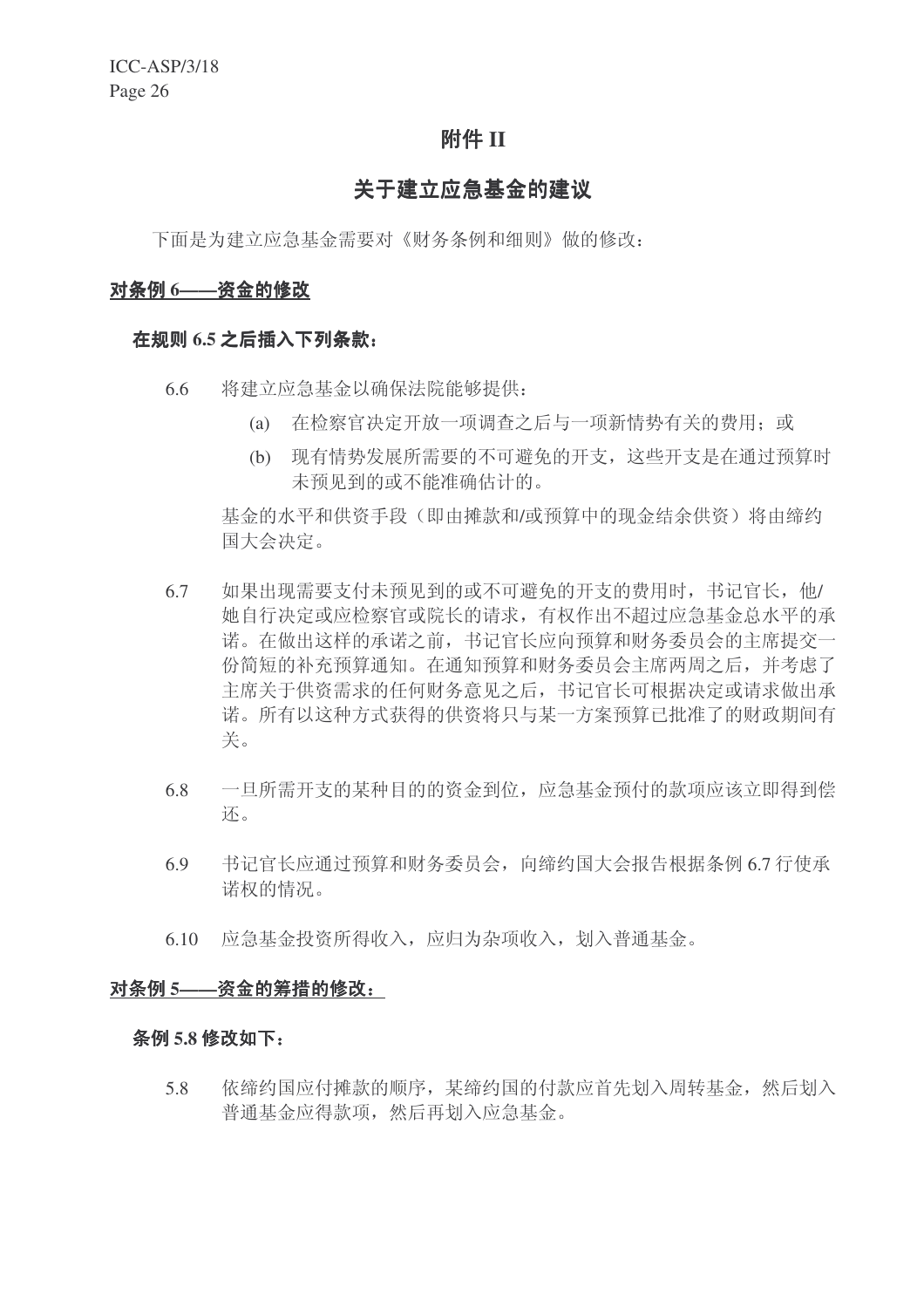# 附件 II

## 关于建立应急基金的建议

下面是为建立应急基金需要对《财务条例和细则》做的修改：

**<u>对条例 6——资金的修改</u>**

**在规则 6.5 之后插入下列条款：**

6.6 将建立应急基金以确保法院能够提供：

(a) 在检察官决定开放一项调查之后与一项新情势有关的费用；或

(b) 现有情势发展所需要的不可避免的开支，这些开支是在通过预算时未预见到的或不能准确估计的。

基金的水平和供资手段（即由摊款和/或预算中的现金结余供资）将由缔约国大会决定。

6.7 如果出现需要支付未预见到的或不可避免的开支的费用时，书记官长，他/她自行决定或应检察官或院长的请求，有权作出不超过应急基金总水平的承诺。在做出这样的承诺之前，书记官长应向预算和财务委员会的主席提交一份简短的补充预算通知。在通知预算和财务委员会主席两周之后，并考虑了主席关于供资需求的任何财务意见之后，书记官长可根据决定或请求做出承诺。所有以这种方式获得的供资将只与某一方案预算已批准了的财政期间有关。

6.8 一旦所需开支的某种目的的资金到位，应急基金预付的款项应该立即得到偿还。

6.9 书记官长应通过预算和财务委员会，向缔约国大会报告根据条例 6.7 行使承诺权的情况。

6.10 应急基金投资所得收入，应归为杂项收入，划入普通基金。

**<u>对条例 5——资金的筹措的修改：</u>**

**条例 5.8 修改如下：**

5.8 依缔约国应付摊款的顺序，某缔约国的付款应首先划入周转基金，然后划入普通基金应得款项，然后再划入应急基金。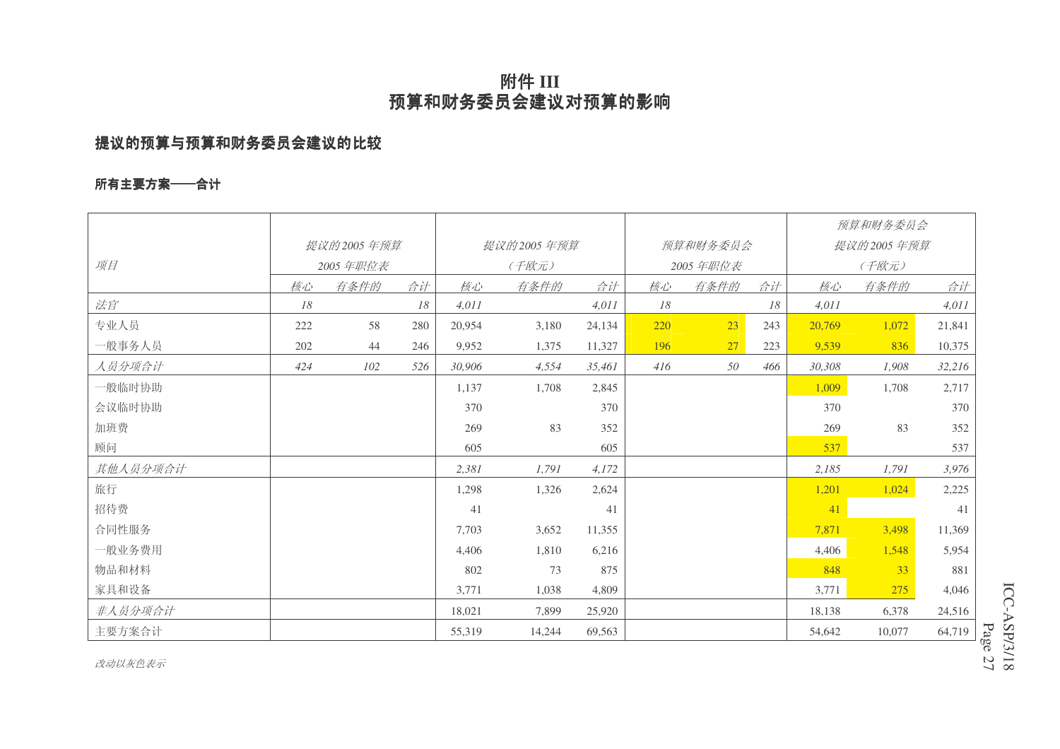# 附件 III
# 预算和财务委员会建议对预算的影响

## 提议的预算与预算和财务委员会建议的比较

### 所有主要方案——合计

| 项目 | 提议的2005 年预算 2005 年职位表 | | | 提议的2005 年预算 （千欧元） | | | 预算和财务委员会 2005 年职位表 | | | 预算和财务委员会 提议的2005 年预算 （千欧元） | | |
|---|---|---|---|---|---|---|---|---|---|---|---|---|
| | 核心 | 有条件的 | 合计 | 核心 | 有条件的 | 合计 | 核心 | 有条件的 | 合计 | 核心 | 有条件的 | 合计 |
| *法官* | *18* | | *18* | *4,011* | | *4,011* | *18* | | *18* | *4,011* | | *4,011* |
| 专业人员 | 222 | 58 | 280 | 20,954 | 3,180 | 24,134 | 220 | 23 | 243 | 20,769 | 1,072 | 21,841 |
| 一般事务人员 | 202 | 44 | 246 | 9,952 | 1,375 | 11,327 | 196 | 27 | 223 | 9,539 | 836 | 10,375 |
| *人员分项合计* | *424* | *102* | *526* | *30,906* | *4,554* | *35,461* | *416* | *50* | *466* | *30,308* | *1,908* | *32,216* |
| 一般临时协助 | | | | 1,137 | 1,708 | 2,845 | | | | 1,009 | 1,708 | 2,717 |
| 会议临时协助 | | | | 370 | | 370 | | | | 370 | | 370 |
| 加班费 | | | | 269 | 83 | 352 | | | | 269 | 83 | 352 |
| 顾问 | | | | 605 | | 605 | | | | 537 | | 537 |
| *其他人员分项合计* | | | | *2,381* | *1,791* | *4,172* | | | | *2,185* | *1,791* | *3,976* |
| 旅行 | | | | 1,298 | 1,326 | 2,624 | | | | 1,201 | 1,024 | 2,225 |
| 招待费 | | | | 41 | | 41 | | | | 41 | | 41 |
| 合同性服务 | | | | 7,703 | 3,652 | 11,355 | | | | 7,871 | 3,498 | 11,369 |
| 一般业务费用 | | | | 4,406 | 1,810 | 6,216 | | | | 4,406 | 1,548 | 5,954 |
| 物品和材料 | | | | 802 | 73 | 875 | | | | 848 | 33 | 881 |
| 家具和设备 | | | | 3,771 | 1,038 | 4,809 | | | | 3,771 | 275 | 4,046 |
| *非人员分项合计* | | | | 18,021 | 7,899 | 25,920 | | | | 18,138 | 6,378 | 24,516 |
| 主要方案合计 | | | | 55,319 | 14,244 | 69,563 | | | | 54,642 | 10,077 | 64,719 |

*改动以灰色表示*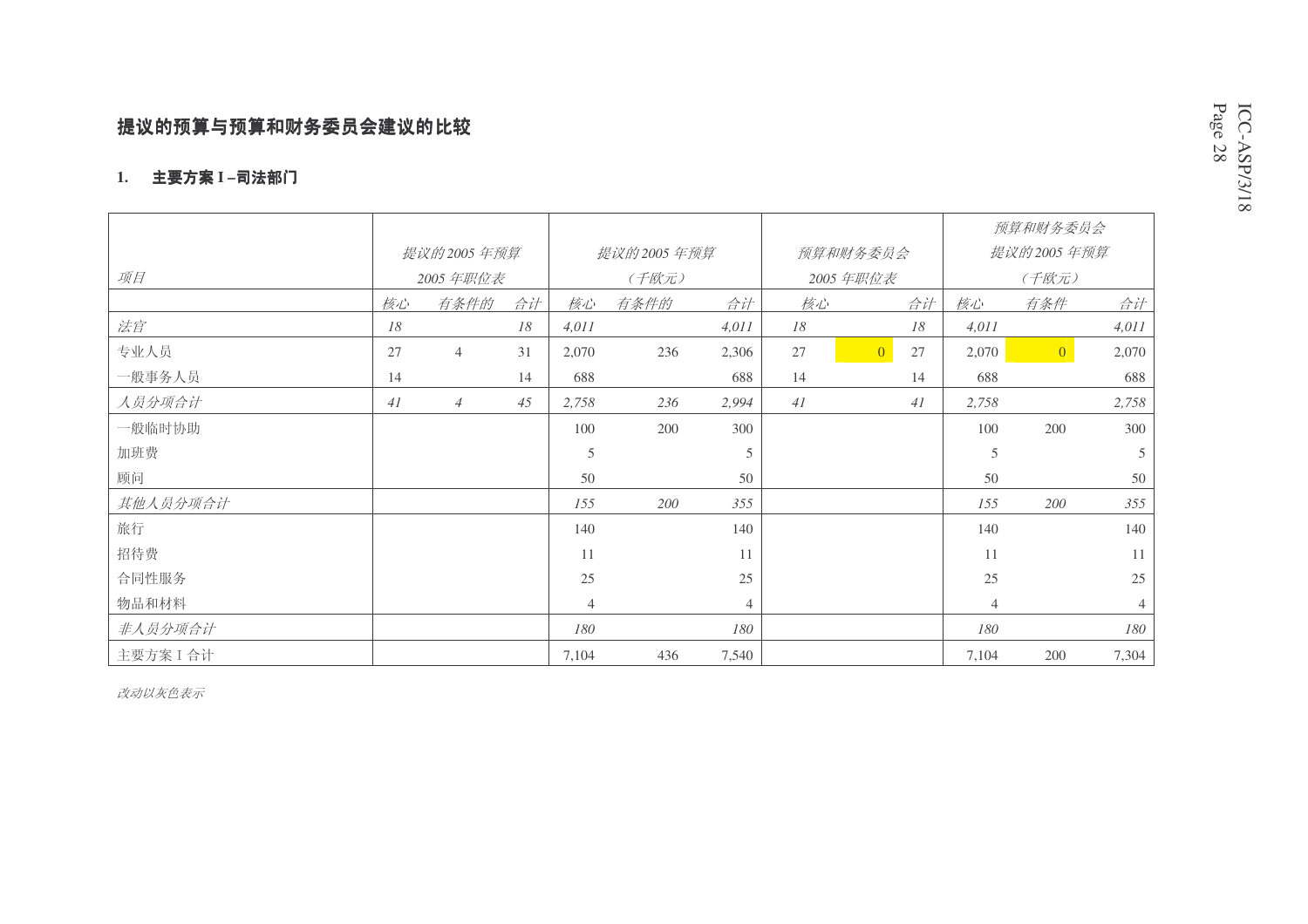## 提议的预算与预算和财务委员会建议的比较

### 1. 主要方案 I – 司法部门

| 项目 | 提议的 2005 年预算 2005 年职位表 | | | 提议的 2005 年预算（千欧元） | | | 预算和财务委员会 2005 年职位表 | | | 预算和财务委员会提议的 2005 年预算（千欧元） | | |
|---|---|---|---|---|---|---|---|---|---|---|---|---|
| | *核心* | *有条件的* | *合计* | *核心* | *有条件的* | *合计* | *核心* | | *合计* | *核心* | *有条件* | *合计* |
| *法官* | *18* | | *18* | *4,011* | | *4,011* | *18* | | *18* | *4,011* | | *4,011* |
| 专业人员 | 27 | 4 | 31 | 2,070 | 236 | 2,306 | 27 | 0 | 27 | 2,070 | 0 | 2,070 |
| 一般事务人员 | 14 | | 14 | 688 | | 688 | 14 | | 14 | 688 | | 688 |
| *人员分项合计* | *41* | *4* | *45* | *2,758* | *236* | *2,994* | *41* | | *41* | *2,758* | | *2,758* |
| 一般临时协助 | | | | 100 | 200 | 300 | | | | 100 | 200 | 300 |
| 加班费 | | | | 5 | | 5 | | | | 5 | | 5 |
| 顾问 | | | | 50 | | 50 | | | | 50 | | 50 |
| *其他人员分项合计* | | | | *155* | *200* | *355* | | | | *155* | *200* | *355* |
| 旅行 | | | | 140 | | 140 | | | | 140 | | 140 |
| 招待费 | | | | 11 | | 11 | | | | 11 | | 11 |
| 合同性服务 | | | | 25 | | 25 | | | | 25 | | 25 |
| 物品和材料 | | | | 4 | | 4 | | | | 4 | | 4 |
| *非人员分项合计* | | | | *180* | | *180* | | | | *180* | | *180* |
| 主要方案 I 合计 | | | | 7,104 | 436 | 7,540 | | | | 7,104 | 200 | 7,304 |

*改动以灰色表示*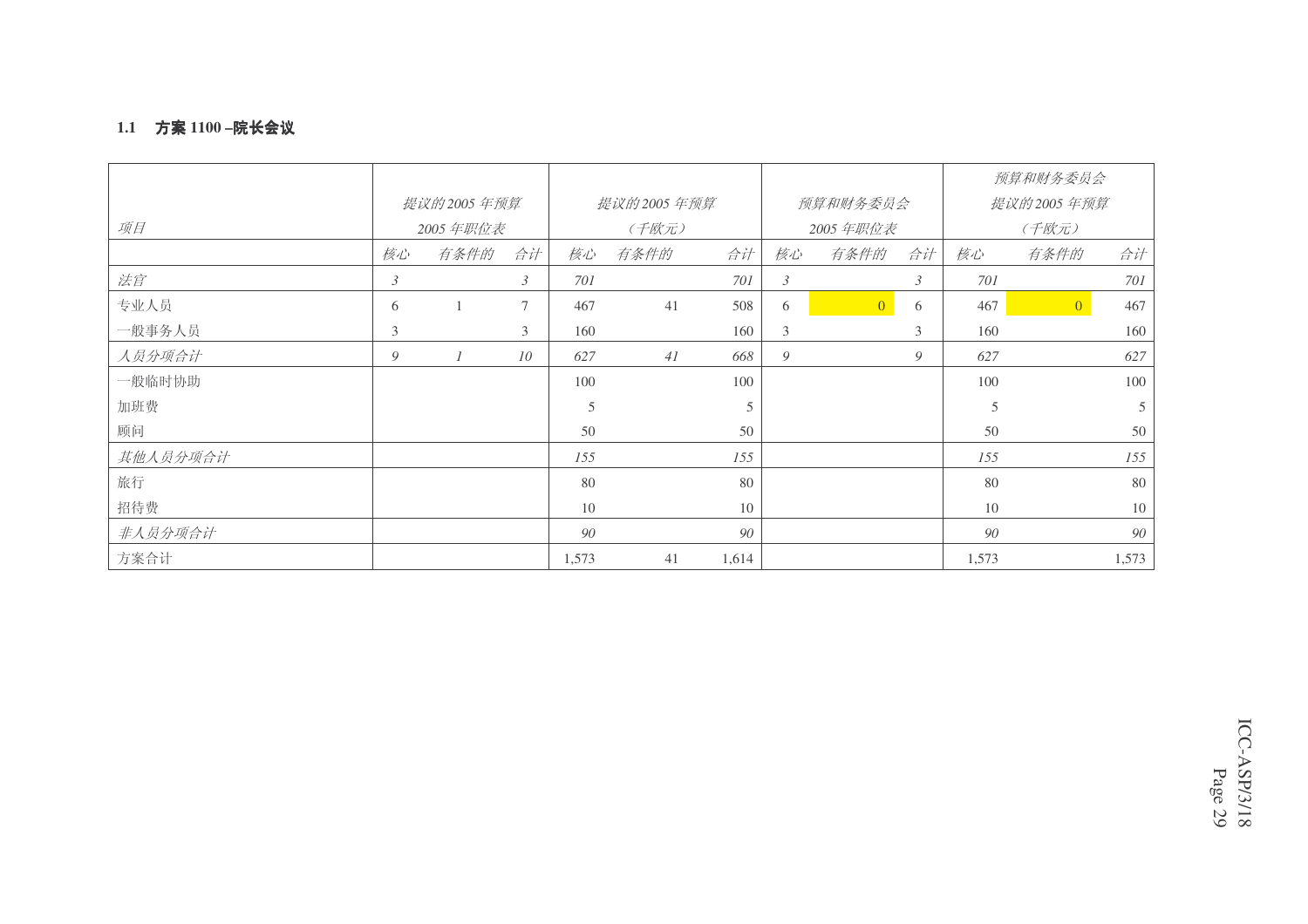### 1.1 方案 1100 –院长会议

| *项目* | *提议的 2005 年预算 2005 年职位表* | | | *提议的 2005 年预算 （千欧元）* | | | *预算和财务委员会 2005 年职位表* | | | *预算和财务委员会 提议的 2005 年预算 （千欧元）* | | |
|---|---|---|---|---|---|---|---|---|---|---|---|---|
| | *核心* | *有条件的* | *合计* | *核心* | *有条件的* | *合计* | *核心* | *有条件的* | *合计* | *核心* | *有条件的* | *合计* |
| *法官* | *3* | | *3* | *701* | | *701* | *3* | | *3* | *701* | | *701* |
| 专业人员 | 6 | 1 | 7 | 467 | 41 | 508 | 6 | 0 | 6 | 467 | 0 | 467 |
| 一般事务人员 | 3 | | 3 | 160 | | 160 | 3 | | 3 | 160 | | 160 |
| *人员分项合计* | *9* | *1* | *10* | *627* | *41* | *668* | *9* | | *9* | *627* | | *627* |
| 一般临时协助 | | | | 100 | | 100 | | | | 100 | | 100 |
| 加班费 | | | | 5 | | 5 | | | | 5 | | 5 |
| 顾问 | | | | 50 | | 50 | | | | 50 | | 50 |
| *其他人员分项合计* | | | | *155* | | *155* | | | | *155* | | *155* |
| 旅行 | | | | 80 | | 80 | | | | 80 | | 80 |
| 招待费 | | | | 10 | | 10 | | | | 10 | | 10 |
| *非人员分项合计* | | | | *90* | | *90* | | | | *90* | | *90* |
| 方案合计 | | | | 1,573 | 41 | 1,614 | | | | 1,573 | | 1,573 |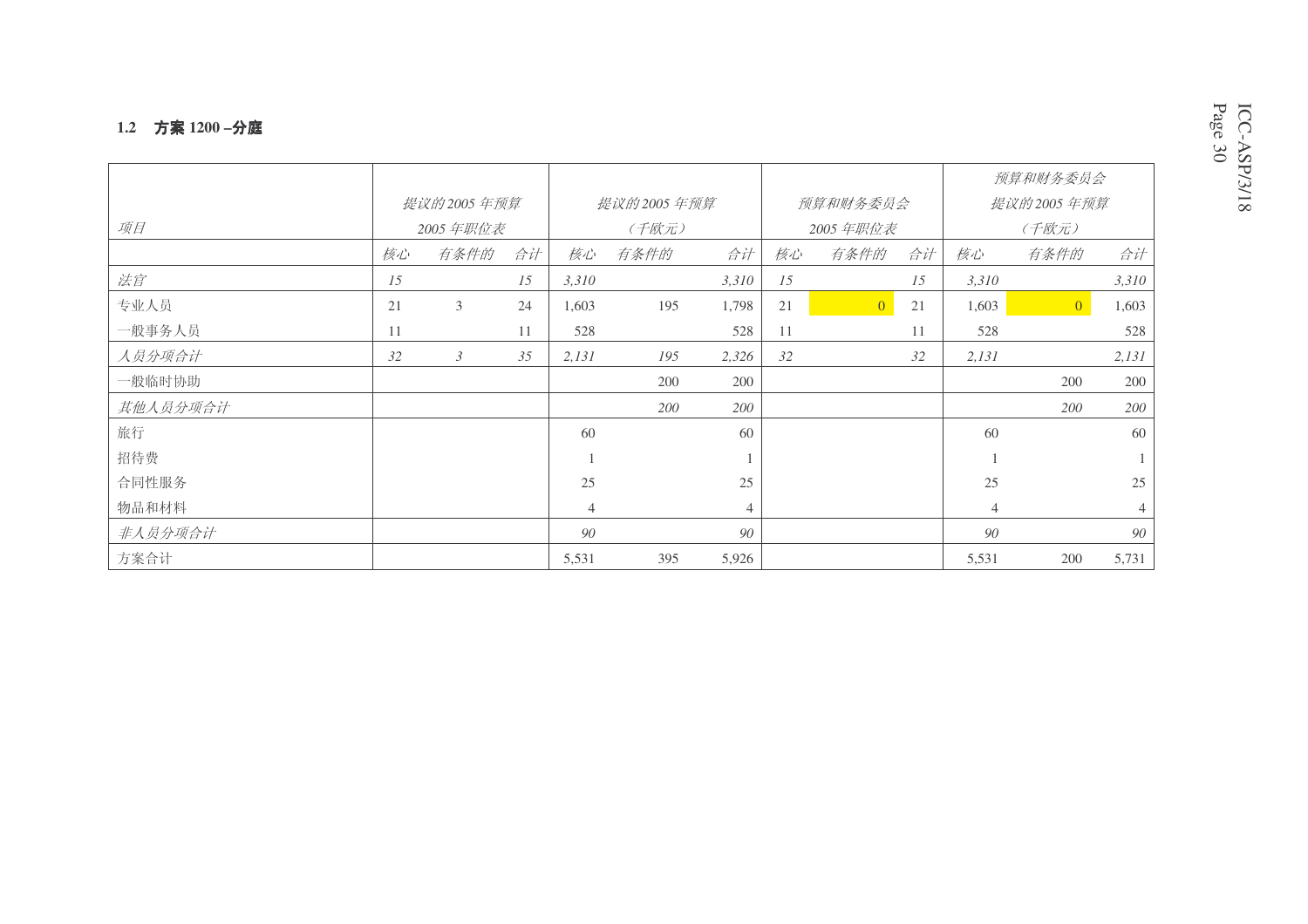### 1.2 方案 1200 –分庭

| 项目 | 提议的2005 年预算 2005 年职位表 | | | 提议的2005 年预算 （千欧元） | | | 预算和财务委员会 2005 年职位表 | | | 预算和财务委员会 提议的2005 年预算 （千欧元） | | |
|---|---|---|---|---|---|---|---|---|---|---|---|---|
| | 核心 | 有条件的 | 合计 | 核心 | 有条件的 | 合计 | 核心 | 有条件的 | 合计 | 核心 | 有条件的 | 合计 |
| *法官* | *15* | | *15* | *3,310* | | *3,310* | *15* | | *15* | *3,310* | | *3,310* |
| 专业人员 | 21 | 3 | 24 | 1,603 | 195 | 1,798 | 21 | 0 | 21 | 1,603 | 0 | 1,603 |
| 一般事务人员 | 11 | | 11 | 528 | | 528 | 11 | | 11 | 528 | | 528 |
| *人员分项合计* | *32* | *3* | *35* | *2,131* | *195* | *2,326* | *32* | | *32* | *2,131* | | *2,131* |
| 一般临时协助 | | | | | 200 | 200 | | | | | 200 | 200 |
| *其他人员分项合计* | | | | | *200* | *200* | | | | | *200* | *200* |
| 旅行 | | | | 60 | | 60 | | | | 60 | | 60 |
| 招待费 | | | | 1 | | 1 | | | | 1 | | 1 |
| 合同性服务 | | | | 25 | | 25 | | | | 25 | | 25 |
| 物品和材料 | | | | 4 | | 4 | | | | 4 | | 4 |
| *非人员分项合计* | | | | *90* | | *90* | | | | *90* | | *90* |
| 方案合计 | | | | 5,531 | 395 | 5,926 | | | | 5,531 | 200 | 5,731 |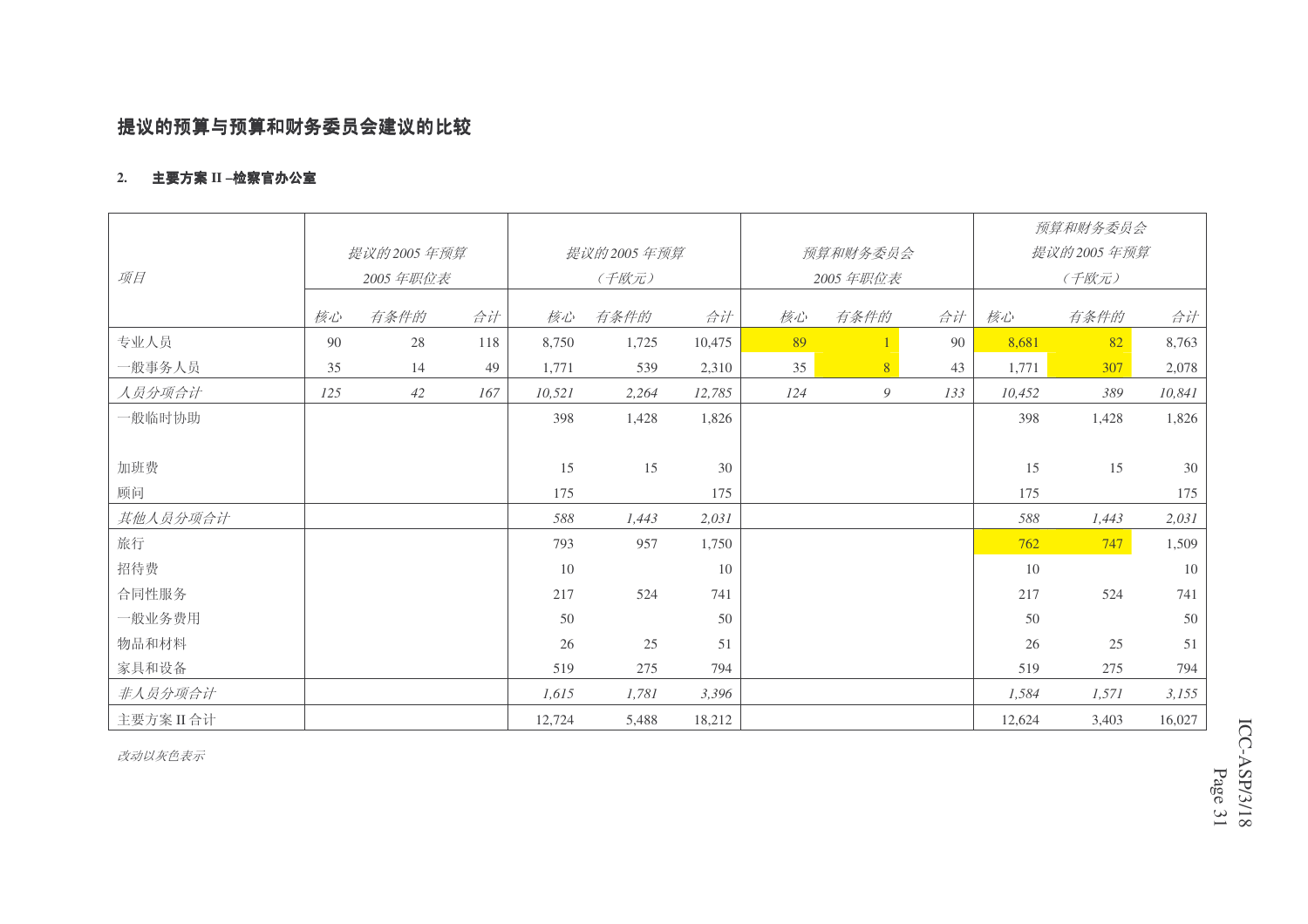## 提议的预算与预算和财务委员会建议的比较

### 2. 主要方案 II –检察官办公室

| 项目 | 提议的2005 年预算 2005 年职位表 | | | 提议的2005 年预算 （千欧元） | | | 预算和财务委员会 2005 年职位表 | | | 预算和财务委员会 提议的2005 年预算 （千欧元） | | |
|---|---|---|---|---|---|---|---|---|---|---|---|---|
| | 核心 | 有条件的 | 合计 | 核心 | 有条件的 | 合计 | 核心 | 有条件的 | 合计 | 核心 | 有条件的 | 合计 |
| 专业人员 | 90 | 28 | 118 | 8,750 | 1,725 | 10,475 | 89 | 1 | 90 | 8,681 | 82 | 8,763 |
| 一般事务人员 | 35 | 14 | 49 | 1,771 | 539 | 2,310 | 35 | 8 | 43 | 1,771 | 307 | 2,078 |
| *人员分项合计* | *125* | *42* | *167* | *10,521* | *2,264* | *12,785* | *124* | *9* | *133* | *10,452* | *389* | *10,841* |
| 一般临时协助 | | | | 398 | 1,428 | 1,826 | | | | 398 | 1,428 | 1,826 |
| 加班费 | | | | 15 | 15 | 30 | | | | 15 | 15 | 30 |
| 顾问 | | | | 175 | | 175 | | | | 175 | | 175 |
| *其他人员分项合计* | | | | *588* | *1,443* | *2,031* | | | | *588* | *1,443* | *2,031* |
| 旅行 | | | | 793 | 957 | 1,750 | | | | 762 | 747 | 1,509 |
| 招待费 | | | | 10 | | 10 | | | | 10 | | 10 |
| 合同性服务 | | | | 217 | 524 | 741 | | | | 217 | 524 | 741 |
| 一般业务费用 | | | | 50 | | 50 | | | | 50 | | 50 |
| 物品和材料 | | | | 26 | 25 | 51 | | | | 26 | 25 | 51 |
| 家具和设备 | | | | 519 | 275 | 794 | | | | 519 | 275 | 794 |
| *非人员分项合计* | | | | *1,615* | *1,781* | *3,396* | | | | *1,584* | *1,571* | *3,155* |
| 主要方案 II 合计 | | | | 12,724 | 5,488 | 18,212 | | | | 12,624 | 3,403 | 16,027 |

*改动以灰色表示*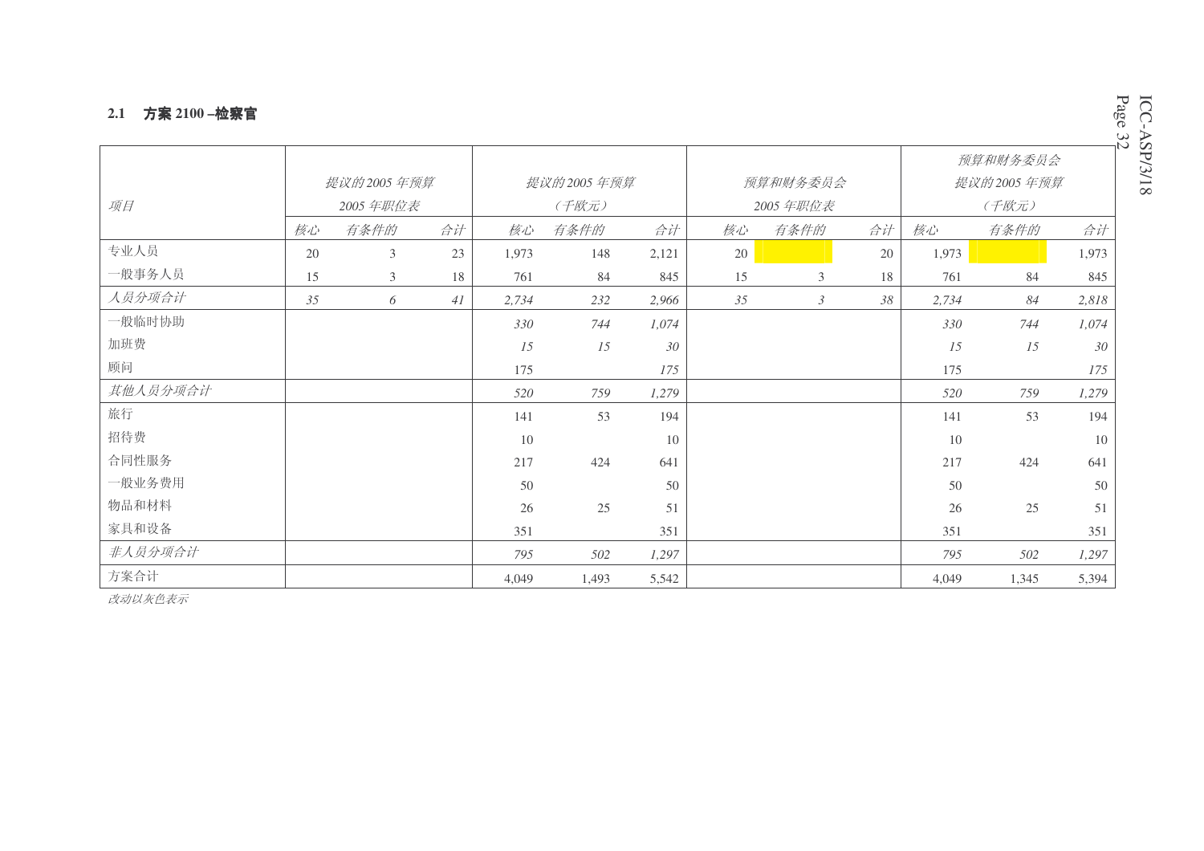## 2.1 方案 2100 –检察官

| 项目 | 提议的2005 年预算 2005 年职位表 | | | 提议的2005 年预算（千欧元） | | | 预算和财务委员会 2005 年职位表 | | | 预算和财务委员会 提议的2005 年预算（千欧元） | | |
|---|---|---|---|---|---|---|---|---|---|---|---|---|
| | *核心* | *有条件的* | *合计* | *核心* | *有条件的* | *合计* | *核心* | *有条件的* | *合计* | *核心* | *有条件的* | *合计* |
| 专业人员 | 20 | 3 | 23 | 1,973 | 148 | 2,121 | 20 | | 20 | 1,973 | | 1,973 |
| 一般事务人员 | 15 | 3 | 18 | 761 | 84 | 845 | 15 | 3 | 18 | 761 | 84 | 845 |
| *人员分项合计* | *35* | *6* | *41* | *2,734* | *232* | *2,966* | *35* | *3* | *38* | *2,734* | *84* | *2,818* |
| 一般临时协助 | | | | *330* | *744* | *1,074* | | | | *330* | *744* | *1,074* |
| 加班费 | | | | *15* | *15* | *30* | | | | *15* | *15* | *30* |
| 顾问 | | | | 175 | | *175* | | | | 175 | | *175* |
| *其他人员分项合计* | | | | *520* | *759* | *1,279* | | | | *520* | *759* | *1,279* |
| 旅行 | | | | 141 | 53 | 194 | | | | 141 | 53 | 194 |
| 招待费 | | | | 10 | | 10 | | | | 10 | | 10 |
| 合同性服务 | | | | 217 | 424 | 641 | | | | 217 | 424 | 641 |
| 一般业务费用 | | | | 50 | | 50 | | | | 50 | | 50 |
| 物品和材料 | | | | 26 | 25 | 51 | | | | 26 | 25 | 51 |
| 家具和设备 | | | | 351 | | 351 | | | | 351 | | 351 |
| *非人员分项合计* | | | | *795* | *502* | *1,297* | | | | *795* | *502* | *1,297* |
| 方案合计 | | | | 4,049 | 1,493 | 5,542 | | | | 4,049 | 1,345 | 5,394 |

*改动以灰色表示*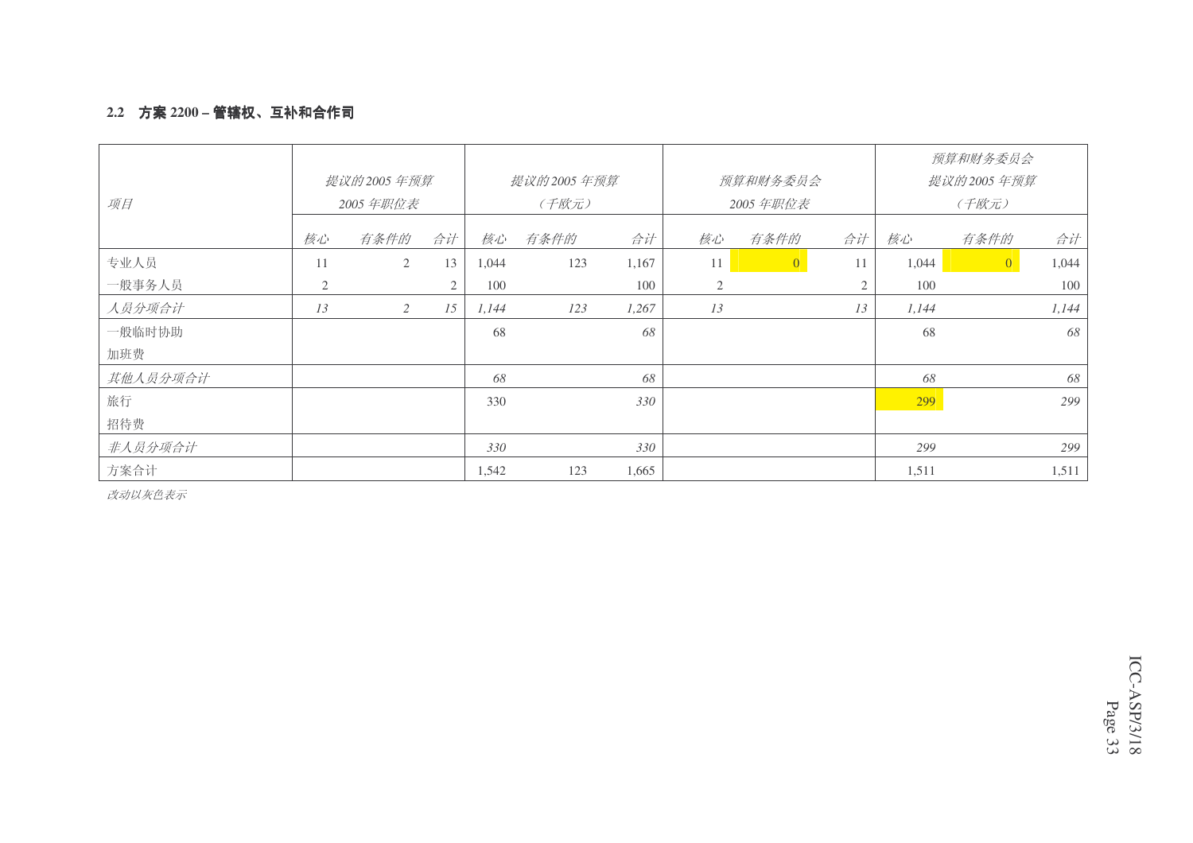### 2.2 方案 2200 – 管辖权、互补和合作司

| 项目 | 提议的 2005 年预算 2005 年职位表 | | | 提议的 2005 年预算（千欧元） | | | 预算和财务委员会 2005 年职位表 | | | 预算和财务委员会提议的 2005 年预算（千欧元） | | |
|---|---|---|---|---|---|---|---|---|---|---|---|---|
| | 核心 | 有条件的 | 合计 | 核心 | 有条件的 | 合计 | 核心 | 有条件的 | 合计 | 核心 | 有条件的 | 合计 |
| 专业人员 | 11 | 2 | 13 | 1,044 | 123 | 1,167 | 11 | 0 | 11 | 1,044 | 0 | 1,044 |
| 一般事务人员 | 2 | | 2 | 100 | | 100 | 2 | | 2 | 100 | | 100 |
| *人员分项合计* | *13* | *2* | *15* | *1,144* | *123* | *1,267* | *13* | | *13* | *1,144* | | *1,144* |
| 一般临时协助 | | | | 68 | | *68* | | | | 68 | | *68* |
| 加班费 | | | | | | | | | | | | |
| *其他人员分项合计* | | | | *68* | | *68* | | | | *68* | | *68* |
| 旅行 | | | | 330 | | *330* | | | | 299 | | *299* |
| 招待费 | | | | | | | | | | | | |
| *非人员分项合计* | | | | *330* | | *330* | | | | *299* | | *299* |
| 方案合计 | | | | 1,542 | 123 | 1,665 | | | | 1,511 | | 1,511 |

*改动以灰色表示*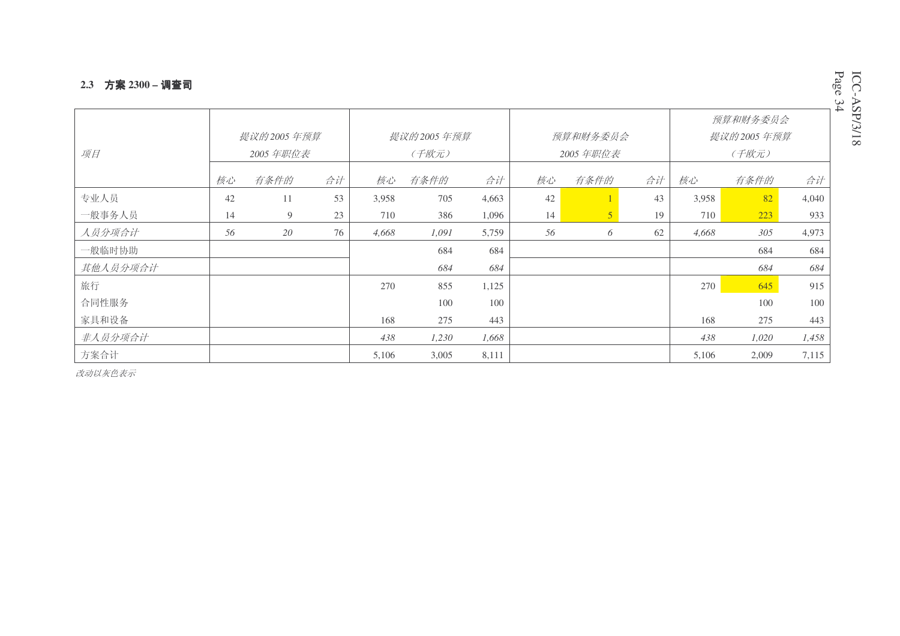### 2.3 方案 2300 – 调查司

| 项目 | 提议的2005 年预算 2005 年职位表 | | | 提议的2005 年预算（千欧元） | | | 预算和财务委员会 2005 年职位表 | | | 预算和财务委员会 提议的2005 年预算（千欧元） | | |
|---|---|---|---|---|---|---|---|---|---|---|---|---|
| | *核心* | *有条件的* | *合计* | *核心* | *有条件的* | *合计* | *核心* | *有条件的* | *合计* | *核心* | *有条件的* | *合计* |
| 专业人员 | 42 | 11 | 53 | 3,958 | 705 | 4,663 | 42 | 1 | 43 | 3,958 | 82 | 4,040 |
| 一般事务人员 | 14 | 9 | 23 | 710 | 386 | 1,096 | 14 | 5 | 19 | 710 | 223 | 933 |
| *人员分项合计* | *56* | *20* | 76 | *4,668* | *1,091* | 5,759 | *56* | *6* | 62 | *4,668* | *305* | 4,973 |
| 一般临时协助 | | | | | 684 | 684 | | | | | 684 | 684 |
| *其他人员分项合计* | | | | | *684* | *684* | | | | | *684* | *684* |
| 旅行 | | | | 270 | 855 | 1,125 | | | | 270 | 645 | 915 |
| 合同性服务 | | | | | 100 | 100 | | | | | 100 | 100 |
| 家具和设备 | | | | 168 | 275 | 443 | | | | 168 | 275 | 443 |
| *非人员分项合计* | | | | *438* | *1,230* | *1,668* | | | | *438* | *1,020* | *1,458* |
| 方案合计 | | | | 5,106 | 3,005 | 8,111 | | | | 5,106 | 2,009 | 7,115 |

*改动以灰色表示*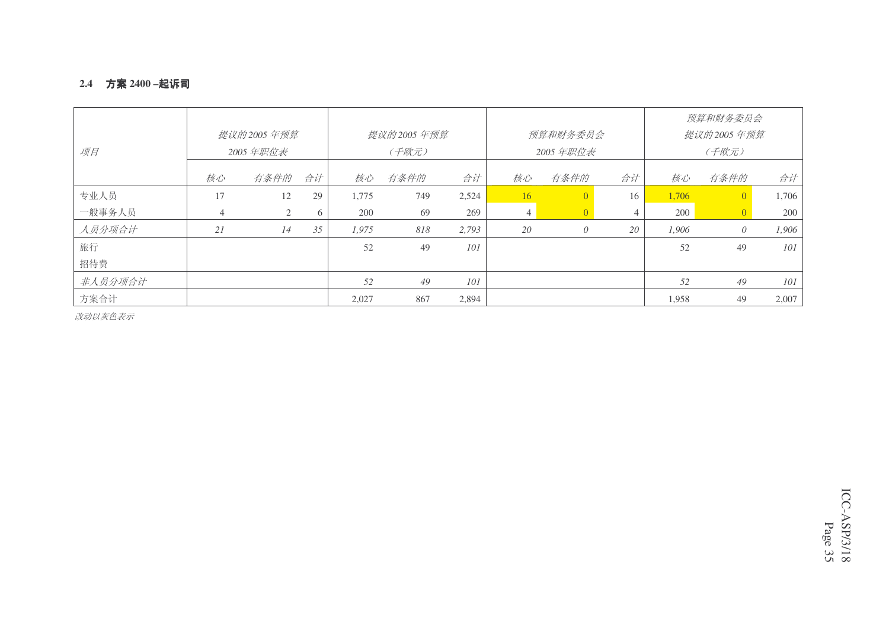### 2.4 方案 2400 –起诉司

| 项目 | 提议的 2005 年预算 2005 年职位表 | | | 提议的 2005 年预算（千欧元） | | | 预算和财务委员会 2005 年职位表 | | | 预算和财务委员会提议的 2005 年预算（千欧元） | | |
|---|---|---|---|---|---|---|---|---|---|---|---|---|
| | 核心 | 有条件的 | 合计 | 核心 | 有条件的 | 合计 | 核心 | 有条件的 | 合计 | 核心 | 有条件的 | 合计 |
| 专业人员 | 17 | 12 | 29 | 1,775 | 749 | 2,524 | 16 | 0 | 16 | 1,706 | 0 | 1,706 |
| 一般事务人员 | 4 | 2 | 6 | 200 | 69 | 269 | 4 | 0 | 4 | 200 | 0 | 200 |
| *人员分项合计* | *21* | *14* | *35* | *1,975* | *818* | *2,793* | *20* | *0* | *20* | *1,906* | *0* | *1,906* |
| 旅行 | | | | 52 | 49 | *101* | | | | 52 | 49 | *101* |
| 招待费 | | | | | | | | | | | | |
| *非人员分项合计* | | | | *52* | *49* | *101* | | | | *52* | *49* | *101* |
| 方案合计 | | | | 2,027 | 867 | 2,894 | | | | 1,958 | 49 | 2,007 |

*改动以灰色表示*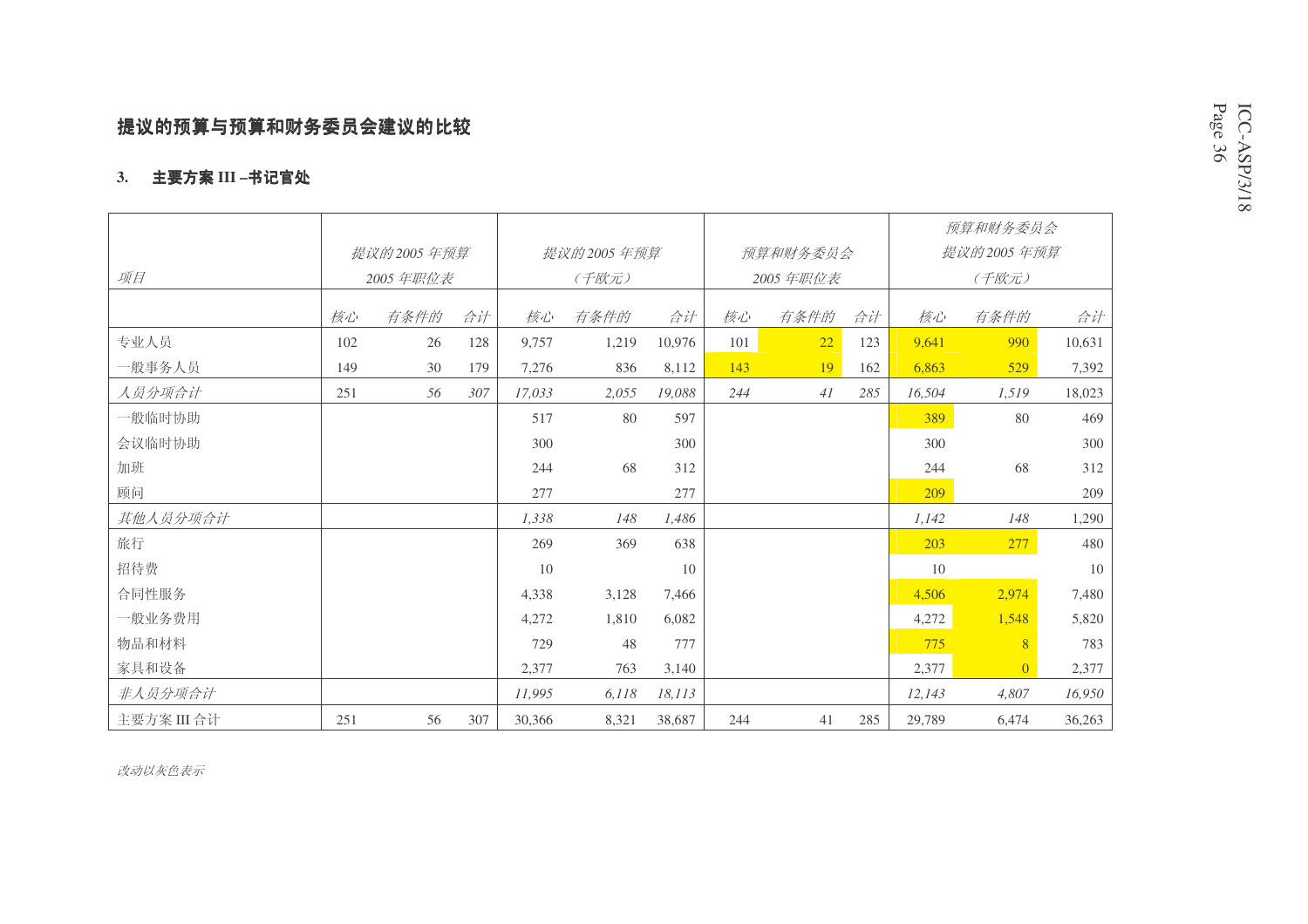## 提议的预算与预算和财务委员会建议的比较

### 3. 主要方案 III –书记官处

| 项目 | 提议的2005 年预算 2005 年职位表 | | | 提议的2005 年预算 （千欧元） | | | 预算和财务委员会 2005 年职位表 | | | 预算和财务委员会 提议的2005 年预算 （千欧元） | | |
|---|---|---|---|---|---|---|---|---|---|---|---|---|
| | 核心 | 有条件的 | 合计 | 核心 | 有条件的 | 合计 | 核心 | 有条件的 | 合计 | 核心 | 有条件的 | 合计 |
| 专业人员 | 102 | 26 | 128 | 9,757 | 1,219 | 10,976 | 101 | 22 | 123 | 9,641 | 990 | 10,631 |
| 一般事务人员 | 149 | 30 | 179 | 7,276 | 836 | 8,112 | 143 | 19 | 162 | 6,863 | 529 | 7,392 |
| *人员分项合计* | 251 | *56* | *307* | *17,033* | *2,055* | *19,088* | *244* | *41* | *285* | *16,504* | *1,519* | 18,023 |
| 一般临时协助 | | | | 517 | 80 | 597 | | | | 389 | 80 | 469 |
| 会议临时协助 | | | | 300 | | 300 | | | | 300 | | 300 |
| 加班 | | | | 244 | 68 | 312 | | | | 244 | 68 | 312 |
| 顾问 | | | | 277 | | 277 | | | | 209 | | 209 |
| *其他人员分项合计* | | | | *1,338* | *148* | *1,486* | | | | *1,142* | *148* | 1,290 |
| 旅行 | | | | 269 | 369 | 638 | | | | 203 | 277 | 480 |
| 招待费 | | | | 10 | | 10 | | | | 10 | | 10 |
| 合同性服务 | | | | 4,338 | 3,128 | 7,466 | | | | 4,506 | 2,974 | 7,480 |
| 一般业务费用 | | | | 4,272 | 1,810 | 6,082 | | | | 4,272 | 1,548 | 5,820 |
| 物品和材料 | | | | 729 | 48 | 777 | | | | 775 | 8 | 783 |
| 家具和设备 | | | | 2,377 | 763 | 3,140 | | | | 2,377 | 0 | 2,377 |
| *非人员分项合计* | | | | *11,995* | *6,118* | *18,113* | | | | *12,143* | *4,807* | *16,950* |
| 主要方案 III 合计 | 251 | 56 | 307 | 30,366 | 8,321 | 38,687 | 244 | 41 | 285 | 29,789 | 6,474 | 36,263 |

*改动以灰色表示*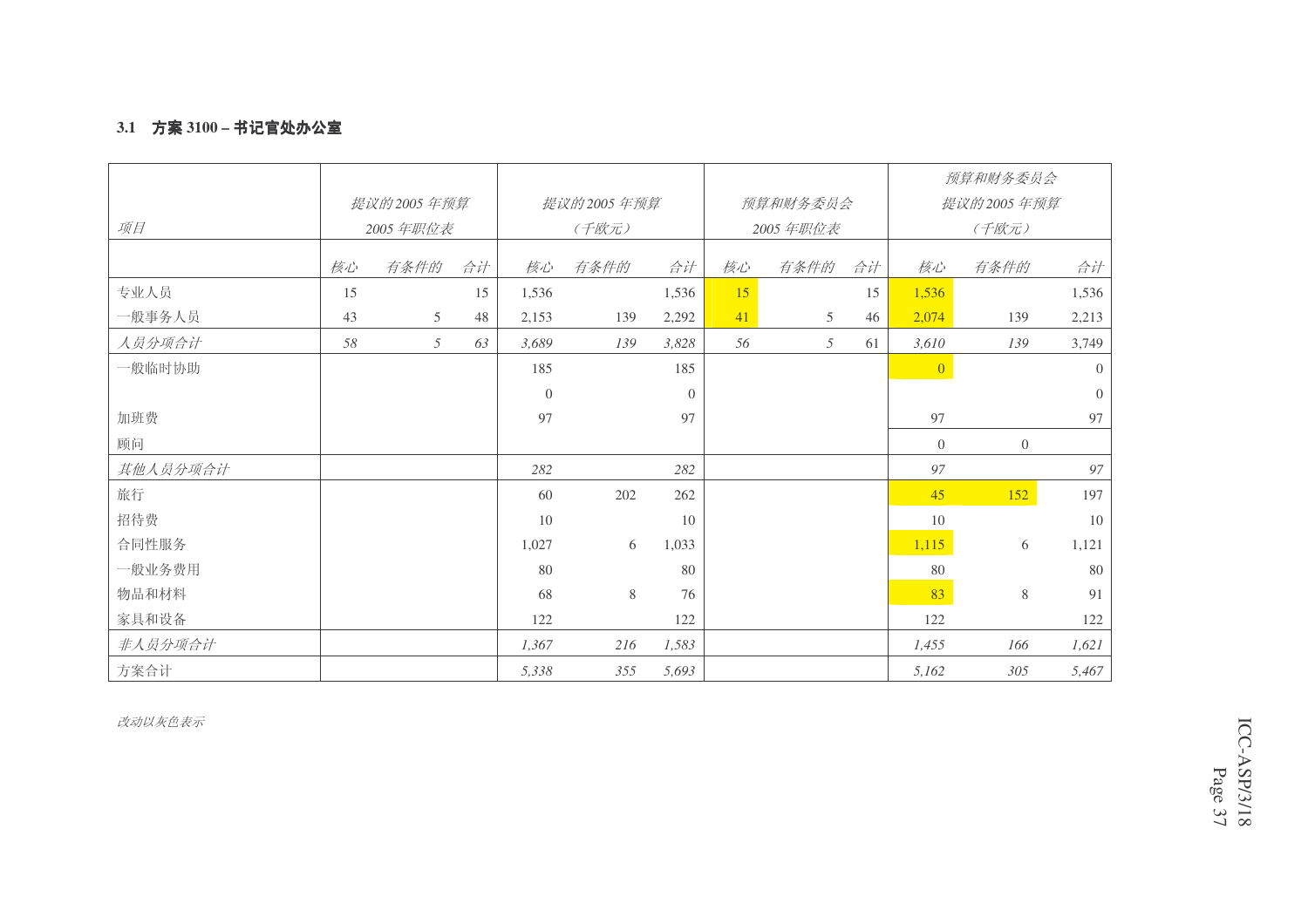### 3.1 方案 3100 – 书记官处办公室

| 项目 | 提议的2005 年预算 2005 年职位表 | | | 提议的2005 年预算 （千欧元） | | | 预算和财务委员会 2005 年职位表 | | | 预算和财务委员会 提议的2005 年预算 （千欧元） | | |
|---|---|---|---|---|---|---|---|---|---|---|---|---|
| | 核心 | 有条件的 | 合计 | 核心 | 有条件的 | 合计 | 核心 | 有条件的 | 合计 | 核心 | 有条件的 | 合计 |
| 专业人员 | 15 | | 15 | 1,536 | | 1,536 | 15 | | 15 | 1,536 | | 1,536 |
| 一般事务人员 | 43 | 5 | 48 | 2,153 | 139 | 2,292 | 41 | 5 | 46 | 2,074 | 139 | 2,213 |
| *人员分项合计* | *58* | *5* | *63* | *3,689* | *139* | *3,828* | *56* | *5* | 61 | *3,610* | *139* | 3,749 |
| 一般临时协助 | | | | 185 | | 185 | | | | 0 | | 0 |
| | | | | 0 | | 0 | | | | | | 0 |
| 加班费 | | | | 97 | | 97 | | | | 97 | | 97 |
| 顾问 | | | | | | | | | | 0 | 0 | |
| *其他人员分项合计* | | | | *282* | | *282* | | | | *97* | | *97* |
| 旅行 | | | | 60 | 202 | 262 | | | | 45 | 152 | 197 |
| 招待费 | | | | 10 | | 10 | | | | 10 | | 10 |
| 合同性服务 | | | | 1,027 | 6 | 1,033 | | | | 1,115 | 6 | 1,121 |
| 一般业务费用 | | | | 80 | | 80 | | | | 80 | | 80 |
| 物品和材料 | | | | 68 | 8 | 76 | | | | 83 | 8 | 91 |
| 家具和设备 | | | | 122 | | 122 | | | | 122 | | 122 |
| *非人员分项合计* | | | | *1,367* | *216* | *1,583* | | | | *1,455* | *166* | *1,621* |
| 方案合计 | | | | *5,338* | *355* | *5,693* | | | | *5,162* | *305* | *5,467* |

*改动以灰色表示*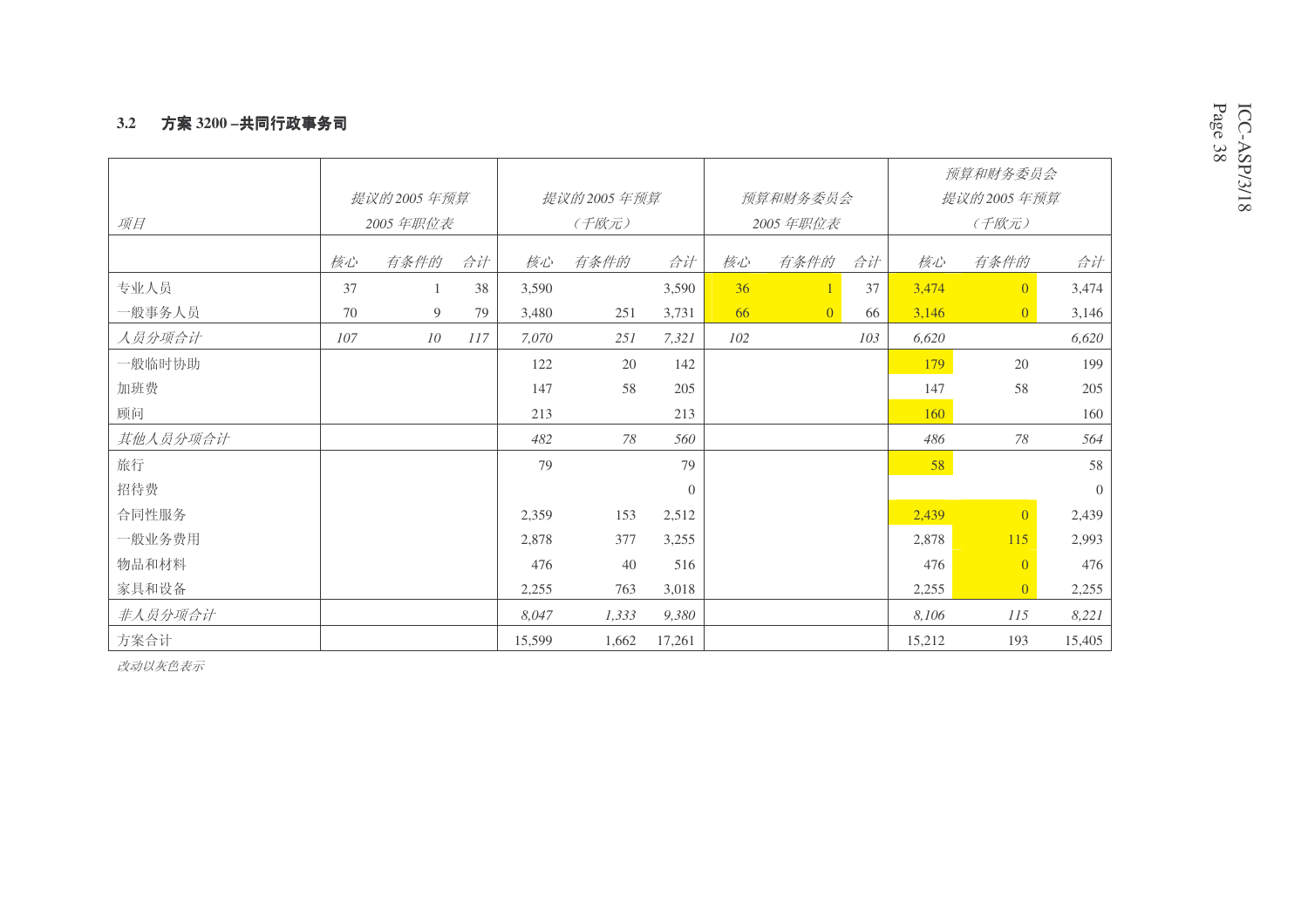### 3.2 方案 3200 –共同行政事务司

| 项目 | 提议的 2005 年预算 2005 年职位表 | | | 提议的 2005 年预算 （千欧元） | | | 预算和财务委员会 2005 年职位表 | | | 预算和财务委员会 提议的 2005 年预算 （千欧元） | | |
|---|---|---|---|---|---|---|---|---|---|---|---|---|
| | 核心 | 有条件的 | 合计 | 核心 | 有条件的 | 合计 | 核心 | 有条件的 | 合计 | 核心 | 有条件的 | 合计 |
| 专业人员 | 37 | 1 | 38 | 3,590 | | 3,590 | 36 | 1 | 37 | 3,474 | 0 | 3,474 |
| 一般事务人员 | 70 | 9 | 79 | 3,480 | 251 | 3,731 | 66 | 0 | 66 | 3,146 | 0 | 3,146 |
| *人员分项合计* | *107* | *10* | *117* | *7,070* | *251* | *7,321* | *102* | | *103* | *6,620* | | *6,620* |
| 一般临时协助 | | | | 122 | 20 | 142 | | | | 179 | 20 | 199 |
| 加班费 | | | | 147 | 58 | 205 | | | | 147 | 58 | 205 |
| 顾问 | | | | 213 | | 213 | | | | 160 | | 160 |
| *其他人员分项合计* | | | | *482* | *78* | *560* | | | | *486* | *78* | *564* |
| 旅行 | | | | 79 | | 79 | | | | 58 | | 58 |
| 招待费 | | | | | | 0 | | | | | | 0 |
| 合同性服务 | | | | 2,359 | 153 | 2,512 | | | | 2,439 | 0 | 2,439 |
| 一般业务费用 | | | | 2,878 | 377 | 3,255 | | | | 2,878 | 115 | 2,993 |
| 物品和材料 | | | | 476 | 40 | 516 | | | | 476 | 0 | 476 |
| 家具和设备 | | | | 2,255 | 763 | 3,018 | | | | 2,255 | 0 | 2,255 |
| *非人员分项合计* | | | | *8,047* | *1,333* | *9,380* | | | | *8,106* | *115* | *8,221* |
| 方案合计 | | | | 15,599 | 1,662 | 17,261 | | | | 15,212 | 193 | 15,405 |

*改动以灰色表示*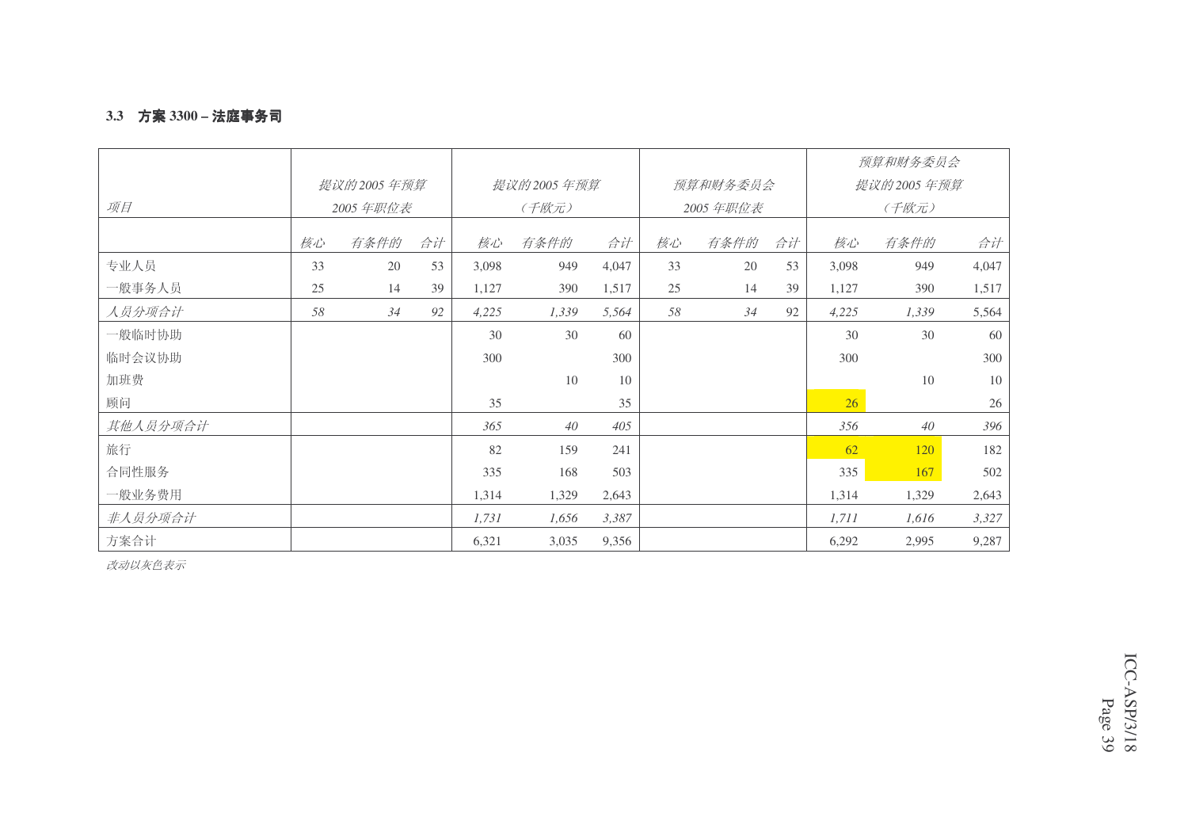### 3.3 方案 3300 – 法庭事务司

| 项目 | 提议的2005 年预算 2005 年职位表 | | | 提议的2005 年预算 （千欧元） | | | 预算和财务委员会 2005 年职位表 | | | 预算和财务委员会 提议的2005 年预算 （千欧元） | | |
|---|---|---|---|---|---|---|---|---|---|---|---|---|
| | *核心* | *有条件的* | *合计* | *核心* | *有条件的* | *合计* | *核心* | *有条件的* | *合计* | *核心* | *有条件的* | *合计* |
| 专业人员 | 33 | 20 | 53 | 3,098 | 949 | 4,047 | 33 | 20 | 53 | 3,098 | 949 | 4,047 |
| 一般事务人员 | 25 | 14 | 39 | 1,127 | 390 | 1,517 | 25 | 14 | 39 | 1,127 | 390 | 1,517 |
| *人员分项合计* | *58* | *34* | *92* | *4,225* | *1,339* | *5,564* | *58* | *34* | 92 | *4,225* | *1,339* | 5,564 |
| 一般临时协助 | | | | 30 | 30 | 60 | | | | 30 | 30 | 60 |
| 临时会议协助 | | | | 300 | | 300 | | | | 300 | | 300 |
| 加班费 | | | | | 10 | 10 | | | | | 10 | 10 |
| 顾问 | | | | 35 | | 35 | | | | 26 | | 26 |
| *其他人员分项合计* | | | | *365* | *40* | *405* | | | | *356* | *40* | *396* |
| 旅行 | | | | 82 | 159 | 241 | | | | 62 | 120 | 182 |
| 合同性服务 | | | | 335 | 168 | 503 | | | | 335 | 167 | 502 |
| 一般业务费用 | | | | 1,314 | 1,329 | 2,643 | | | | 1,314 | 1,329 | 2,643 |
| *非人员分项合计* | | | | *1,731* | *1,656* | *3,387* | | | | *1,711* | *1,616* | *3,327* |
| 方案合计 | | | | 6,321 | 3,035 | 9,356 | | | | 6,292 | 2,995 | 9,287 |

*改动以灰色表示*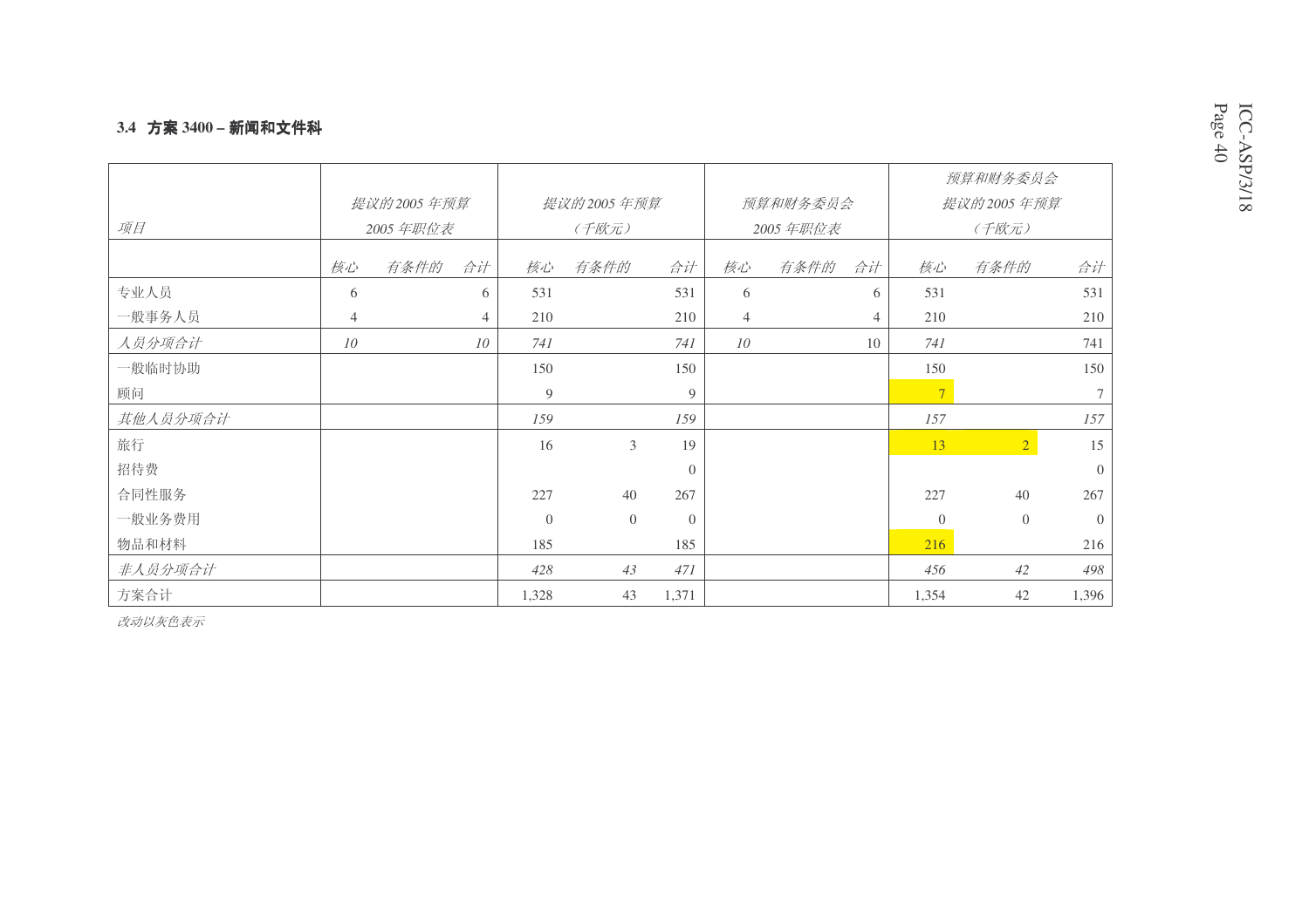### 3.4 方案 3400 – 新闻和文件科

| *项目* | *提议的2005 年预算 2005 年职位表* | | | *提议的2005 年预算 （千欧元）* | | | *预算和财务委员会 2005 年职位表* | | | *预算和财务委员会 提议的2005 年预算 （千欧元）* | | |
|---|---|---|---|---|---|---|---|---|---|---|---|---|
| | *核心* | *有条件的* | *合计* | *核心* | *有条件的* | *合计* | *核心* | *有条件的* | *合计* | *核心* | *有条件的* | *合计* |
| 专业人员 | 6 | | 6 | 531 | | 531 | 6 | | 6 | 531 | | 531 |
| 一般事务人员 | 4 | | 4 | 210 | | 210 | 4 | | 4 | 210 | | 210 |
| *人员分项合计* | *10* | | *10* | *741* | | *741* | *10* | | 10 | *741* | | 741 |
| 一般临时协助 | | | | 150 | | 150 | | | | 150 | | 150 |
| 顾问 | | | | 9 | | 9 | | | | 7 | | 7 |
| *其他人员分项合计* | | | | *159* | | *159* | | | | *157* | | *157* |
| 旅行 | | | | 16 | 3 | 19 | | | | 13 | 2 | 15 |
| 招待费 | | | | | | 0 | | | | | | 0 |
| 合同性服务 | | | | 227 | 40 | 267 | | | | 227 | 40 | 267 |
| 一般业务费用 | | | | 0 | 0 | 0 | | | | 0 | 0 | 0 |
| 物品和材料 | | | | 185 | | 185 | | | | 216 | | 216 |
| *非人员分项合计* | | | | *428* | *43* | *471* | | | | *456* | *42* | *498* |
| 方案合计 | | | | 1,328 | 43 | 1,371 | | | | 1,354 | 42 | 1,396 |

*改动以灰色表示*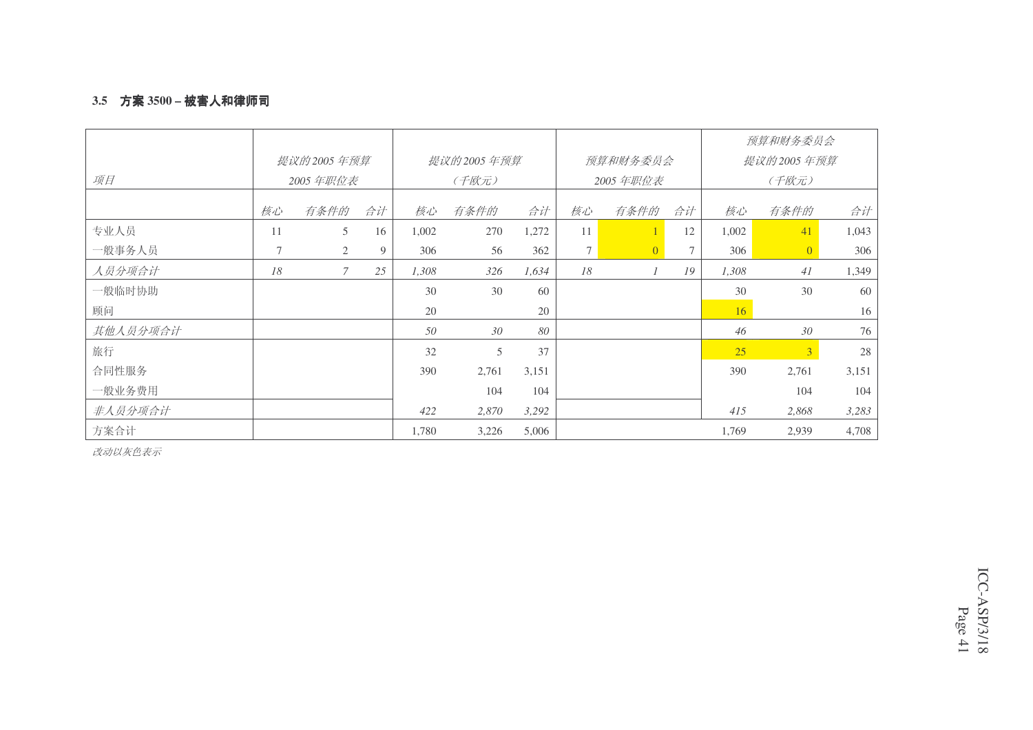### 3.5 方案 3500 – 被害人和律师司

| 项目 | 提议的2005 年预算 2005 年职位表 | | | 提议的2005 年预算 (千欧元) | | | 预算和财务委员会 2005 年职位表 | | | 预算和财务委员会 提议的2005 年预算 (千欧元) | | |
|---|---|---|---|---|---|---|---|---|---|---|---|---|
| | 核心 | 有条件的 | 合计 | 核心 | 有条件的 | 合计 | 核心 | 有条件的 | 合计 | 核心 | 有条件的 | 合计 |
| 专业人员 | 11 | 5 | 16 | 1,002 | 270 | 1,272 | 11 | 1 | 12 | 1,002 | 41 | 1,043 |
| 一般事务人员 | 7 | 2 | 9 | 306 | 56 | 362 | 7 | 0 | 7 | 306 | 0 | 306 |
| *人员分项合计* | *18* | *7* | *25* | *1,308* | *326* | *1,634* | *18* | *1* | *19* | *1,308* | *41* | 1,349 |
| 一般临时协助 | | | | 30 | 30 | 60 | | | | 30 | 30 | 60 |
| 顾问 | | | | 20 | | 20 | | | | 16 | | 16 |
| *其他人员分项合计* | | | | *50* | *30* | *80* | | | | *46* | *30* | 76 |
| 旅行 | | | | 32 | 5 | 37 | | | | 25 | 3 | 28 |
| 合同性服务 | | | | 390 | 2,761 | 3,151 | | | | 390 | 2,761 | 3,151 |
| 一般业务费用 | | | | | 104 | 104 | | | | | 104 | 104 |
| *非人员分项合计* | | | | *422* | *2,870* | *3,292* | | | | *415* | *2,868* | *3,283* |
| 方案合计 | | | | 1,780 | 3,226 | 5,006 | | | | 1,769 | 2,939 | 4,708 |

*改动以灰色表示*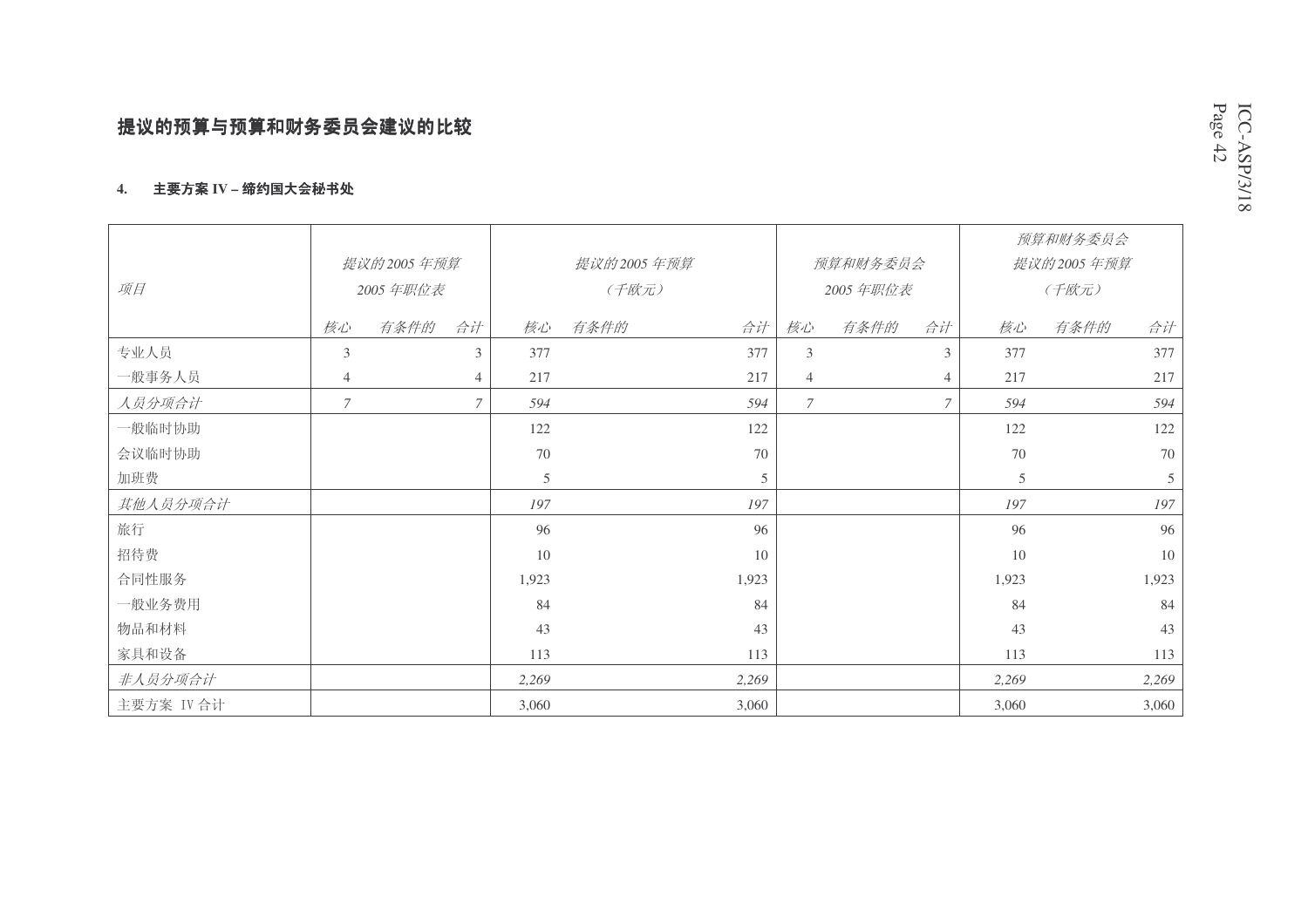## 提议的预算与预算和财务委员会建议的比较

**4. 主要方案 IV – 缔约国大会秘书处**

| 项目 | 提议的2005 年预算 2005 年职位表 | | | 提议的2005 年预算 （千欧元） | | | 预算和财务委员会 2005 年职位表 | | | 预算和财务委员会 提议的2005 年预算 （千欧元） | | |
|---|---|---|---|---|---|---|---|---|---|---|---|---|
| | *核心* | *有条件的* | *合计* | *核心* | *有条件的* | *合计* | *核心* | *有条件的* | *合计* | *核心* | *有条件的* | *合计* |
| 专业人员 | 3 | | 3 | 377 | | 377 | 3 | | 3 | 377 | | 377 |
| 一般事务人员 | 4 | | 4 | 217 | | 217 | 4 | | 4 | 217 | | 217 |
| *人员分项合计* | *7* | | *7* | *594* | | *594* | *7* | | *7* | *594* | | *594* |
| 一般临时协助 | | | | 122 | | 122 | | | | 122 | | 122 |
| 会议临时协助 | | | | 70 | | 70 | | | | 70 | | 70 |
| 加班费 | | | | 5 | | 5 | | | | 5 | | 5 |
| *其他人员分项合计* | | | | *197* | | *197* | | | | *197* | | *197* |
| 旅行 | | | | 96 | | 96 | | | | 96 | | 96 |
| 招待费 | | | | 10 | | 10 | | | | 10 | | 10 |
| 合同性服务 | | | | 1,923 | | 1,923 | | | | 1,923 | | 1,923 |
| 一般业务费用 | | | | 84 | | 84 | | | | 84 | | 84 |
| 物品和材料 | | | | 43 | | 43 | | | | 43 | | 43 |
| 家具和设备 | | | | 113 | | 113 | | | | 113 | | 113 |
| *非人员分项合计* | | | | *2,269* | | *2,269* | | | | *2,269* | | *2,269* |
| 主要方案 IV 合计 | | | | 3,060 | | 3,060 | | | | 3,060 | | 3,060 |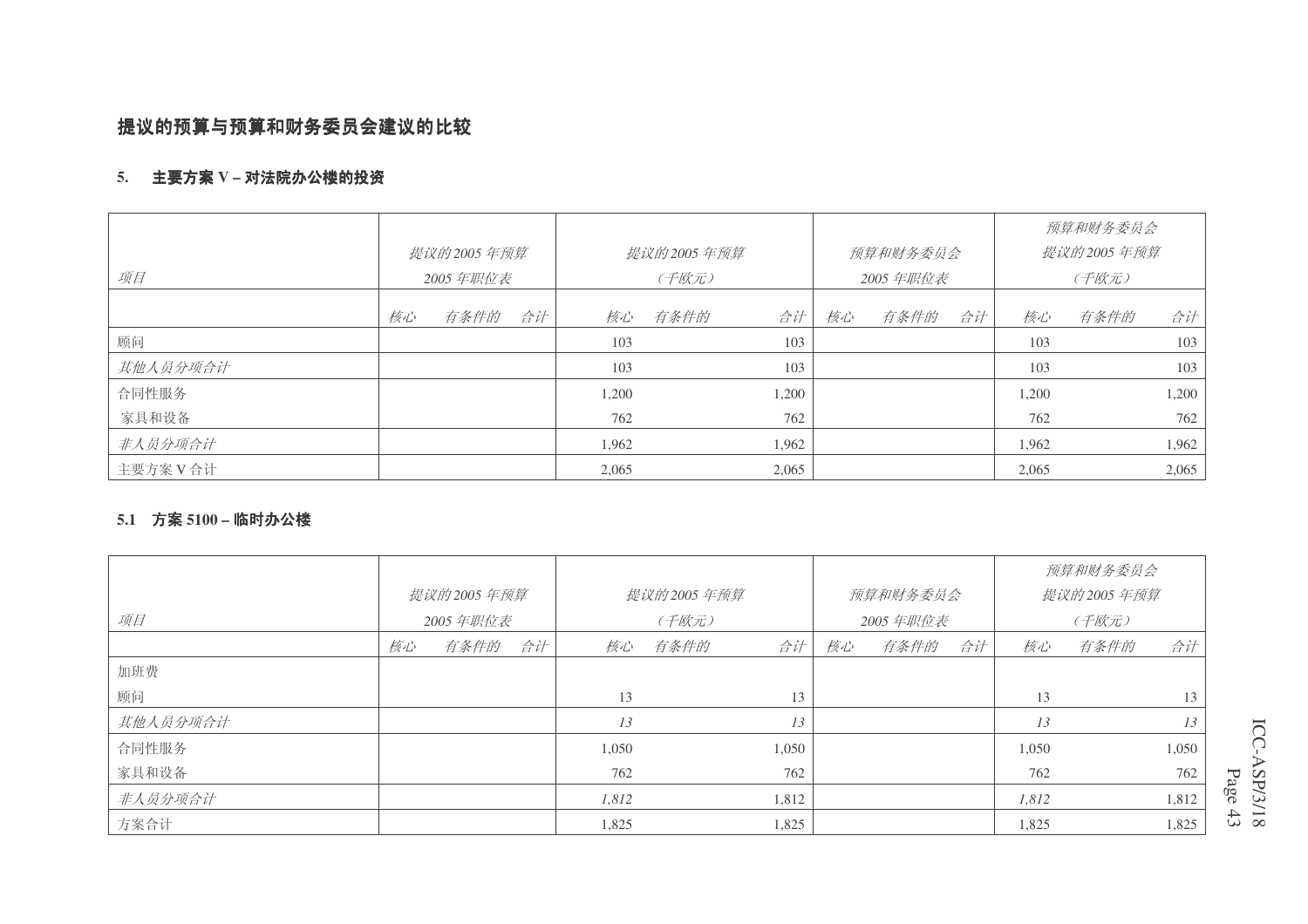## 提议的预算与预算和财务委员会建议的比较

### 5. 主要方案 V – 对法院办公楼的投资

| *项目* | *提议的2005 年预算 2005 年职位表* | | | *提议的2005 年预算 （千欧元）* | | | *预算和财务委员会 2005 年职位表* | | | *预算和财务委员会 提议的2005 年预算 （千欧元）* | | |
|---|---|---|---|---|---|---|---|---|---|---|---|---|
| | *核心* | *有条件的* | *合计* | *核心* | *有条件的* | *合计* | *核心* | *有条件的* | *合计* | *核心* | *有条件的* | *合计* |
| 顾问 | | | | 103 | | 103 | | | | 103 | | 103 |
| *其他人员分项合计* | | | | 103 | | 103 | | | | 103 | | 103 |
| 合同性服务 | | | | 1,200 | | 1,200 | | | | 1,200 | | 1,200 |
| 家具和设备 | | | | 762 | | 762 | | | | 762 | | 762 |
| *非人员分项合计* | | | | 1,962 | | 1,962 | | | | 1,962 | | 1,962 |
| 主要方案 V 合计 | | | | 2,065 | | 2,065 | | | | 2,065 | | 2,065 |

### 5.1 方案 5100 – 临时办公楼

| *项目* | *提议的2005 年预算 2005 年职位表* | | | *提议的2005 年预算 （千欧元）* | | | *预算和财务委员会 2005 年职位表* | | | *预算和财务委员会 提议的2005 年预算 （千欧元）* | | |
|---|---|---|---|---|---|---|---|---|---|---|---|---|
| | *核心* | *有条件的* | *合计* | *核心* | *有条件的* | *合计* | *核心* | *有条件的* | *合计* | *核心* | *有条件的* | *合计* |
| 加班费 | | | | | | | | | | | | |
| 顾问 | | | | 13 | | 13 | | | | 13 | | 13 |
| *其他人员分项合计* | | | | *13* | | *13* | | | | *13* | | *13* |
| 合同性服务 | | | | 1,050 | | 1,050 | | | | 1,050 | | 1,050 |
| 家具和设备 | | | | 762 | | 762 | | | | 762 | | 762 |
| *非人员分项合计* | | | | *1,812* | | 1,812 | | | | *1,812* | | 1,812 |
| 方案合计 | | | | 1,825 | | 1,825 | | | | 1,825 | | 1,825 |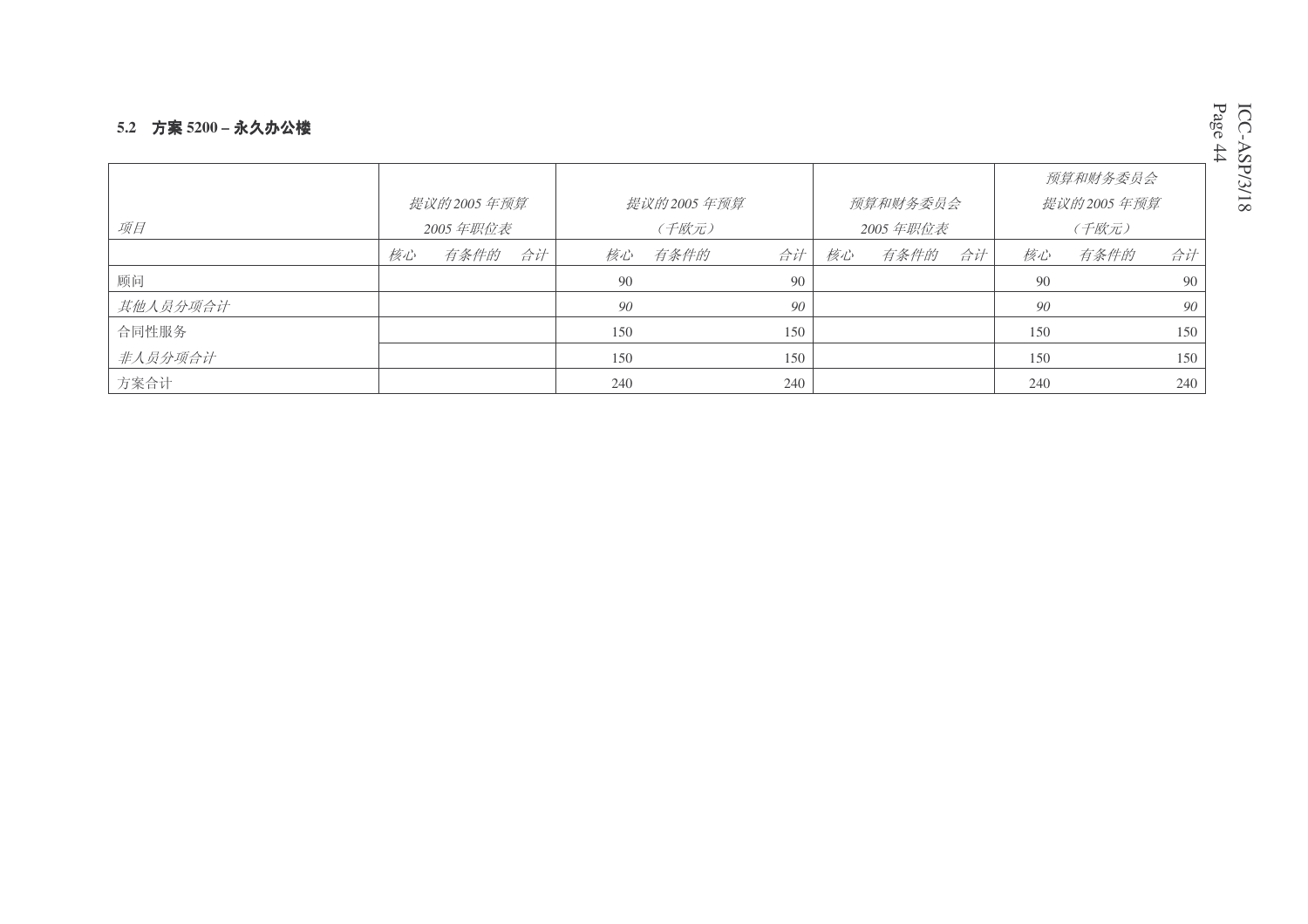### 5.2 方案 5200 – 永久办公楼

| *项目* | *提议的 2005 年预算 2005 年职位表* | | | *提议的 2005 年预算 （千欧元）* | | | *预算和财务委员会 2005 年职位表* | | | *预算和财务委员会提议的 2005 年预算 （千欧元）* | | |
|---|---|---|---|---|---|---|---|---|---|---|---|---|
| | *核心* | *有条件的* | *合计* | *核心* | *有条件的* | *合计* | *核心* | *有条件的* | *合计* | *核心* | *有条件的* | *合计* |
| 顾问 | | | | 90 | | 90 | | | | 90 | | 90 |
| *其他人员分项合计* | | | | *90* | | *90* | | | | *90* | | *90* |
| 合同性服务 | | | | 150 | | 150 | | | | 150 | | 150 |
| *非人员分项合计* | | | | 150 | | 150 | | | | 150 | | 150 |
| 方案合计 | | | | 240 | | 240 | | | | 240 | | 240 |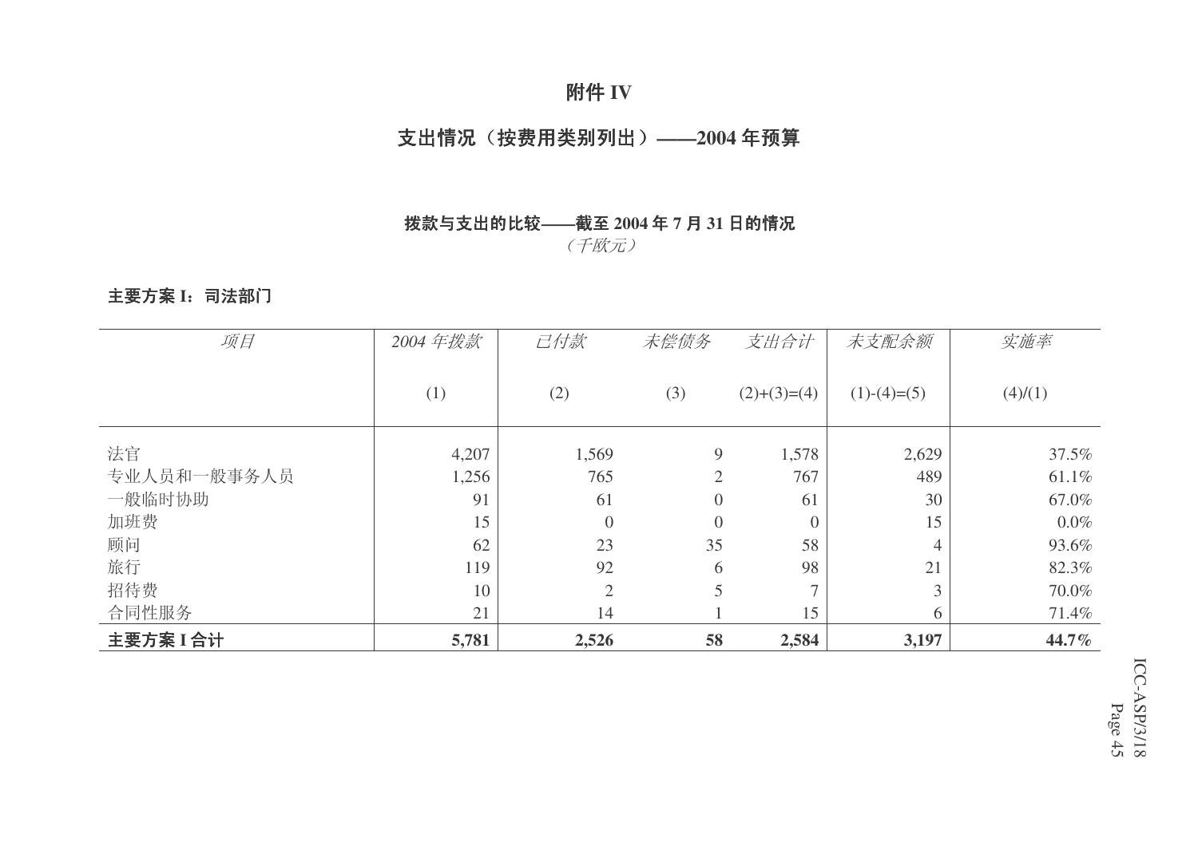# 附件 IV

## 支出情况（按费用类别列出）——2004 年预算

### 拨款与支出的比较——截至 2004 年 7 月 31 日的情况

*（千欧元）*

**主要方案 I：司法部门**

| *项目* | *2004 年拨款* (1) | *已付款* (2) | *未偿债务* (3) | *支出合计* (2)+(3)=(4) | *未支配余额* (1)-(4)=(5) | *实施率* (4)/(1) |
|---|---|---|---|---|---|---|
| 法官 | 4,207 | 1,569 | 9 | 1,578 | 2,629 | 37.5% |
| 专业人员和一般事务人员 | 1,256 | 765 | 2 | 767 | 489 | 61.1% |
| 一般临时协助 | 91 | 61 | 0 | 61 | 30 | 67.0% |
| 加班费 | 15 | 0 | 0 | 0 | 15 | 0.0% |
| 顾问 | 62 | 23 | 35 | 58 | 4 | 93.6% |
| 旅行 | 119 | 92 | 6 | 98 | 21 | 82.3% |
| 招待费 | 10 | 2 | 5 | 7 | 3 | 70.0% |
| 合同性服务 | 21 | 14 | 1 | 15 | 6 | 71.4% |
| **主要方案 I 合计** | **5,781** | **2,526** | **58** | **2,584** | **3,197** | **44.7%** |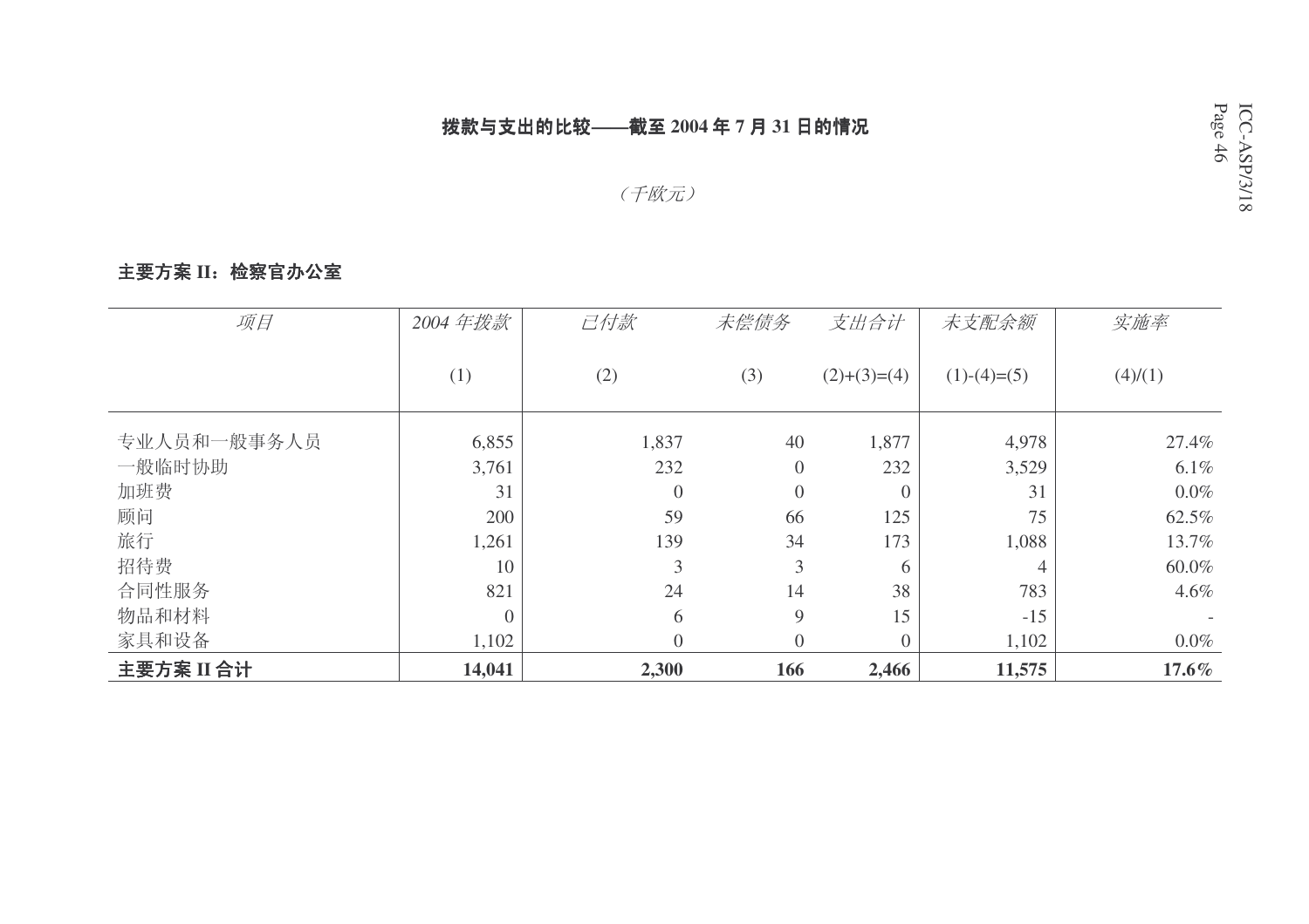## 拨款与支出的比较——截至 2004 年 7 月 31 日的情况

*（千欧元）*

**主要方案 II：检察官办公室**

| 项目 | 2004 年拨款 | 已付款 | 未偿债务 | 支出合计 | 未支配余额 | 实施率 |
|---|---|---|---|---|---|---|
| | (1) | (2) | (3) | (2)+(3)=(4) | (1)-(4)=(5) | (4)/(1) |
| 专业人员和一般事务人员 | 6,855 | 1,837 | 40 | 1,877 | 4,978 | 27.4% |
| 一般临时协助 | 3,761 | 232 | 0 | 232 | 3,529 | 6.1% |
| 加班费 | 31 | 0 | 0 | 0 | 31 | 0.0% |
| 顾问 | 200 | 59 | 66 | 125 | 75 | 62.5% |
| 旅行 | 1,261 | 139 | 34 | 173 | 1,088 | 13.7% |
| 招待费 | 10 | 3 | 3 | 6 | 4 | 60.0% |
| 合同性服务 | 821 | 24 | 14 | 38 | 783 | 4.6% |
| 物品和材料 | 0 | 6 | 9 | 15 | -15 | - |
| 家具和设备 | 1,102 | 0 | 0 | 0 | 1,102 | 0.0% |
| **主要方案 II 合计** | **14,041** | **2,300** | **166** | **2,466** | **11,575** | **17.6%** |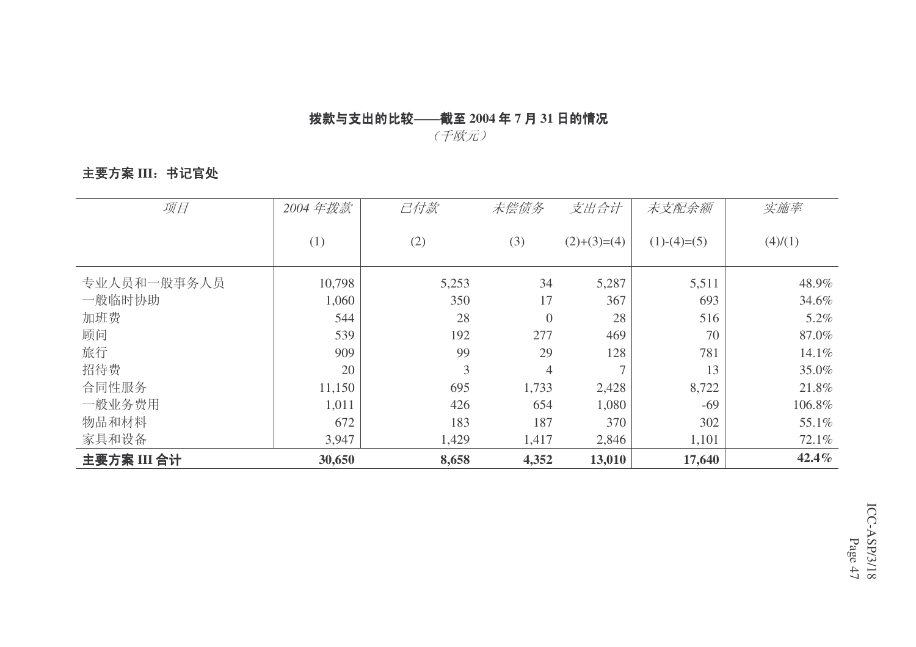## 拨款与支出的比较——截至 2004 年 7 月 31 日的情况

*（千欧元）*

**主要方案 III：书记官处**

| *项目* | *2004 年拨款* | *已付款* | *未偿债务* | *支出合计* | *未支配余额* | *实施率* |
|---|---|---|---|---|---|---|
| | (1) | (2) | (3) | (2)+(3)=(4) | (1)-(4)=(5) | (4)/(1) |
| 专业人员和一般事务人员 | 10,798 | 5,253 | 34 | 5,287 | 5,511 | 48.9% |
| 一般临时协助 | 1,060 | 350 | 17 | 367 | 693 | 34.6% |
| 加班费 | 544 | 28 | 0 | 28 | 516 | 5.2% |
| 顾问 | 539 | 192 | 277 | 469 | 70 | 87.0% |
| 旅行 | 909 | 99 | 29 | 128 | 781 | 14.1% |
| 招待费 | 20 | 3 | 4 | 7 | 13 | 35.0% |
| 合同性服务 | 11,150 | 695 | 1,733 | 2,428 | 8,722 | 21.8% |
| 一般业务费用 | 1,011 | 426 | 654 | 1,080 | -69 | 106.8% |
| 物品和材料 | 672 | 183 | 187 | 370 | 302 | 55.1% |
| 家具和设备 | 3,947 | 1,429 | 1,417 | 2,846 | 1,101 | 72.1% |
| **主要方案 III 合计** | **30,650** | **8,658** | **4,352** | **13,010** | **17,640** | **42.4%** |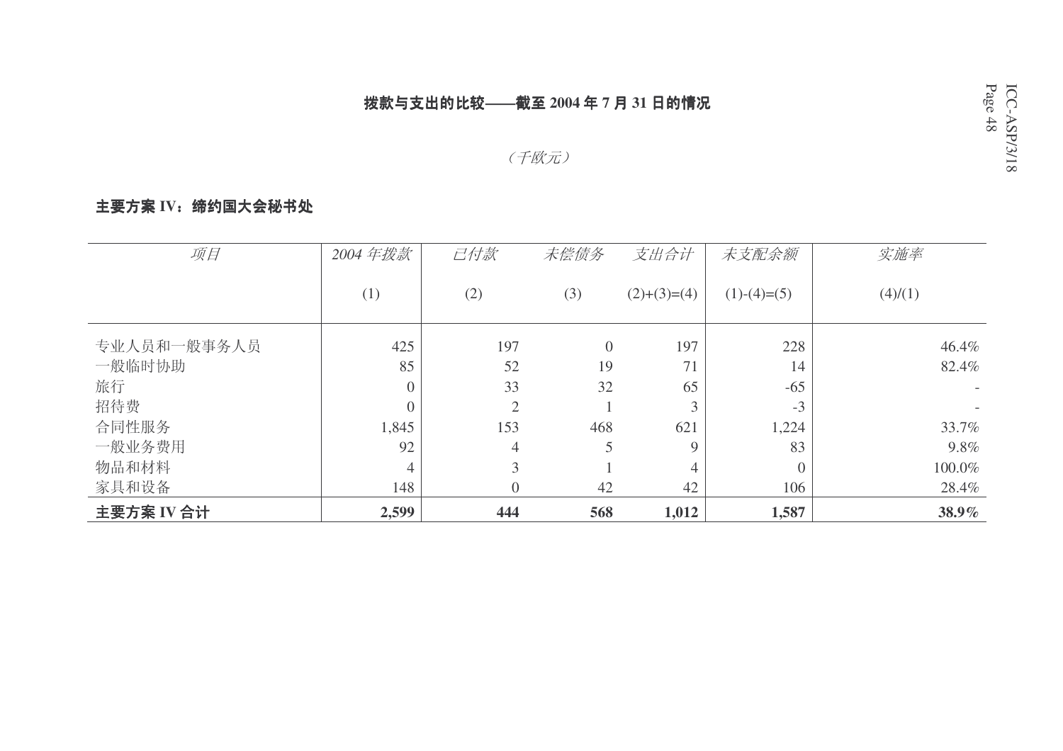## 拨款与支出的比较——截至 2004 年 7 月 31 日的情况

*（千欧元）*

### 主要方案 IV：缔约国大会秘书处

| *项目* | *2004 年拨款* (1) | *已付款* (2) | *未偿债务* (3) | *支出合计* (2)+(3)=(4) | *未支配余额* (1)-(4)=(5) | *实施率* (4)/(1) |
|---|---|---|---|---|---|---|
| 专业人员和一般事务人员 | 425 | 197 | 0 | 197 | 228 | 46.4% |
| 一般临时协助 | 85 | 52 | 19 | 71 | 14 | 82.4% |
| 旅行 | 0 | 33 | 32 | 65 | -65 | - |
| 招待费 | 0 | 2 | 1 | 3 | -3 | - |
| 合同性服务 | 1,845 | 153 | 468 | 621 | 1,224 | 33.7% |
| 一般业务费用 | 92 | 4 | 5 | 9 | 83 | 9.8% |
| 物品和材料 | 4 | 3 | 1 | 4 | 0 | 100.0% |
| 家具和设备 | 148 | 0 | 42 | 42 | 106 | 28.4% |
| **主要方案 IV 合计** | **2,599** | **444** | **568** | **1,012** | **1,587** | **38.9%** |